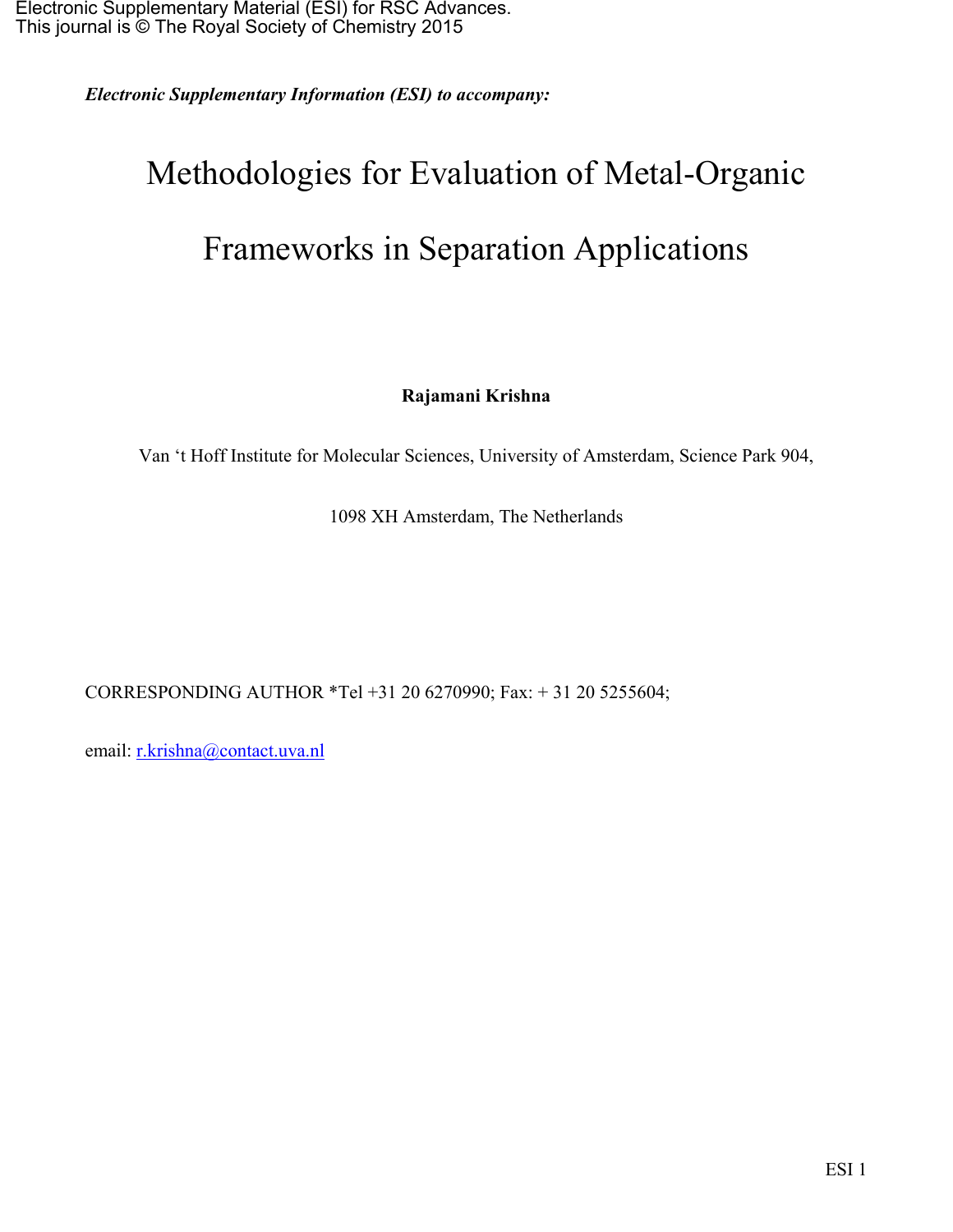Electronic Supplementary Material (ESI) for RSC Advances.
This journal is © The Royal Society of Chemistry 2015

***Electronic Supplementary Information (ESI) to accompany:***

# Methodologies for Evaluation of Metal-Organic Frameworks in Separation Applications

**Rajamani Krishna**

Van 't Hoff Institute for Molecular Sciences, University of Amsterdam, Science Park 904,

1098 XH Amsterdam, The Netherlands

CORRESPONDING AUTHOR *Tel +31 20 6270990; Fax: + 31 20 5255604;

email: r.krishna@contact.uva.nl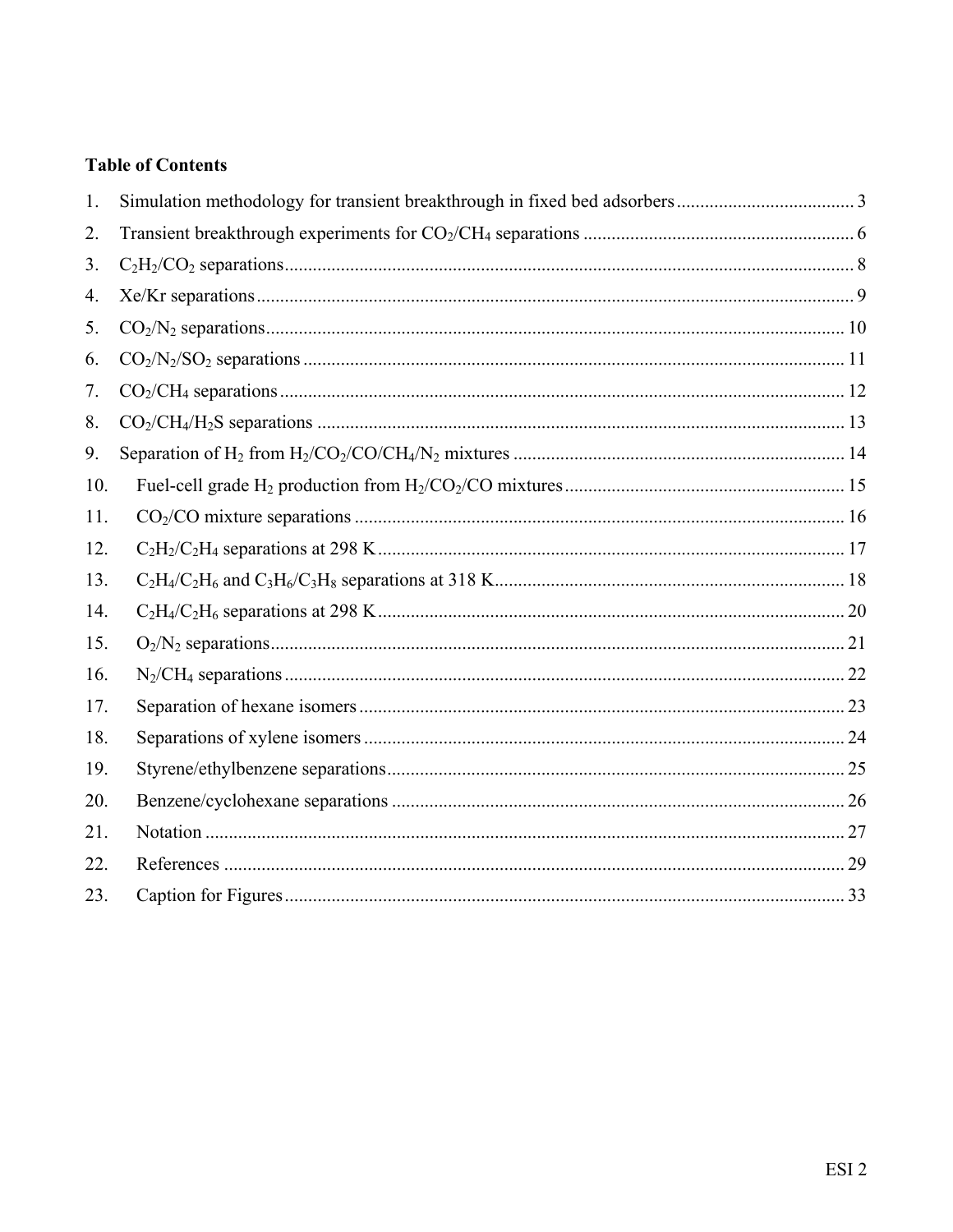**Table of Contents**

1. Simulation methodology for transient breakthrough in fixed bed adsorbers ...... 3
2. Transient breakthrough experiments for $CO_2/CH_4$ separations ...... 6
3. $C_2H_2/CO_2$ separations ...... 8
4. Xe/Kr separations ...... 9
5. $CO_2/N_2$ separations ...... 10
6. $CO_2/N_2/SO_2$ separations ...... 11
7. $CO_2/CH_4$ separations ...... 12
8. $CO_2/CH_4/H_2S$ separations ...... 13
9. Separation of $H_2$ from $H_2/CO_2/CO/CH_4/N_2$ mixtures ...... 14
10. Fuel-cell grade $H_2$ production from $H_2/CO_2/CO$ mixtures ...... 15
11. $CO_2/CO$ mixture separations ...... 16
12. $C_2H_2/C_2H_4$ separations at 298 K ...... 17
13. $C_2H_4/C_2H_6$ and $C_3H_6/C_3H_8$ separations at 318 K ...... 18
14. $C_2H_4/C_2H_6$ separations at 298 K ...... 20
15. $O_2/N_2$ separations ...... 21
16. $N_2/CH_4$ separations ...... 22
17. Separation of hexane isomers ...... 23
18. Separations of xylene isomers ...... 24
19. Styrene/ethylbenzene separations ...... 25
20. Benzene/cyclohexane separations ...... 26
21. Notation ...... 27
22. References ...... 29
23. Caption for Figures ...... 33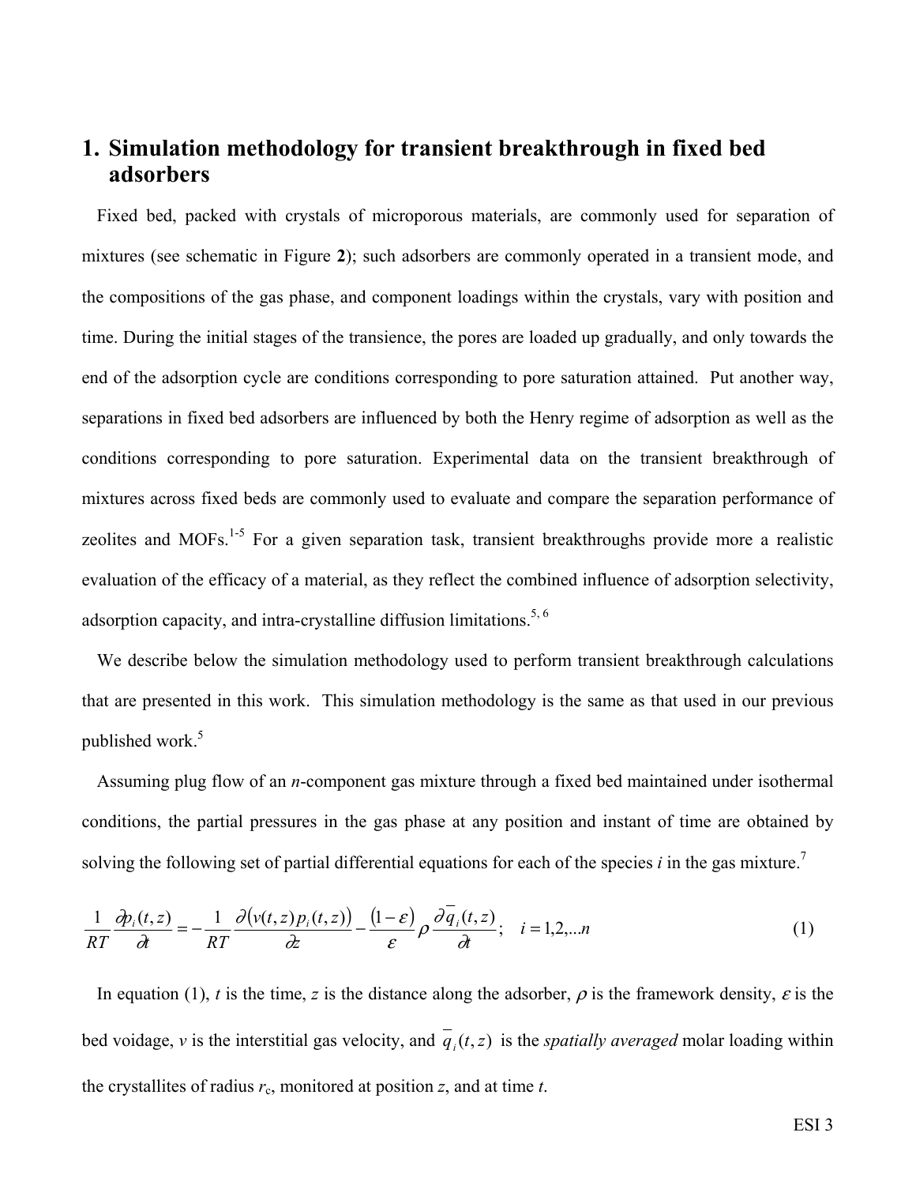# 1. Simulation methodology for transient breakthrough in fixed bed adsorbers

Fixed bed, packed with crystals of microporous materials, are commonly used for separation of mixtures (see schematic in Figure **2**); such adsorbers are commonly operated in a transient mode, and the compositions of the gas phase, and component loadings within the crystals, vary with position and time. During the initial stages of the transience, the pores are loaded up gradually, and only towards the end of the adsorption cycle are conditions corresponding to pore saturation attained. Put another way, separations in fixed bed adsorbers are influenced by both the Henry regime of adsorption as well as the conditions corresponding to pore saturation. Experimental data on the transient breakthrough of mixtures across fixed beds are commonly used to evaluate and compare the separation performance of zeolites and MOFs.[1-5] For a given separation task, transient breakthroughs provide more a realistic evaluation of the efficacy of a material, as they reflect the combined influence of adsorption selectivity, adsorption capacity, and intra-crystalline diffusion limitations.[5, 6]

We describe below the simulation methodology used to perform transient breakthrough calculations that are presented in this work. This simulation methodology is the same as that used in our previous published work.[5]

Assuming plug flow of an *n*-component gas mixture through a fixed bed maintained under isothermal conditions, the partial pressures in the gas phase at any position and instant of time are obtained by solving the following set of partial differential equations for each of the species *i* in the gas mixture.[7]

$$\frac{1}{RT}\frac{\partial p_i(t,z)}{\partial t} = -\frac{1}{RT}\frac{\partial \left(v(t,z)p_i(t,z)\right)}{\partial z} - \frac{(1-\varepsilon)}{\varepsilon}\rho\frac{\partial \overline{q}_i(t,z)}{\partial t}; \quad i = 1,2,...n \tag{1}$$

In equation (1), $t$ is the time, $z$ is the distance along the adsorber, $\rho$ is the framework density, $\varepsilon$ is the bed voidage, $v$ is the interstitial gas velocity, and $\overline{q}_i(t,z)$ is the *spatially averaged* molar loading within the crystallites of radius $r_c$, monitored at position $z$, and at time $t$.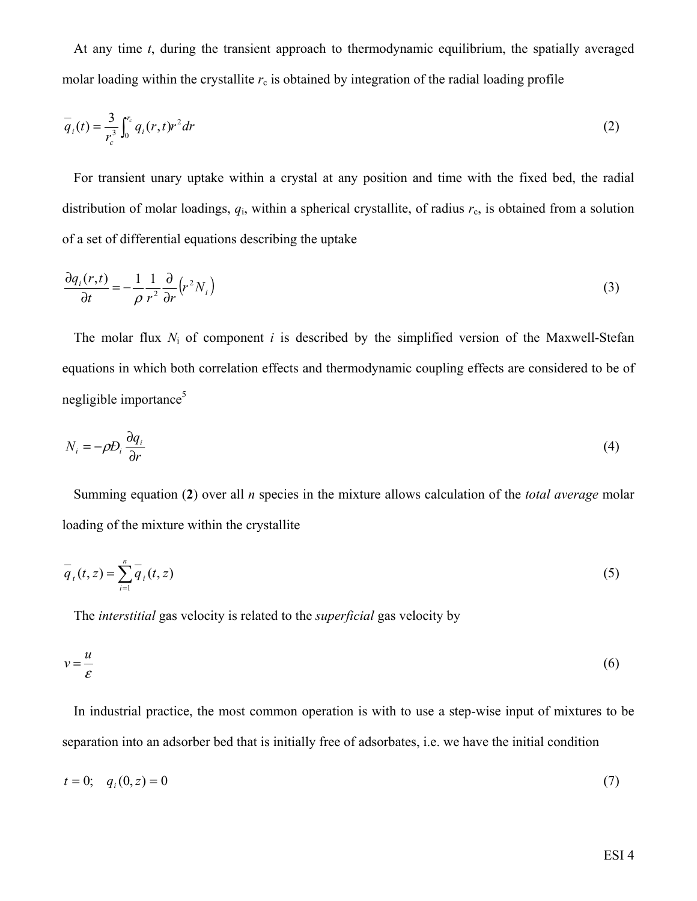At any time $t$, during the transient approach to thermodynamic equilibrium, the spatially averaged molar loading within the crystallite $r_c$ is obtained by integration of the radial loading profile

$$\bar{q}_i(t) = \frac{3}{r_c^3} \int_0^{r_c} q_i(r,t) r^2 dr \tag{2}$$

For transient unary uptake within a crystal at any position and time with the fixed bed, the radial distribution of molar loadings, $q_i$, within a spherical crystallite, of radius $r_c$, is obtained from a solution of a set of differential equations describing the uptake

$$\frac{\partial q_i(r,t)}{\partial t} = -\frac{1}{\rho} \frac{1}{r^2} \frac{\partial}{\partial r}\left(r^2 N_i\right) \tag{3}$$

The molar flux $N_i$ of component $i$ is described by the simplified version of the Maxwell-Stefan equations in which both correlation effects and thermodynamic coupling effects are considered to be of negligible importance[5]

$$N_i = -\rho Đ_i \frac{\partial q_i}{\partial r} \tag{4}$$

Summing equation (**2**) over all $n$ species in the mixture allows calculation of the *total average* molar loading of the mixture within the crystallite

$$\bar{q}_t(t,z) = \sum_{i=1}^{n} \bar{q}_i(t,z) \tag{5}$$

The *interstitial* gas velocity is related to the *superficial* gas velocity by

$$v = \frac{u}{\varepsilon} \tag{6}$$

In industrial practice, the most common operation is with to use a step-wise input of mixtures to be separation into an adsorber bed that is initially free of adsorbates, i.e. we have the initial condition

$$t = 0; \quad q_i(0,z) = 0 \tag{7}$$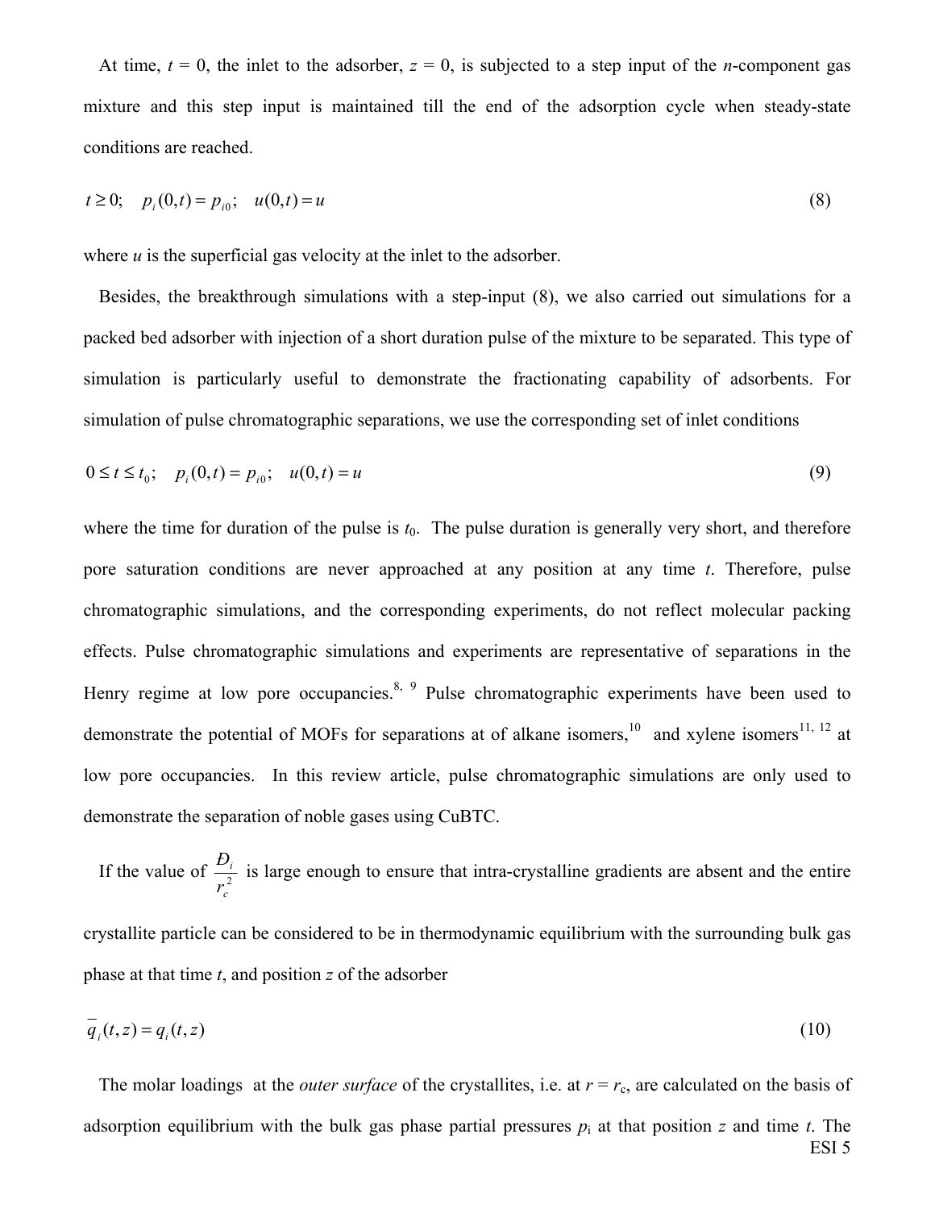At time, $t$ = 0, the inlet to the adsorber, $z$ = 0, is subjected to a step input of the $n$-component gas mixture and this step input is maintained till the end of the adsorption cycle when steady-state conditions are reached.

$$t \geq 0; \quad p_i(0,t) = p_{i0}; \quad u(0,t) = u \tag{8}$$

where $u$ is the superficial gas velocity at the inlet to the adsorber.

Besides, the breakthrough simulations with a step-input (8), we also carried out simulations for a packed bed adsorber with injection of a short duration pulse of the mixture to be separated. This type of simulation is particularly useful to demonstrate the fractionating capability of adsorbents. For simulation of pulse chromatographic separations, we use the corresponding set of inlet conditions

$$0 \leq t \leq t_0; \quad p_i(0,t) = p_{i0}; \quad u(0,t) = u \tag{9}$$

where the time for duration of the pulse is $t_0$. The pulse duration is generally very short, and therefore pore saturation conditions are never approached at any position at any time $t$. Therefore, pulse chromatographic simulations, and the corresponding experiments, do not reflect molecular packing effects. Pulse chromatographic simulations and experiments are representative of separations in the Henry regime at low pore occupancies.[8, 9] Pulse chromatographic experiments have been used to demonstrate the potential of MOFs for separations at of alkane isomers,[10] and xylene isomers[11, 12] at low pore occupancies. In this review article, pulse chromatographic simulations are only used to demonstrate the separation of noble gases using CuBTC.

If the value of $\frac{Đ_i}{r_c^2}$ is large enough to ensure that intra-crystalline gradients are absent and the entire crystallite particle can be considered to be in thermodynamic equilibrium with the surrounding bulk gas phase at that time $t$, and position $z$ of the adsorber

$$\overline{q}_i(t,z) = q_i(t,z) \tag{10}$$

The molar loadings at the *outer surface* of the crystallites, i.e. at $r = r_c$, are calculated on the basis of adsorption equilibrium with the bulk gas phase partial pressures $p_i$ at that position $z$ and time $t$. The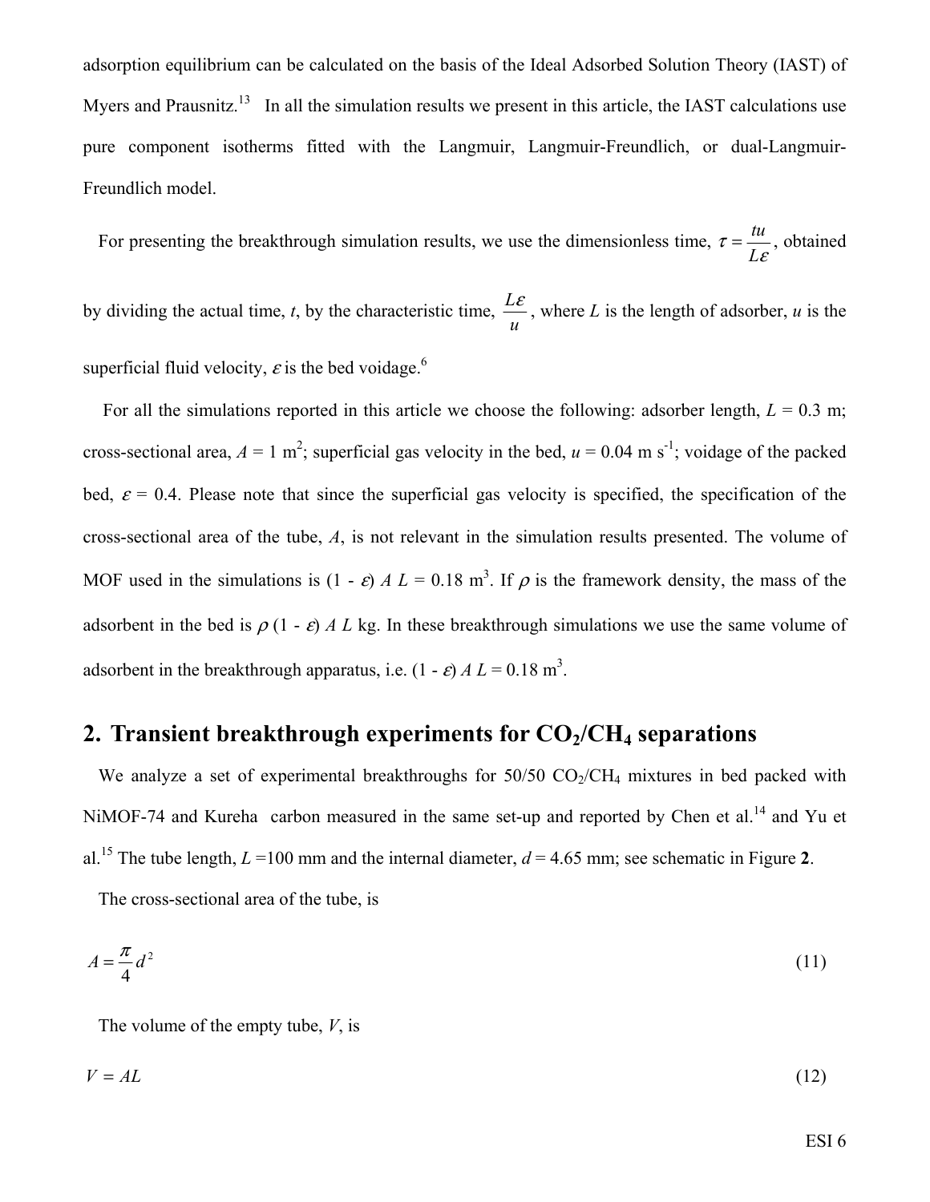adsorption equilibrium can be calculated on the basis of the Ideal Adsorbed Solution Theory (IAST) of Myers and Prausnitz.[13] In all the simulation results we present in this article, the IAST calculations use pure component isotherms fitted with the Langmuir, Langmuir-Freundlich, or dual-Langmuir-Freundlich model.

For presenting the breakthrough simulation results, we use the dimensionless time, $\tau = \frac{tu}{L\varepsilon}$, obtained by dividing the actual time, $t$, by the characteristic time, $\frac{L\varepsilon}{u}$, where $L$ is the length of adsorber, $u$ is the superficial fluid velocity, $\varepsilon$ is the bed voidage.[6]

For all the simulations reported in this article we choose the following: adsorber length, $L$ = 0.3 m; cross-sectional area, $A$ = 1 m$^2$; superficial gas velocity in the bed, $u$ = 0.04 m s$^{-1}$; voidage of the packed bed, $\varepsilon$ = 0.4. Please note that since the superficial gas velocity is specified, the specification of the cross-sectional area of the tube, $A$, is not relevant in the simulation results presented. The volume of MOF used in the simulations is $(1 - \varepsilon) A L$ = 0.18 m$^3$. If $\rho$ is the framework density, the mass of the adsorbent in the bed is $\rho (1 - \varepsilon) A L$ kg. In these breakthrough simulations we use the same volume of adsorbent in the breakthrough apparatus, i.e. $(1 - \varepsilon) A L$ = 0.18 m$^3$.

## 2. Transient breakthrough experiments for $CO_2$/$CH_4$ separations

We analyze a set of experimental breakthroughs for 50/50 $CO_2$/$CH_4$ mixtures in bed packed with NiMOF-74 and Kureha carbon measured in the same set-up and reported by Chen et al.[14] and Yu et al.[15] The tube length, $L$ =100 mm and the internal diameter, $d$ = 4.65 mm; see schematic in Figure **2**.

The cross-sectional area of the tube, is

$$A = \frac{\pi}{4} d^2 \tag{11}$$

The volume of the empty tube, $V$, is

$$V = AL \tag{12}$$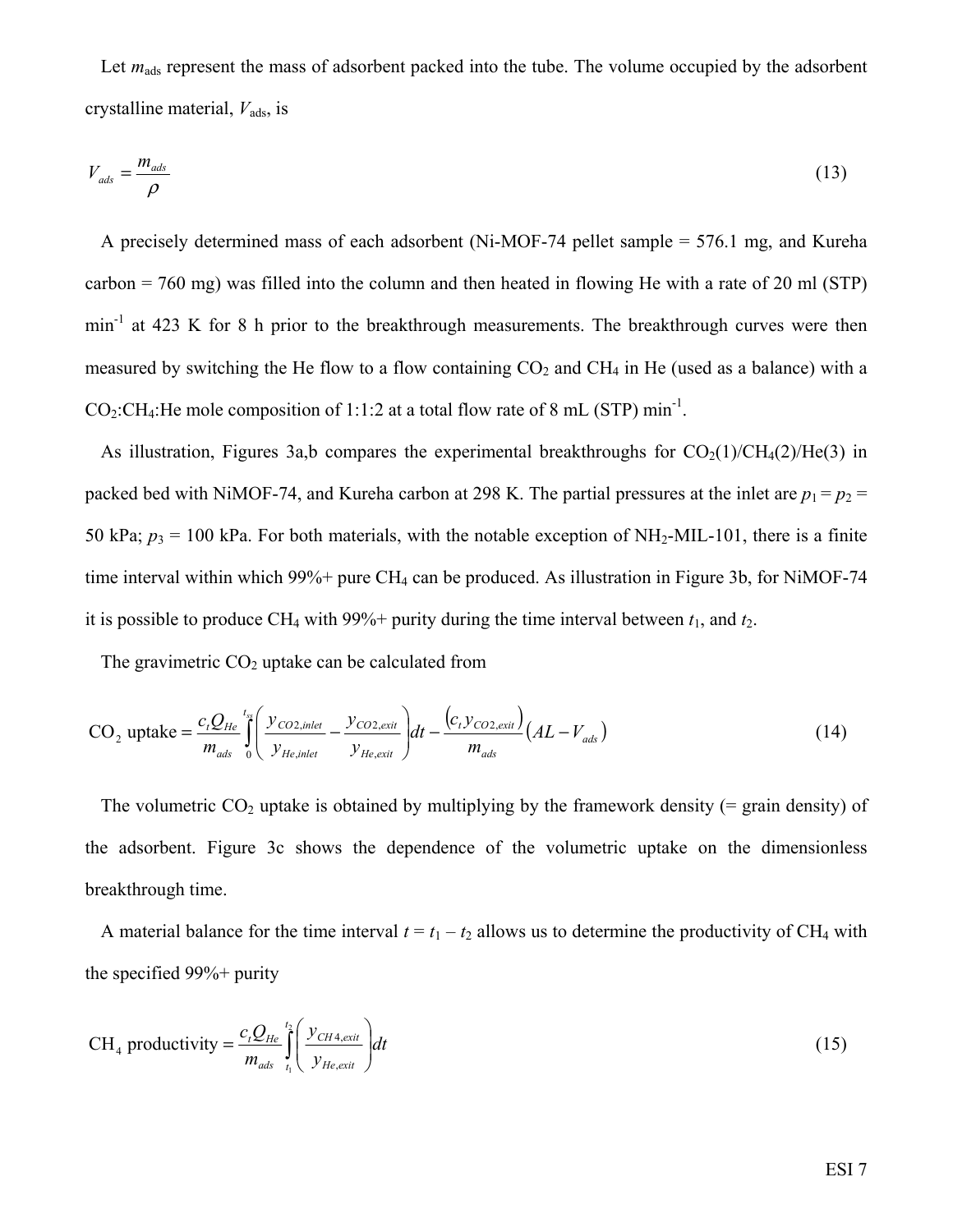Let $m_{ads}$ represent the mass of adsorbent packed into the tube. The volume occupied by the adsorbent crystalline material, $V_{ads}$, is

$$V_{ads} = \frac{m_{ads}}{\rho} \tag{13}$$

A precisely determined mass of each adsorbent (Ni-MOF-74 pellet sample = 576.1 mg, and Kureha carbon = 760 mg) was filled into the column and then heated in flowing He with a rate of 20 ml (STP) min$^{-1}$ at 423 K for 8 h prior to the breakthrough measurements. The breakthrough curves were then measured by switching the He flow to a flow containing $CO_2$ and $CH_4$ in He (used as a balance) with a $CO_2$:$CH_4$:He mole composition of 1:1:2 at a total flow rate of 8 mL (STP) min$^{-1}$.

As illustration, Figures 3a,b compares the experimental breakthroughs for $CO_2$(1)/$CH_4$(2)/He(3) in packed bed with NiMOF-74, and Kureha carbon at 298 K. The partial pressures at the inlet are $p_1 = p_2 = 50$ kPa; $p_3 = 100$ kPa. For both materials, with the notable exception of $NH_2$-MIL-101, there is a finite time interval within which 99%+ pure $CH_4$ can be produced. As illustration in Figure 3b, for NiMOF-74 it is possible to produce $CH_4$ with 99%+ purity during the time interval between $t_1$, and $t_2$.

The gravimetric $CO_2$ uptake can be calculated from

$$\text{CO}_2 \text{ uptake} = \frac{c_t Q_{He}}{m_{ads}} \int_0^{t_{ss}} \left( \frac{y_{CO2,inlet}}{y_{He,inlet}} - \frac{y_{CO2,exit}}{y_{He,exit}} \right) dt - \frac{\left( c_t y_{CO2,exit} \right)}{m_{ads}} \left( AL - V_{ads} \right) \tag{14}$$

The volumetric $CO_2$ uptake is obtained by multiplying by the framework density (= grain density) of the adsorbent. Figure 3c shows the dependence of the volumetric uptake on the dimensionless breakthrough time.

A material balance for the time interval $t = t_1 - t_2$ allows us to determine the productivity of $CH_4$ with the specified 99%+ purity

$$\text{CH}_4 \text{ productivity} = \frac{c_t Q_{He}}{m_{ads}} \int_{t_1}^{t_2} \left( \frac{y_{CH4,exit}}{y_{He,exit}} \right) dt \tag{15}$$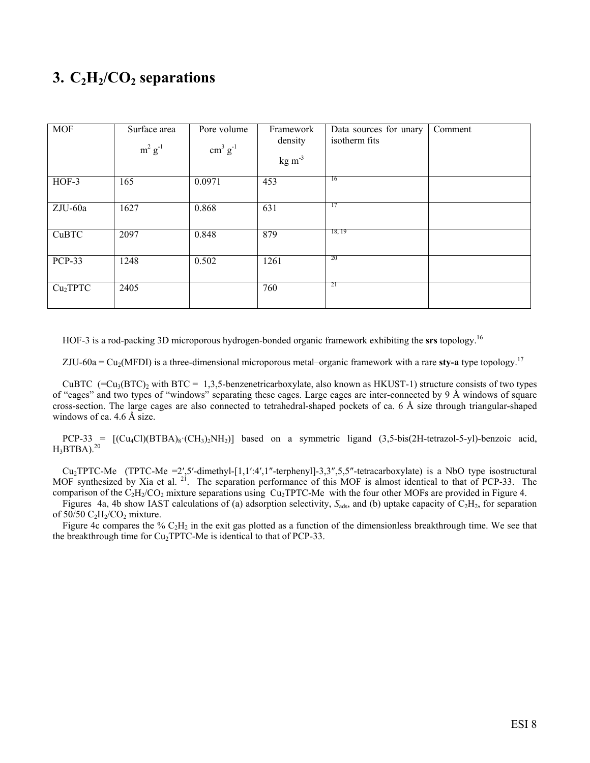# 3. $C_2H_2/CO_2$ separations

| MOF | Surface area $m^2 g^{-1}$ | Pore volume $cm^3 g^{-1}$ | Framework density $kg m^{-3}$ | Data sources for unary isotherm fits | Comment |
|---|---|---|---|---|---|
| HOF-3 | 165 | 0.0971 | 453 | [16] | |
| ZJU-60a | 1627 | 0.868 | 631 | [17] | |
| CuBTC | 2097 | 0.848 | 879 | [18, 19] | |
| PCP-33 | 1248 | 0.502 | 1261 | [20] | |
| $Cu_2$TPTC | 2405 | | 760 | [21] | |

HOF-3 is a rod-packing 3D microporous hydrogen-bonded organic framework exhibiting the **srs** topology.[16]

ZJU-60a = $Cu_2$(MFDI) is a three-dimensional microporous metal–organic framework with a rare **sty-a** type topology.[17]

CuBTC (=$Cu_3(BTC)_2$ with BTC = 1,3,5-benzenetricarboxylate, also known as HKUST-1) structure consists of two types of "cages" and two types of "windows" separating these cages. Large cages are inter-connected by 9 Å windows of square cross-section. The large cages are also connected to tetrahedral-shaped pockets of ca. 6 Å size through triangular-shaped windows of ca. 4.6 Å size.

PCP-33 = [($Cu_4$Cl)$(BTBA)_8$·$(CH_3)_2NH_2$)] based on a symmetric ligand (3,5-bis(2H-tetrazol-5-yl)-benzoic acid, $H_3$BTBA).[20]

$Cu_2$TPTC-Me (TPTC-Me =2′,5′-dimethyl-[1,1′:4′,1″-terphenyl]-3,3″,5,5″-tetracarboxylate) is a NbO type isostructural MOF synthesized by Xia et al. [21]. The separation performance of this MOF is almost identical to that of PCP-33. The comparison of the $C_2H_2/CO_2$ mixture separations using $Cu_2$TPTC-Me with the four other MOFs are provided in Figure 4.

Figures 4a, 4b show IAST calculations of (a) adsorption selectivity, $S_{ads}$, and (b) uptake capacity of $C_2H_2$, for separation of 50/50 $C_2H_2/CO_2$ mixture.

Figure 4c compares the % $C_2H_2$ in the exit gas plotted as a function of the dimensionless breakthrough time. We see that the breakthrough time for $Cu_2$TPTC-Me is identical to that of PCP-33.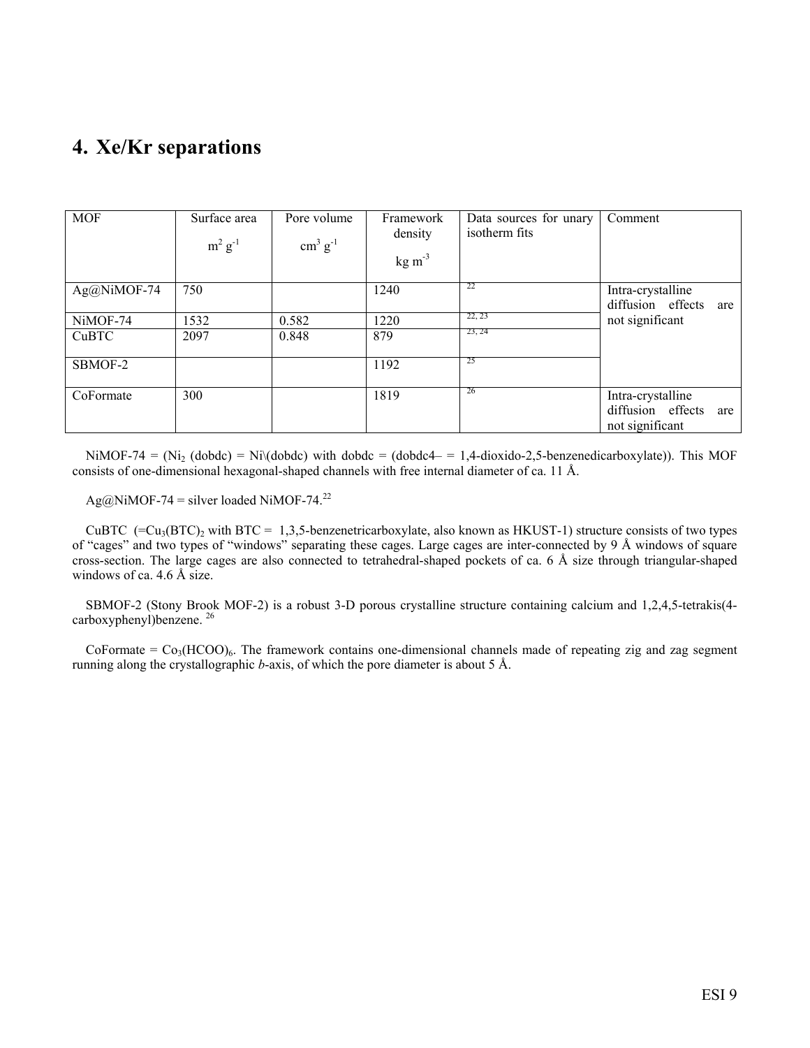# 4. Xe/Kr separations

| MOF | Surface area $m^2\ g^{-1}$ | Pore volume $cm^3\ g^{-1}$ | Framework density $kg\ m^{-3}$ | Data sources for unary isotherm fits | Comment |
|---|---|---|---|---|---|
| Ag@NiMOF-74 | 750 | | 1240 | [22] | Intra-crystalline diffusion effects are not significant |
| NiMOF-74 | 1532 | 0.582 | 1220 | [22, 23] | |
| CuBTC | 2097 | 0.848 | 879 | [23, 24] | |
| SBMOF-2 | | | 1192 | [25] | |
| CoFormate | 300 | | 1819 | [26] | Intra-crystalline diffusion effects are not significant |

NiMOF-74 = ($Ni_2$ (dobdc) = Ni\(dobdc) with dobdc = (dobdc4– = 1,4-dioxido-2,5-benzenedicarboxylate)). This MOF consists of one-dimensional hexagonal-shaped channels with free internal diameter of ca. 11 Å.

Ag@NiMOF-74 = silver loaded NiMOF-74.[22]

CuBTC (=$Cu_3(BTC)_2$ with BTC = 1,3,5-benzenetricarboxylate, also known as HKUST-1) structure consists of two types of "cages" and two types of "windows" separating these cages. Large cages are inter-connected by 9 Å windows of square cross-section. The large cages are also connected to tetrahedral-shaped pockets of ca. 6 Å size through triangular-shaped windows of ca. 4.6 Å size.

SBMOF-2 (Stony Brook MOF-2) is a robust 3-D porous crystalline structure containing calcium and 1,2,4,5-tetrakis(4-carboxyphenyl)benzene. [26]

CoFormate = $Co_3(HCOO)_6$. The framework contains one-dimensional channels made of repeating zig and zag segment running along the crystallographic *b*-axis, of which the pore diameter is about 5 Å.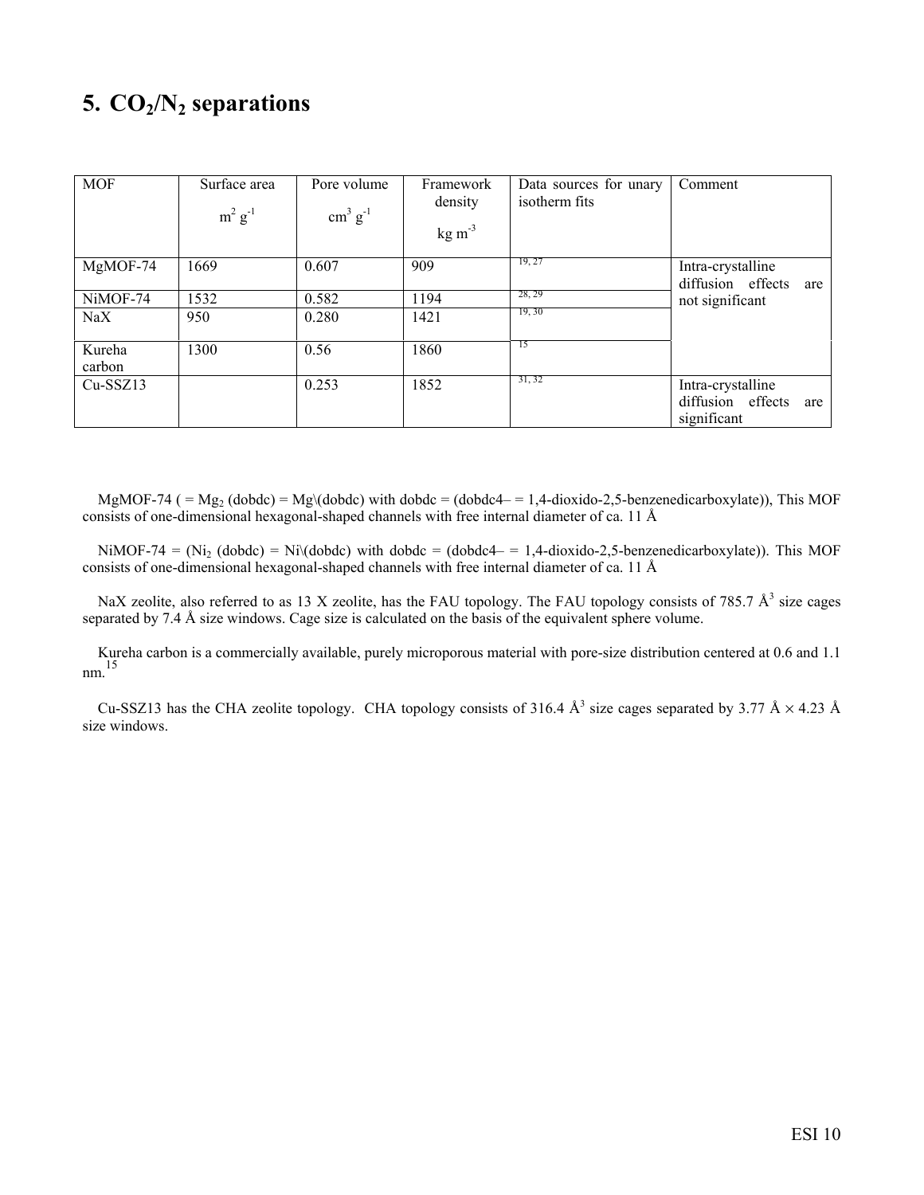# 5. $CO_2/N_2$ separations

| MOF | Surface area $m^2\ g^{-1}$ | Pore volume $cm^3\ g^{-1}$ | Framework density $kg\ m^{-3}$ | Data sources for unary isotherm fits | Comment |
|---|---|---|---|---|---|
| MgMOF-74 | 1669 | 0.607 | 909 | [19, 27] | Intra-crystalline diffusion effects are not significant |
| NiMOF-74 | 1532 | 0.582 | 1194 | [28, 29] | |
| NaX | 950 | 0.280 | 1421 | [19, 30] | |
| Kureha carbon | 1300 | 0.56 | 1860 | [15] | |
| Cu-SSZ13 | | 0.253 | 1852 | [31, 32] | Intra-crystalline diffusion effects are significant |

MgMOF-74 ( = $Mg_2$ (dobdc) = Mg\(dobdc) with dobdc = (dobdc4– = 1,4-dioxido-2,5-benzenedicarboxylate)), This MOF consists of one-dimensional hexagonal-shaped channels with free internal diameter of ca. 11 Å

NiMOF-74 = ($Ni_2$ (dobdc) = Ni\(dobdc) with dobdc = (dobdc4– = 1,4-dioxido-2,5-benzenedicarboxylate)). This MOF consists of one-dimensional hexagonal-shaped channels with free internal diameter of ca. 11 Å

NaX zeolite, also referred to as 13 X zeolite, has the FAU topology. The FAU topology consists of 785.7 $Å^3$ size cages separated by 7.4 Å size windows. Cage size is calculated on the basis of the equivalent sphere volume.

Kureha carbon is a commercially available, purely microporous material with pore-size distribution centered at 0.6 and 1.1 nm.[15]

Cu-SSZ13 has the CHA zeolite topology. CHA topology consists of 316.4 $Å^3$ size cages separated by 3.77 Å $\times$ 4.23 Å size windows.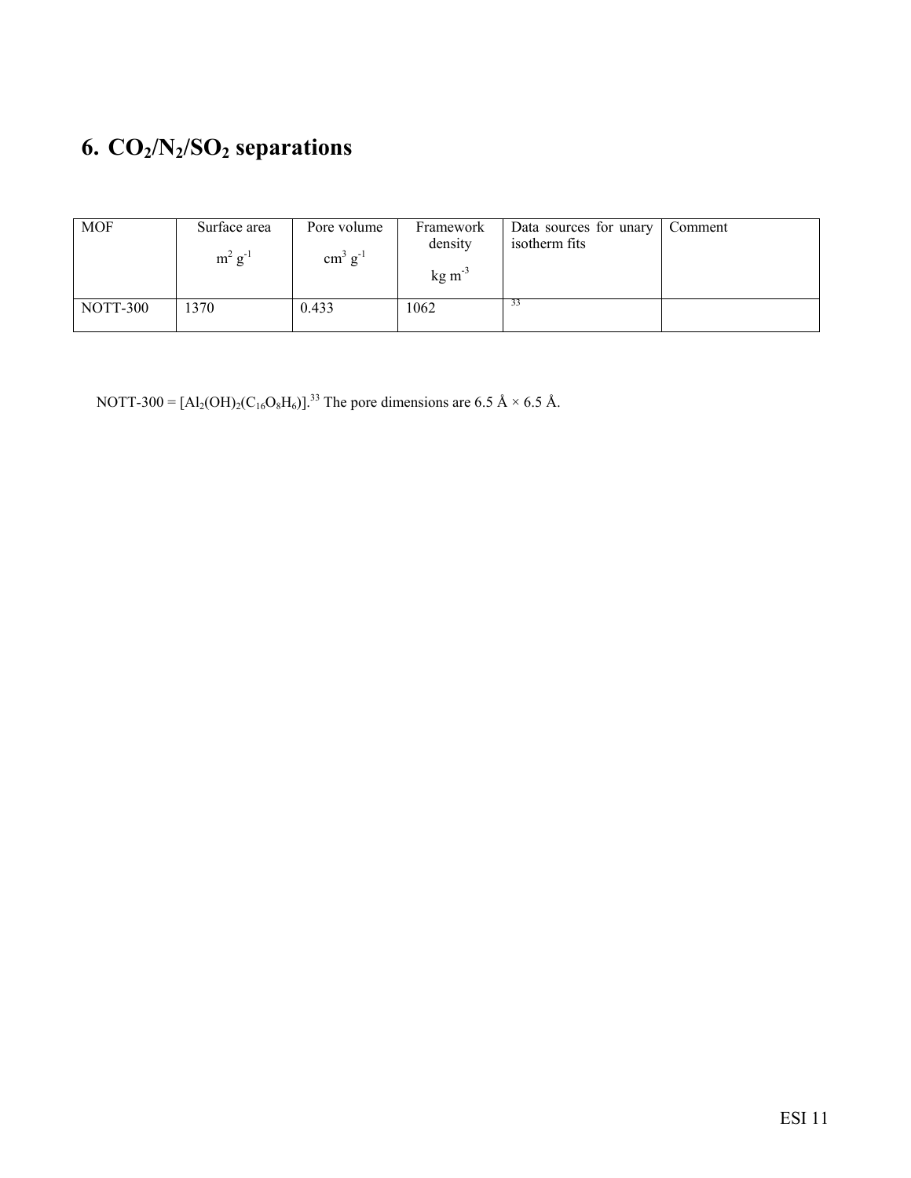# 6. $CO_2/N_2/SO_2$ separations

| MOF | Surface area $m^2\ g^{-1}$ | Pore volume $cm^3\ g^{-1}$ | Framework density $kg\ m^{-3}$ | Data sources for unary isotherm fits | Comment |
|---|---|---|---|---|---|
| NOTT-300 | 1370 | 0.433 | 1062 | [33] | |

NOTT-300 = $[Al_2(OH)_2(C_{16}O_8H_6)]$.[33] The pore dimensions are 6.5 Å × 6.5 Å.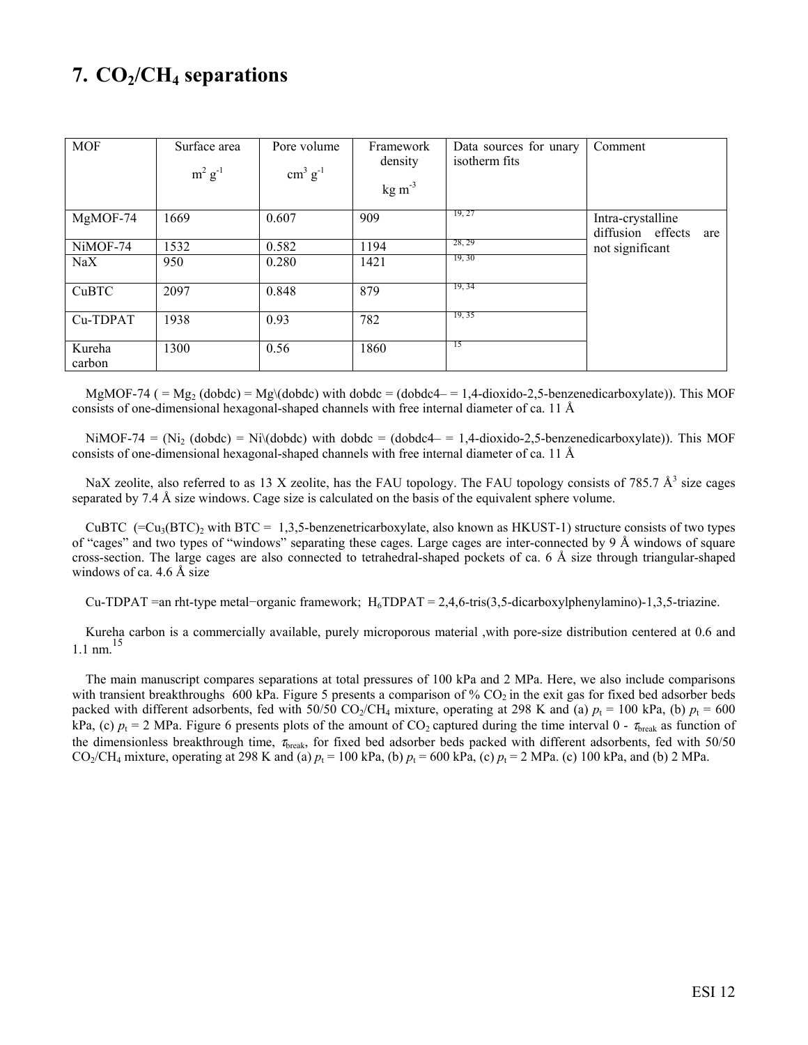# 7. $CO_2/CH_4$ separations

| MOF | Surface area $m^2\,g^{-1}$ | Pore volume $cm^3\,g^{-1}$ | Framework density $kg\,m^{-3}$ | Data sources for unary isotherm fits | Comment |
|---|---|---|---|---|---|
| MgMOF-74 | 1669 | 0.607 | 909 | [19, 27] | Intra-crystalline diffusion effects are not significant |
| NiMOF-74 | 1532 | 0.582 | 1194 | [28, 29] | |
| NaX | 950 | 0.280 | 1421 | [19, 30] | |
| CuBTC | 2097 | 0.848 | 879 | [19, 34] | |
| Cu-TDPAT | 1938 | 0.93 | 782 | [19, 35] | |
| Kureha carbon | 1300 | 0.56 | 1860 | [15] | |

MgMOF-74 ( = $Mg_2$ (dobdc) = Mg\(dobdc) with dobdc = (dobdc4– = 1,4-dioxido-2,5-benzenedicarboxylate)). This MOF consists of one-dimensional hexagonal-shaped channels with free internal diameter of ca. 11 Å

NiMOF-74 = ($Ni_2$ (dobdc) = Ni\(dobdc) with dobdc = (dobdc4– = 1,4-dioxido-2,5-benzenedicarboxylate)). This MOF consists of one-dimensional hexagonal-shaped channels with free internal diameter of ca. 11 Å

NaX zeolite, also referred to as 13 X zeolite, has the FAU topology. The FAU topology consists of 785.7 Å$^3$ size cages separated by 7.4 Å size windows. Cage size is calculated on the basis of the equivalent sphere volume.

CuBTC (=$Cu_3(BTC)_2$ with BTC = 1,3,5-benzenetricarboxylate, also known as HKUST-1) structure consists of two types of "cages" and two types of "windows" separating these cages. Large cages are inter-connected by 9 Å windows of square cross-section. The large cages are also connected to tetrahedral-shaped pockets of ca. 6 Å size through triangular-shaped windows of ca. 4.6 Å size

Cu-TDPAT =an rht-type metal−organic framework; $H_6$TDPAT = 2,4,6-tris(3,5-dicarboxylphenylamino)-1,3,5-triazine.

Kureha carbon is a commercially available, purely microporous material ,with pore-size distribution centered at 0.6 and 1.1 nm.[15]

The main manuscript compares separations at total pressures of 100 kPa and 2 MPa. Here, we also include comparisons with transient breakthroughs 600 kPa. Figure 5 presents a comparison of % $CO_2$ in the exit gas for fixed bed adsorber beds packed with different adsorbents, fed with 50/50 $CO_2/CH_4$ mixture, operating at 298 K and (a) $p_t$ = 100 kPa, (b) $p_t$ = 600 kPa, (c) $p_t$ = 2 MPa. Figure 6 presents plots of the amount of $CO_2$ captured during the time interval 0 - $\tau_{break}$ as function of the dimensionless breakthrough time, $\tau_{break}$, for fixed bed adsorber beds packed with different adsorbents, fed with 50/50 $CO_2/CH_4$ mixture, operating at 298 K and (a) $p_t$ = 100 kPa, (b) $p_t$ = 600 kPa, (c) $p_t$ = 2 MPa. (c) 100 kPa, and (b) 2 MPa.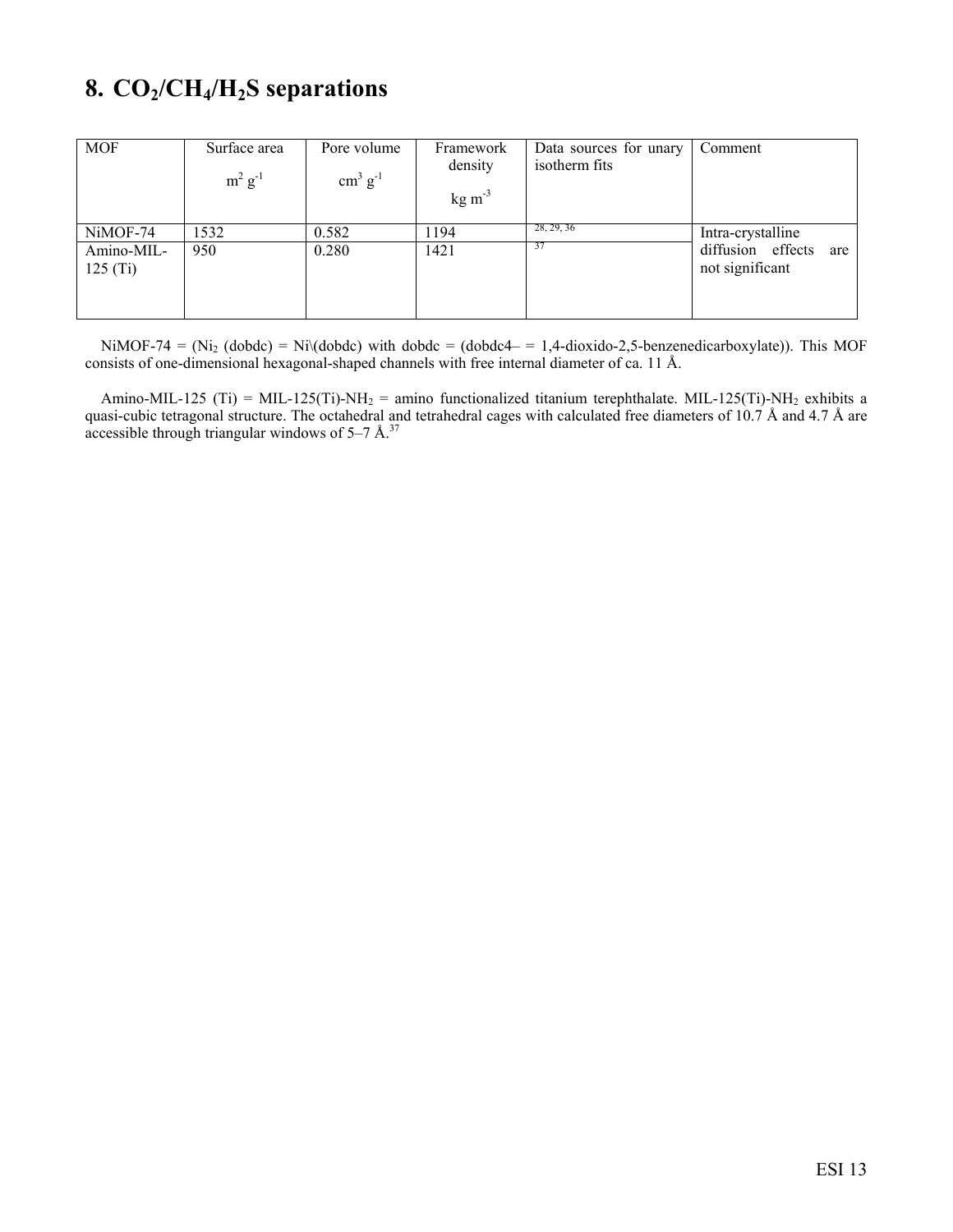# 8. $CO_2$/$CH_4$/$H_2S$ separations

| MOF | Surface area $m^2\ g^{-1}$ | Pore volume $cm^3\ g^{-1}$ | Framework density $kg\ m^{-3}$ | Data sources for unary isotherm fits | Comment |
|---|---|---|---|---|---|
| NiMOF-74 | 1532 | 0.582 | 1194 | [28, 29, 36] | Intra-crystalline diffusion effects are not significant |
| Amino-MIL-125 (Ti) | 950 | 0.280 | 1421 | [37] | |

NiMOF-74 = ($Ni_2$ (dobdc) = Ni\(dobdc) with dobdc = (dobdc4– = 1,4-dioxido-2,5-benzenedicarboxylate)). This MOF consists of one-dimensional hexagonal-shaped channels with free internal diameter of ca. 11 Å.

Amino-MIL-125 (Ti) = MIL-125(Ti)-$NH_2$ = amino functionalized titanium terephthalate. MIL-125(Ti)-$NH_2$ exhibits a quasi-cubic tetragonal structure. The octahedral and tetrahedral cages with calculated free diameters of 10.7 Å and 4.7 Å are accessible through triangular windows of 5–7 Å.[37]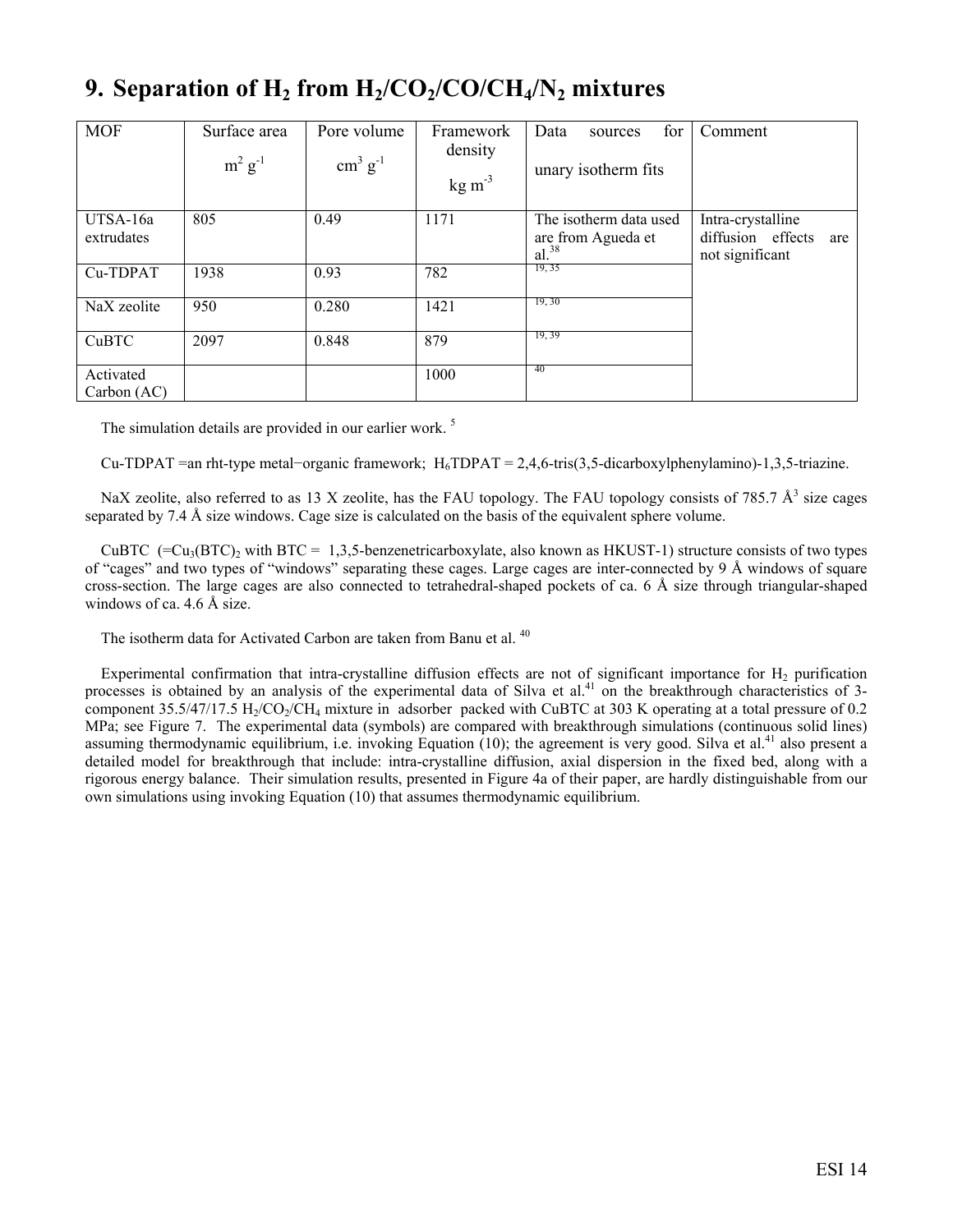# 9. Separation of $H_2$ from $H_2/CO_2/CO/CH_4/N_2$ mixtures

| MOF | Surface area $m^2\ g^{-1}$ | Pore volume $cm^3\ g^{-1}$ | Framework density $kg\ m^{-3}$ | Data sources for unary isotherm fits | Comment |
|---|---|---|---|---|---|
| UTSA-16a extrudates | 805 | 0.49 | 1171 | The isotherm data used are from Agueda et al.[38] | Intra-crystalline diffusion effects are not significant |
| Cu-TDPAT | 1938 | 0.93 | 782 | [19, 35] | |
| NaX zeolite | 950 | 0.280 | 1421 | [19, 30] | |
| CuBTC | 2097 | 0.848 | 879 | [19, 39] | |
| Activated Carbon (AC) | | | 1000 | [40] | |

The simulation details are provided in our earlier work. [5]

Cu-TDPAT =an rht-type metal−organic framework; $H_6TDPAT$ = 2,4,6-tris(3,5-dicarboxylphenylamino)-1,3,5-triazine.

NaX zeolite, also referred to as 13 X zeolite, has the FAU topology. The FAU topology consists of 785.7 Å$^3$ size cages separated by 7.4 Å size windows. Cage size is calculated on the basis of the equivalent sphere volume.

CuBTC (=$Cu_3(BTC)_2$ with BTC = 1,3,5-benzenetricarboxylate, also known as HKUST-1) structure consists of two types of "cages" and two types of "windows" separating these cages. Large cages are inter-connected by 9 Å windows of square cross-section. The large cages are also connected to tetrahedral-shaped pockets of ca. 6 Å size through triangular-shaped windows of ca. 4.6 Å size.

The isotherm data for Activated Carbon are taken from Banu et al. [40]

Experimental confirmation that intra-crystalline diffusion effects are not of significant importance for $H_2$ purification processes is obtained by an analysis of the experimental data of Silva et al.[41] on the breakthrough characteristics of 3-component 35.5/47/17.5 $H_2/CO_2/CH_4$ mixture in adsorber packed with CuBTC at 303 K operating at a total pressure of 0.2 MPa; see Figure 7. The experimental data (symbols) are compared with breakthrough simulations (continuous solid lines) assuming thermodynamic equilibrium, i.e. invoking Equation (10); the agreement is very good. Silva et al.[41] also present a detailed model for breakthrough that include: intra-crystalline diffusion, axial dispersion in the fixed bed, along with a rigorous energy balance. Their simulation results, presented in Figure 4a of their paper, are hardly distinguishable from our own simulations using invoking Equation (10) that assumes thermodynamic equilibrium.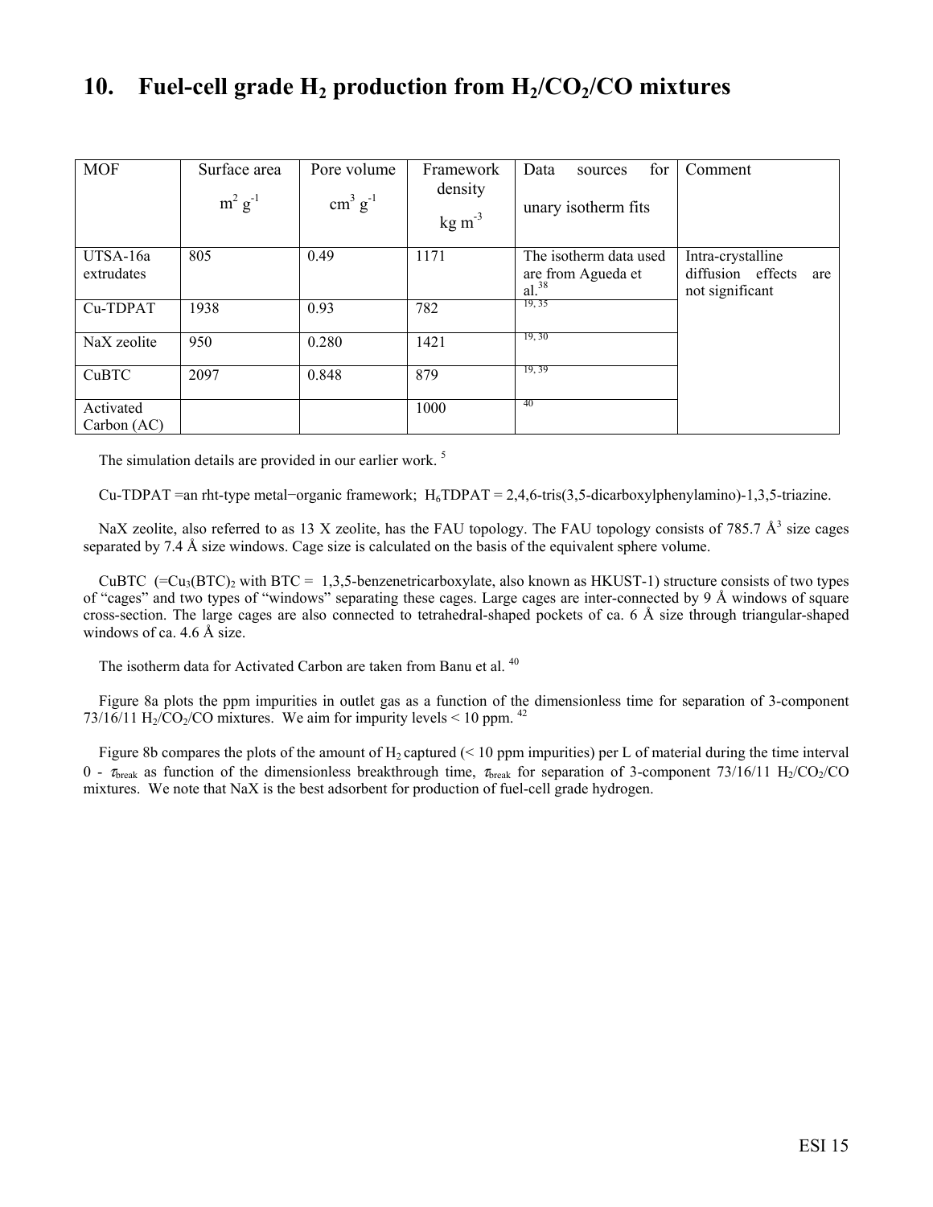# 10. Fuel-cell grade $H_2$ production from $H_2/CO_2/CO$ mixtures

| MOF | Surface area $m^2\ g^{-1}$ | Pore volume $cm^3\ g^{-1}$ | Framework density $kg\ m^{-3}$ | Data sources for unary isotherm fits | Comment |
|---|---|---|---|---|---|
| UTSA-16a extrudates | 805 | 0.49 | 1171 | The isotherm data used are from Agueda et al.[38] | Intra-crystalline diffusion effects are not significant |
| Cu-TDPAT | 1938 | 0.93 | 782 | [19, 35] | |
| NaX zeolite | 950 | 0.280 | 1421 | [19, 30] | |
| CuBTC | 2097 | 0.848 | 879 | [19, 39] | |
| Activated Carbon (AC) | | | 1000 | [40] | |

The simulation details are provided in our earlier work. [5]

Cu-TDPAT =an rht-type metal−organic framework; $H_6$TDPAT = 2,4,6-tris(3,5-dicarboxylphenylamino)-1,3,5-triazine.

NaX zeolite, also referred to as 13 X zeolite, has the FAU topology. The FAU topology consists of 785.7 Å$^3$ size cages separated by 7.4 Å size windows. Cage size is calculated on the basis of the equivalent sphere volume.

CuBTC (=$Cu_3(BTC)_2$ with BTC = 1,3,5-benzenetricarboxylate, also known as HKUST-1) structure consists of two types of "cages" and two types of "windows" separating these cages. Large cages are inter-connected by 9 Å windows of square cross-section. The large cages are also connected to tetrahedral-shaped pockets of ca. 6 Å size through triangular-shaped windows of ca. 4.6 Å size.

The isotherm data for Activated Carbon are taken from Banu et al. [40]

Figure 8a plots the ppm impurities in outlet gas as a function of the dimensionless time for separation of 3-component 73/16/11 $H_2/CO_2/CO$ mixtures. We aim for impurity levels < 10 ppm. [42]

Figure 8b compares the plots of the amount of $H_2$ captured (< 10 ppm impurities) per L of material during the time interval 0 - $\tau_{break}$ as function of the dimensionless breakthrough time, $\tau_{break}$ for separation of 3-component 73/16/11 $H_2/CO_2/CO$ mixtures. We note that NaX is the best adsorbent for production of fuel-cell grade hydrogen.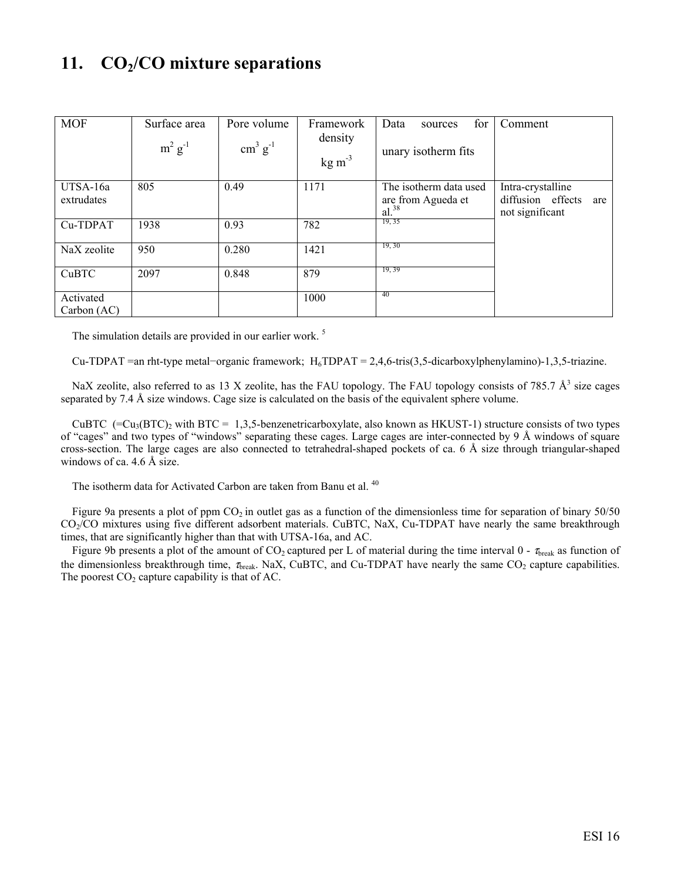# 11. $CO_2$/CO mixture separations

| MOF | Surface area $m^2\ g^{-1}$ | Pore volume $cm^3\ g^{-1}$ | Framework density $kg\ m^{-3}$ | Data sources for unary isotherm fits | Comment |
|---|---|---|---|---|---|
| UTSA-16a extrudates | 805 | 0.49 | 1171 | The isotherm data used are from Agueda et al.[38] | Intra-crystalline diffusion effects are not significant |
| Cu-TDPAT | 1938 | 0.93 | 782 | [19, 35] | |
| NaX zeolite | 950 | 0.280 | 1421 | [19, 30] | |
| CuBTC | 2097 | 0.848 | 879 | [19, 39] | |
| Activated Carbon (AC) | | | 1000 | [40] | |

The simulation details are provided in our earlier work. [5]

Cu-TDPAT =an rht-type metal−organic framework; $H_6$TDPAT = 2,4,6-tris(3,5-dicarboxylphenylamino)-1,3,5-triazine.

NaX zeolite, also referred to as 13 X zeolite, has the FAU topology. The FAU topology consists of 785.7 Å$^3$ size cages separated by 7.4 Å size windows. Cage size is calculated on the basis of the equivalent sphere volume.

CuBTC (=$Cu_3(BTC)_2$ with BTC = 1,3,5-benzenetricarboxylate, also known as HKUST-1) structure consists of two types of "cages" and two types of "windows" separating these cages. Large cages are inter-connected by 9 Å windows of square cross-section. The large cages are also connected to tetrahedral-shaped pockets of ca. 6 Å size through triangular-shaped windows of ca. 4.6 Å size.

The isotherm data for Activated Carbon are taken from Banu et al. [40]

Figure 9a presents a plot of ppm $CO_2$ in outlet gas as a function of the dimensionless time for separation of binary 50/50 $CO_2$/CO mixtures using five different adsorbent materials. CuBTC, NaX, Cu-TDPAT have nearly the same breakthrough times, that are significantly higher than that with UTSA-16a, and AC.

Figure 9b presents a plot of the amount of $CO_2$ captured per L of material during the time interval 0 - $\tau_{break}$ as function of the dimensionless breakthrough time, $\tau_{break}$. NaX, CuBTC, and Cu-TDPAT have nearly the same $CO_2$ capture capabilities. The poorest $CO_2$ capture capability is that of AC.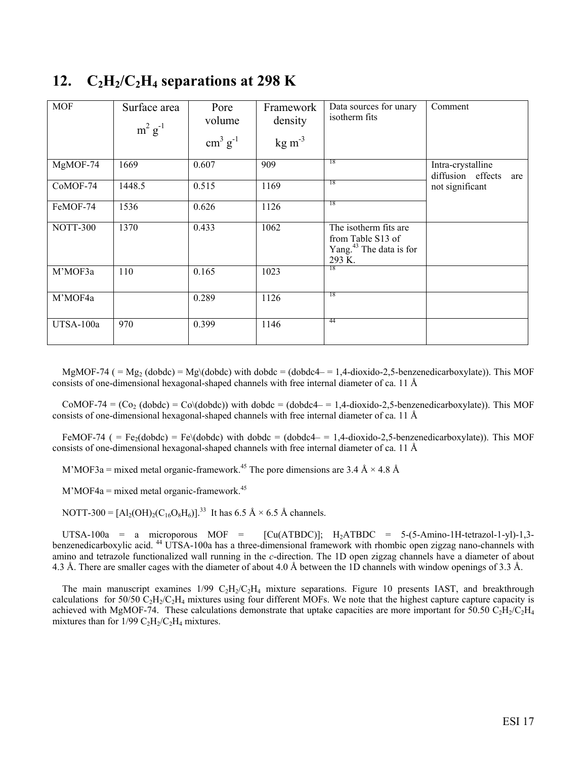## 12. $C_2H_2/C_2H_4$ separations at 298 K

| MOF | Surface area $m^2\ g^{-1}$ | Pore volume $cm^3\ g^{-1}$ | Framework density $kg\ m^{-3}$ | Data sources for unary isotherm fits | Comment |
|---|---|---|---|---|---|
| MgMOF-74 | 1669 | 0.607 | 909 | [18] | Intra-crystalline diffusion effects are not significant |
| CoMOF-74 | 1448.5 | 0.515 | 1169 | [18] | |
| FeMOF-74 | 1536 | 0.626 | 1126 | [18] | |
| NOTT-300 | 1370 | 0.433 | 1062 | The isotherm fits are from Table S13 of Yang.[43] The data is for 293 K. | |
| M'MOF3a | 110 | 0.165 | 1023 | [18] | |
| M'MOF4a | | 0.289 | 1126 | [18] | |
| UTSA-100a | 970 | 0.399 | 1146 | [44] | |

MgMOF-74 ( = $Mg_2$ (dobdc) = Mg\(dobdc) with dobdc = (dobdc4– = 1,4-dioxido-2,5-benzenedicarboxylate)). This MOF consists of one-dimensional hexagonal-shaped channels with free internal diameter of ca. 11 Å

CoMOF-74 = ($Co_2$ (dobdc) = Co\(dobdc)) with dobdc = (dobdc4– = 1,4-dioxido-2,5-benzenedicarboxylate)). This MOF consists of one-dimensional hexagonal-shaped channels with free internal diameter of ca. 11 Å

FeMOF-74 ( = $Fe_2$(dobdc) = Fe\(dobdc) with dobdc = (dobdc4– = 1,4-dioxido-2,5-benzenedicarboxylate)). This MOF consists of one-dimensional hexagonal-shaped channels with free internal diameter of ca. 11 Å

M'MOF3a = mixed metal organic-framework.[45] The pore dimensions are 3.4 Å × 4.8 Å

M'MOF4a = mixed metal organic-framework.[45]

NOTT-300 = $[Al_2(OH)_2(C_{16}O_8H_6)]$.[33] It has 6.5 Å × 6.5 Å channels.

UTSA-100a = a microporous MOF = [Cu(ATBDC)]; $H_2$ATBDC = 5-(5-Amino-1H-tetrazol-1-yl)-1,3-benzenedicarboxylic acid.[44] UTSA-100a has a three-dimensional framework with rhombic open zigzag nano-channels with amino and tetrazole functionalized wall running in the *c*-direction. The 1D open zigzag channels have a diameter of about 4.3 Å. There are smaller cages with the diameter of about 4.0 Å between the 1D channels with window openings of 3.3 Å.

The main manuscript examines 1/99 $C_2H_2/C_2H_4$ mixture separations. Figure 10 presents IAST, and breakthrough calculations for 50/50 $C_2H_2/C_2H_4$ mixtures using four different MOFs. We note that the highest capture capture capacity is achieved with MgMOF-74. These calculations demonstrate that uptake capacities are more important for 50.50 $C_2H_2/C_2H_4$ mixtures than for 1/99 $C_2H_2/C_2H_4$ mixtures.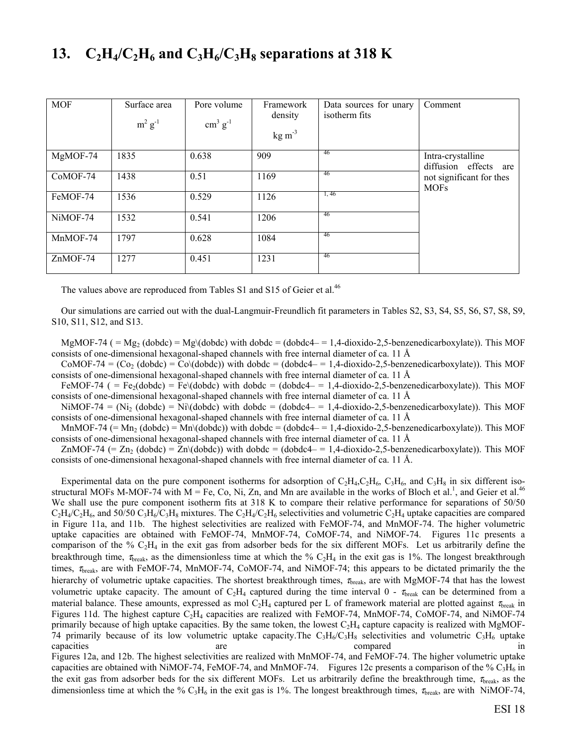# 13. $C_2H_4$/$C_2H_6$ and $C_3H_6$/$C_3H_8$ separations at 318 K

| MOF | Surface area $m^2\ g^{-1}$ | Pore volume $cm^3\ g^{-1}$ | Framework density $kg\ m^{-3}$ | Data sources for unary isotherm fits | Comment |
|---|---|---|---|---|---|
| MgMOF-74 | 1835 | 0.638 | 909 | [46] | Intra-crystalline diffusion effects are not significant for thes MOFs |
| CoMOF-74 | 1438 | 0.51 | 1169 | [46] | |
| FeMOF-74 | 1536 | 0.529 | 1126 | [1, 46] | |
| NiMOF-74 | 1532 | 0.541 | 1206 | [46] | |
| MnMOF-74 | 1797 | 0.628 | 1084 | [46] | |
| ZnMOF-74 | 1277 | 0.451 | 1231 | [46] | |

The values above are reproduced from Tables S1 and S15 of Geier et al.[46]

Our simulations are carried out with the dual-Langmuir-Freundlich fit parameters in Tables S2, S3, S4, S5, S6, S7, S8, S9, S10, S11, S12, and S13.

MgMOF-74 ( = $Mg_2$ (dobdc) = Mg\(dobdc) with dobdc = (dobdc4– = 1,4-dioxido-2,5-benzenedicarboxylate)). This MOF consists of one-dimensional hexagonal-shaped channels with free internal diameter of ca. 11 Å

CoMOF-74 = ($Co_2$ (dobdc) = Co\(dobdc)) with dobdc = (dobdc4– = 1,4-dioxido-2,5-benzenedicarboxylate)). This MOF consists of one-dimensional hexagonal-shaped channels with free internal diameter of ca. 11 Å

FeMOF-74 ( = $Fe_2$(dobdc) = Fe\(dobdc) with dobdc = (dobdc4– = 1,4-dioxido-2,5-benzenedicarboxylate)). This MOF consists of one-dimensional hexagonal-shaped channels with free internal diameter of ca. 11 Å

NiMOF-74 = ($Ni_2$ (dobdc) = Ni\(dobdc) with dobdc = (dobdc4– = 1,4-dioxido-2,5-benzenedicarboxylate)). This MOF consists of one-dimensional hexagonal-shaped channels with free internal diameter of ca. 11 Å

MnMOF-74 (= $Mn_2$ (dobdc) = Mn\(dobdc)) with dobdc = (dobdc4– = 1,4-dioxido-2,5-benzenedicarboxylate)). This MOF consists of one-dimensional hexagonal-shaped channels with free internal diameter of ca. 11 Å

ZnMOF-74 (= $Zn_2$ (dobdc) = Zn\(dobdc)) with dobdc = (dobdc4– = 1,4-dioxido-2,5-benzenedicarboxylate)). This MOF consists of one-dimensional hexagonal-shaped channels with free internal diameter of ca. 11 Å.

Experimental data on the pure component isotherms for adsorption of $C_2H_4$,$C_2H_6$, $C_3H_6$, and $C_3H_8$ in six different iso-structural MOFs M-MOF-74 with M = Fe, Co, Ni, Zn, and Mn are available in the works of Bloch et al.[1], and Geier et al.[46] We shall use the pure component isotherm fits at 318 K to compare their relative performance for separations of 50/50 $C_2H_4$/$C_2H_6$, and 50/50 $C_3H_6$/$C_3H_8$ mixtures. The $C_2H_4$/$C_2H_6$ selectivities and volumetric $C_2H_4$ uptake capacities are compared in Figure 11a, and 11b. The highest selectivities are realized with FeMOF-74, and MnMOF-74. The higher volumetric uptake capacities are obtained with FeMOF-74, MnMOF-74, CoMOF-74, and NiMOF-74. Figures 11c presents a comparison of the % $C_2H_4$ in the exit gas from adsorber beds for the six different MOFs. Let us arbitrarily define the breakthrough time, $\tau_{break}$, as the dimensionless time at which the % $C_2H_4$ in the exit gas is 1%. The longest breakthrough times, $\tau_{break}$, are with FeMOF-74, MnMOF-74, CoMOF-74, and NiMOF-74; this appears to be dictated primarily the the hierarchy of volumetric uptake capacities. The shortest breakthrough times, $\tau_{break}$, are with MgMOF-74 that has the lowest volumetric uptake capacity. The amount of $C_2H_4$ captured during the time interval 0 - $\tau_{break}$ can be determined from a material balance. These amounts, expressed as mol $C_2H_4$ captured per L of framework material are plotted against $\tau_{break}$ in Figures 11d. The highest capture $C_2H_4$ capacities are realized with FeMOF-74, MnMOF-74, CoMOF-74, and NiMOF-74 primarily because of high uptake capacities. By the same token, the lowest $C_2H_4$ capture capacity is realized with MgMOF-74 primarily because of its low volumetric uptake capacity.The $C_3H_6$/$C_3H_8$ selectivities and volumetric $C_3H_6$ uptake capacities are compared in Figures 12a, and 12b. The highest selectivities are realized with MnMOF-74, and FeMOF-74. The higher volumetric uptake capacities are obtained with NiMOF-74, FeMOF-74, and MnMOF-74. Figures 12c presents a comparison of the % $C_3H_6$ in the exit gas from adsorber beds for the six different MOFs. Let us arbitrarily define the breakthrough time, $\tau_{break}$, as the dimensionless time at which the % $C_3H_6$ in the exit gas is 1%. The longest breakthrough times, $\tau_{break}$, are with NiMOF-74,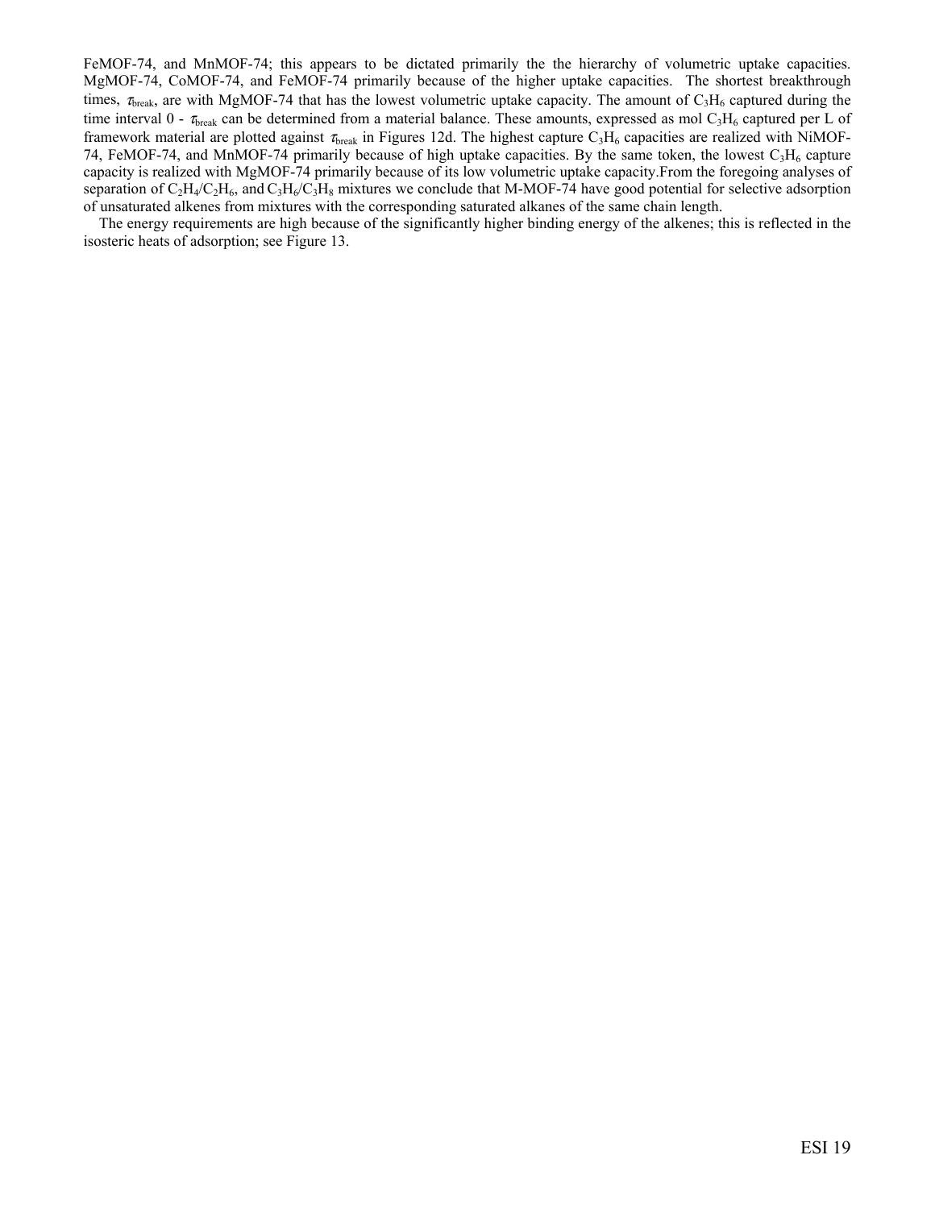FeMOF-74, and MnMOF-74; this appears to be dictated primarily the the hierarchy of volumetric uptake capacities. MgMOF-74, CoMOF-74, and FeMOF-74 primarily because of the higher uptake capacities. The shortest breakthrough times, $\tau_{break}$, are with MgMOF-74 that has the lowest volumetric uptake capacity. The amount of $C_3H_6$ captured during the time interval 0 - $\tau_{break}$ can be determined from a material balance. These amounts, expressed as mol $C_3H_6$ captured per L of framework material are plotted against $\tau_{break}$ in Figures 12d. The highest capture $C_3H_6$ capacities are realized with NiMOF-74, FeMOF-74, and MnMOF-74 primarily because of high uptake capacities. By the same token, the lowest $C_3H_6$ capture capacity is realized with MgMOF-74 primarily because of its low volumetric uptake capacity.From the foregoing analyses of separation of $C_2H_4$/$C_2H_6$, and $C_3H_6$/$C_3H_8$ mixtures we conclude that M-MOF-74 have good potential for selective adsorption of unsaturated alkenes from mixtures with the corresponding saturated alkanes of the same chain length.

The energy requirements are high because of the significantly higher binding energy of the alkenes; this is reflected in the isosteric heats of adsorption; see Figure 13.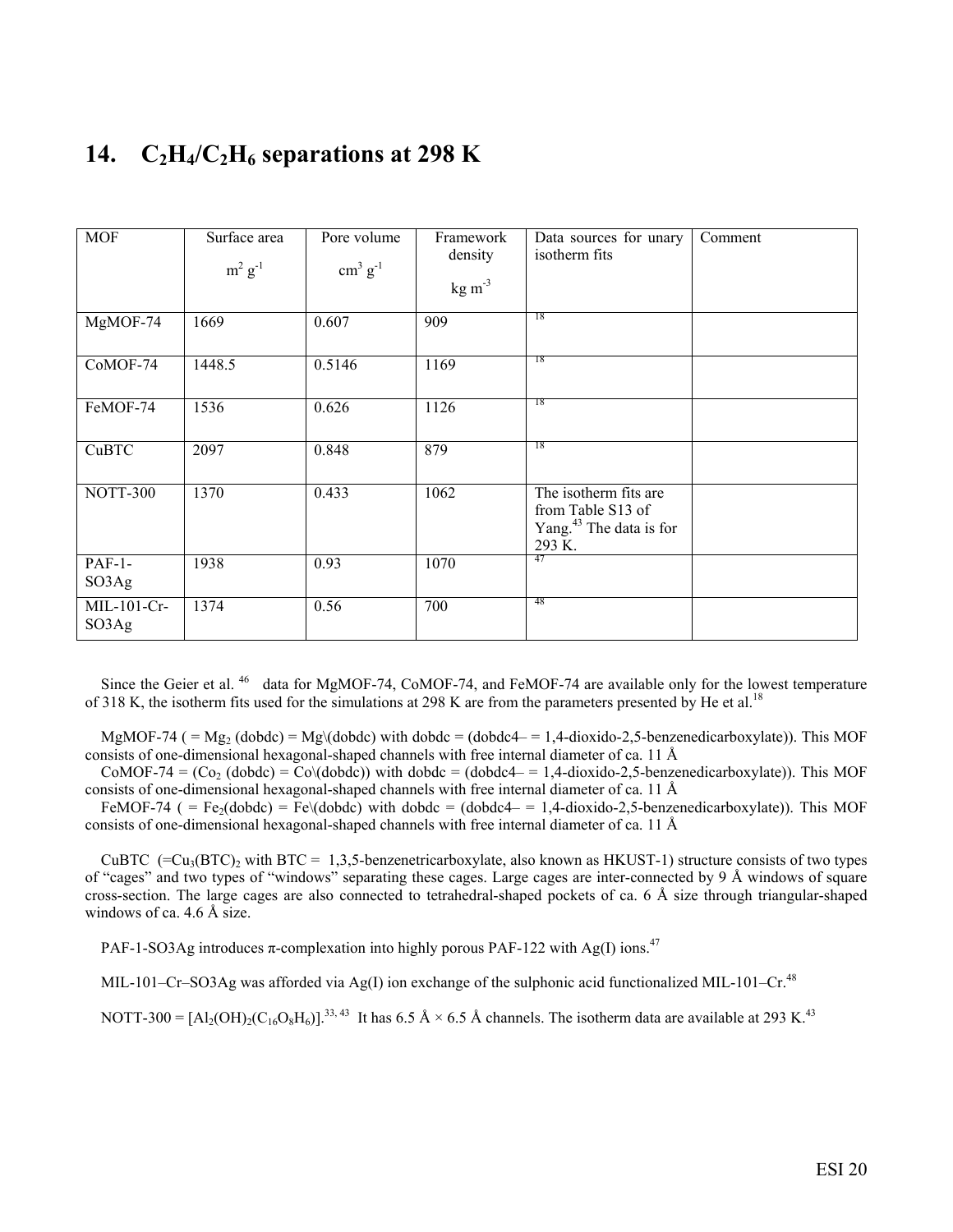# 14. $C_2H_4/C_2H_6$ separations at 298 K

| MOF | Surface area $m^2$ $g^{-1}$ | Pore volume $cm^3$ $g^{-1}$ | Framework density kg $m^{-3}$ | Data sources for unary isotherm fits | Comment |
|---|---|---|---|---|---|
| MgMOF-74 | 1669 | 0.607 | 909 | [18] | |
| CoMOF-74 | 1448.5 | 0.5146 | 1169 | [18] | |
| FeMOF-74 | 1536 | 0.626 | 1126 | [18] | |
| CuBTC | 2097 | 0.848 | 879 | [18] | |
| NOTT-300 | 1370 | 0.433 | 1062 | The isotherm fits are from Table S13 of Yang.[43] The data is for 293 K. | |
| PAF-1-SO3Ag | 1938 | 0.93 | 1070 | [47] | |
| MIL-101-Cr-SO3Ag | 1374 | 0.56 | 700 | [48] | |

Since the Geier et al. [46] data for MgMOF-74, CoMOF-74, and FeMOF-74 are available only for the lowest temperature of 318 K, the isotherm fits used for the simulations at 298 K are from the parameters presented by He et al.[18]

MgMOF-74 ( = $Mg_2$ (dobdc) = Mg\(dobdc) with dobdc = (dobdc4– = 1,4-dioxido-2,5-benzenedicarboxylate)). This MOF consists of one-dimensional hexagonal-shaped channels with free internal diameter of ca. 11 Å

CoMOF-74 = ($Co_2$ (dobdc) = Co\(dobdc)) with dobdc = (dobdc4– = 1,4-dioxido-2,5-benzenedicarboxylate)). This MOF consists of one-dimensional hexagonal-shaped channels with free internal diameter of ca. 11 Å

FeMOF-74 ( = $Fe_2$(dobdc) = Fe\(dobdc) with dobdc = (dobdc4– = 1,4-dioxido-2,5-benzenedicarboxylate)). This MOF consists of one-dimensional hexagonal-shaped channels with free internal diameter of ca. 11 Å

CuBTC (=$Cu_3(BTC)_2$ with BTC = 1,3,5-benzenetricarboxylate, also known as HKUST-1) structure consists of two types of "cages" and two types of "windows" separating these cages. Large cages are inter-connected by 9 Å windows of square cross-section. The large cages are also connected to tetrahedral-shaped pockets of ca. 6 Å size through triangular-shaped windows of ca. 4.6 Å size.

PAF-1-SO3Ag introduces π-complexation into highly porous PAF-122 with Ag(I) ions.[47]

MIL-101–Cr–SO3Ag was afforded via Ag(I) ion exchange of the sulphonic acid functionalized MIL-101–Cr.[48]

NOTT-300 = $[Al_2(OH)_2(C_{16}O_8H_6)]$.[33, 43] It has 6.5 Å × 6.5 Å channels. The isotherm data are available at 293 K.[43]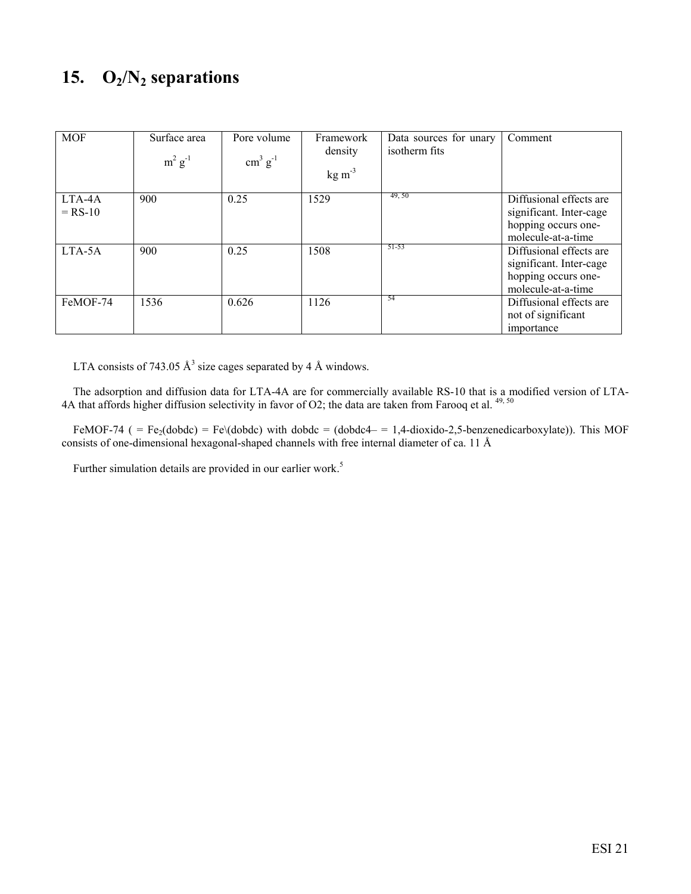# 15. $O_2/N_2$ separations

| MOF | Surface area $m^2\ g^{-1}$ | Pore volume $cm^3\ g^{-1}$ | Framework density $kg\ m^{-3}$ | Data sources for unary isotherm fits | Comment |
|---|---|---|---|---|---|
| LTA-4A = RS-10 | 900 | 0.25 | 1529 | [49, 50] | Diffusional effects are significant. Inter-cage hopping occurs one-molecule-at-a-time |
| LTA-5A | 900 | 0.25 | 1508 | [51-53] | Diffusional effects are significant. Inter-cage hopping occurs one-molecule-at-a-time |
| FeMOF-74 | 1536 | 0.626 | 1126 | [54] | Diffusional effects are not of significant importance |

LTA consists of 743.05 $Å^3$ size cages separated by 4 Å windows.

The adsorption and diffusion data for LTA-4A are for commercially available RS-10 that is a modified version of LTA-4A that affords higher diffusion selectivity in favor of O2; the data are taken from Farooq et al. [49, 50]

FeMOF-74 ( = $Fe_2$(dobdc) = Fe\(dobdc) with dobdc = (dobdc4– = 1,4-dioxido-2,5-benzenedicarboxylate)). This MOF consists of one-dimensional hexagonal-shaped channels with free internal diameter of ca. 11 Å

Further simulation details are provided in our earlier work.[5]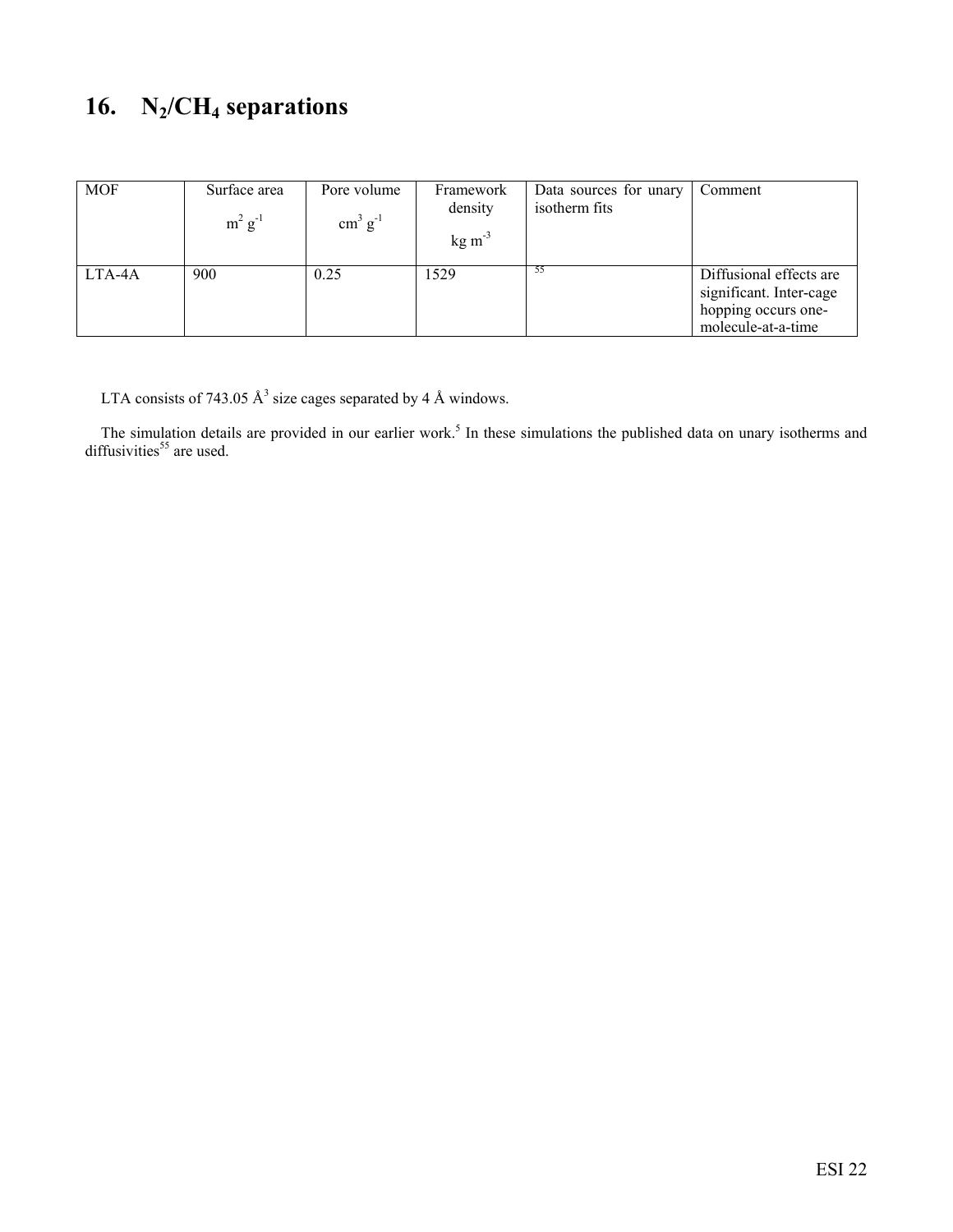# 16. $N_2/CH_4$ separations

| MOF | Surface area $m^2\ g^{-1}$ | Pore volume $cm^3\ g^{-1}$ | Framework density $kg\ m^{-3}$ | Data sources for unary isotherm fits | Comment |
|---|---|---|---|---|---|
| LTA-4A | 900 | 0.25 | 1529 | [55] | Diffusional effects are significant. Inter-cage hopping occurs one-molecule-at-a-time |

LTA consists of 743.05 Å$^3$ size cages separated by 4 Å windows.

The simulation details are provided in our earlier work.[5] In these simulations the published data on unary isotherms and diffusivities[55] are used.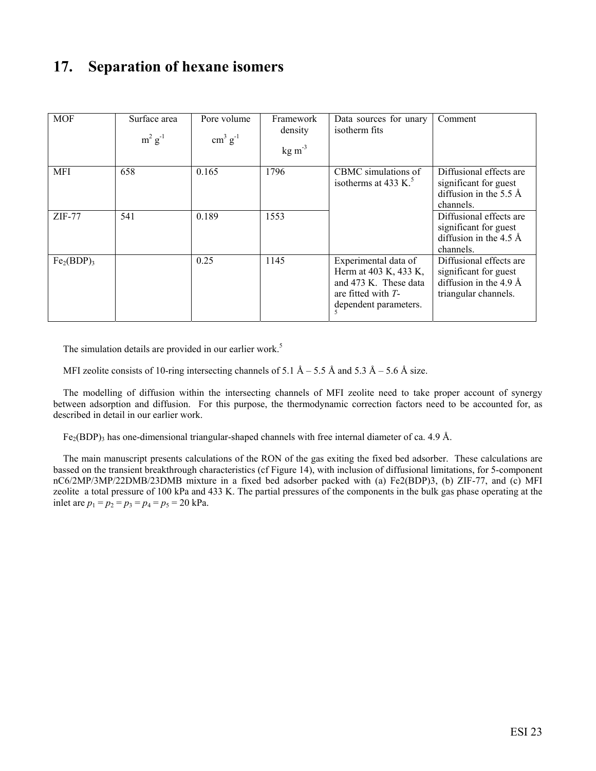# 17. Separation of hexane isomers

| MOF | Surface area $m^2\ g^{-1}$ | Pore volume $cm^3\ g^{-1}$ | Framework density $kg\ m^{-3}$ | Data sources for unary isotherm fits | Comment |
|---|---|---|---|---|---|
| MFI | 658 | 0.165 | 1796 | CBMC simulations of isotherms at 433 K.[5] | Diffusional effects are significant for guest diffusion in the 5.5 Å channels. |
| ZIF-77 | 541 | 0.189 | 1553 | | Diffusional effects are significant for guest diffusion in the 4.5 Å channels. |
| $Fe_2(BDP)_3$ | | 0.25 | 1145 | Experimental data of Herm at 403 K, 433 K, and 473 K. These data are fitted with *T*-dependent parameters. [5] | Diffusional effects are significant for guest diffusion in the 4.9 Å triangular channels. |

The simulation details are provided in our earlier work.[5]

MFI zeolite consists of 10-ring intersecting channels of 5.1 Å – 5.5 Å and 5.3 Å – 5.6 Å size.

The modelling of diffusion within the intersecting channels of MFI zeolite need to take proper account of synergy between adsorption and diffusion. For this purpose, the thermodynamic correction factors need to be accounted for, as described in detail in our earlier work.

$Fe_2(BDP)_3$ has one-dimensional triangular-shaped channels with free internal diameter of ca. 4.9 Å.

The main manuscript presents calculations of the RON of the gas exiting the fixed bed adsorber. These calculations are bassed on the transient breakthrough characteristics (cf Figure 14), with inclusion of diffusional limitations, for 5-component nC6/2MP/3MP/22DMB/23DMB mixture in a fixed bed adsorber packed with (a) Fe2(BDP)3, (b) ZIF-77, and (c) MFI zeolite a total pressure of 100 kPa and 433 K. The partial pressures of the components in the bulk gas phase operating at the inlet are $p_1 = p_2 = p_3 = p_4 = p_5 = 20$ kPa.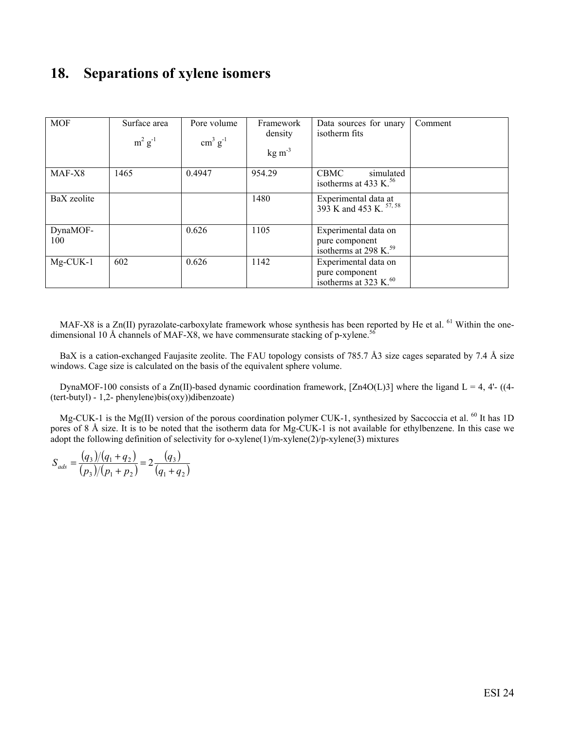# 18. Separations of xylene isomers

| MOF | Surface area $m^2\ g^{-1}$ | Pore volume $cm^3\ g^{-1}$ | Framework density $kg\ m^{-3}$ | Data sources for unary isotherm fits | Comment |
|---|---|---|---|---|---|
| MAF-X8 | 1465 | 0.4947 | 954.29 | CBMC simulated isotherms at 433 K.[56] | |
| BaX zeolite | | | 1480 | Experimental data at 393 K and 453 K. [57, 58] | |
| DynaMOF-100 | | 0.626 | 1105 | Experimental data on pure component isotherms at 298 K.[59] | |
| Mg-CUK-1 | 602 | 0.626 | 1142 | Experimental data on pure component isotherms at 323 K.[60] | |

MAF-X8 is a Zn(II) pyrazolate-carboxylate framework whose synthesis has been reported by He et al. [61] Within the one-dimensional 10 Å channels of MAF-X8, we have commensurate stacking of p-xylene.[56]

BaX is a cation-exchanged Faujasite zeolite. The FAU topology consists of 785.7 Å3 size cages separated by 7.4 Å size windows. Cage size is calculated on the basis of the equivalent sphere volume.

DynaMOF-100 consists of a Zn(II)-based dynamic coordination framework, [Zn4O(L)3] where the ligand L = 4, 4'- ((4-(tert-butyl) - 1,2- phenylene)bis(oxy))dibenzoate)

Mg-CUK-1 is the Mg(II) version of the porous coordination polymer CUK-1, synthesized by Saccoccia et al. [60] It has 1D pores of 8 Å size. It is to be noted that the isotherm data for Mg-CUK-1 is not available for ethylbenzene. In this case we adopt the following definition of selectivity for o-xylene(1)/m-xylene(2)/p-xylene(3) mixtures

$$S_{ads} = \frac{(q_3)/(q_1 + q_2)}{(p_3)/(p_1 + p_2)} = 2\frac{(q_3)}{(q_1 + q_2)}$$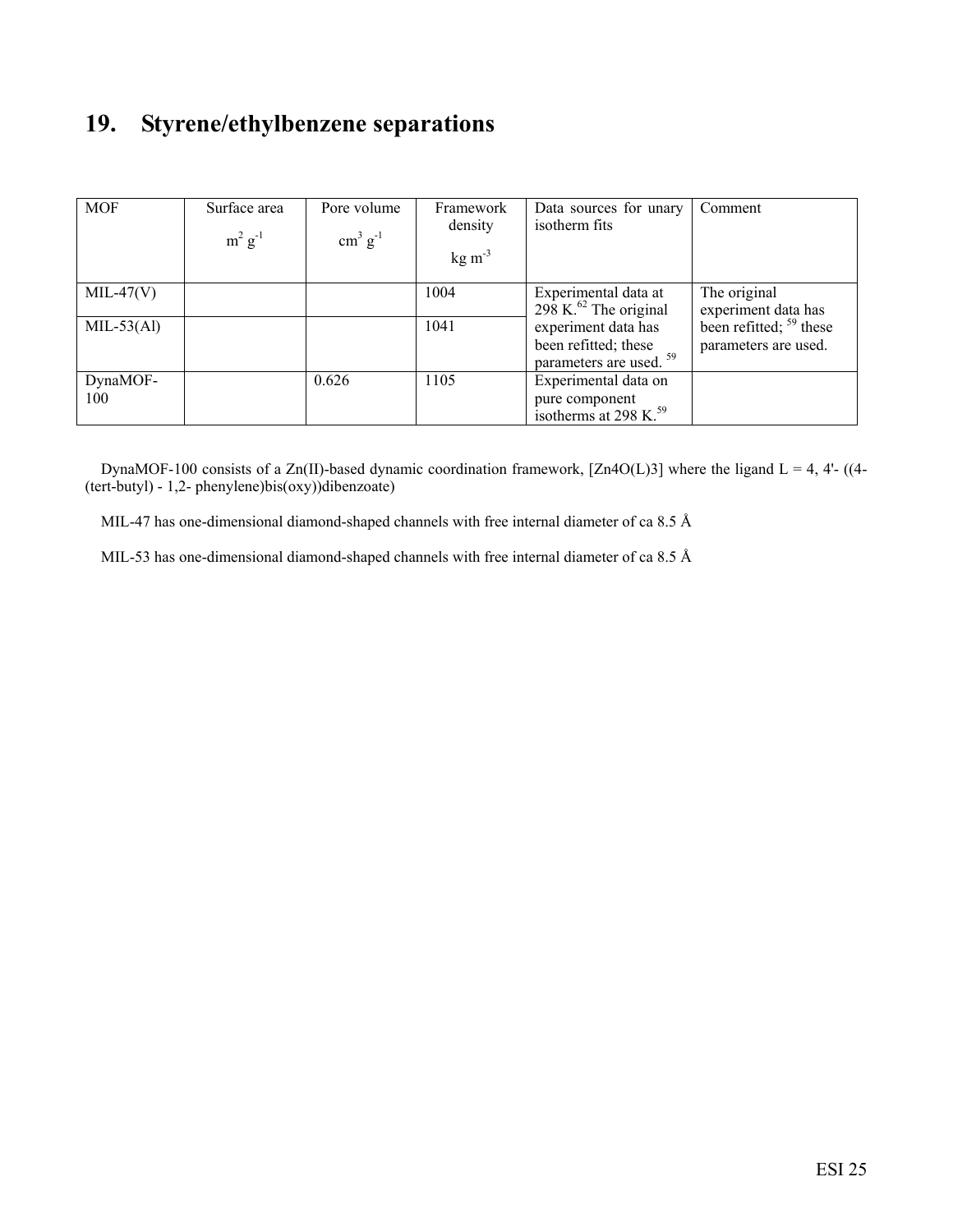# 19. Styrene/ethylbenzene separations

| MOF | Surface area $m^2$ $g^{-1}$ | Pore volume $cm^3$ $g^{-1}$ | Framework density kg $m^{-3}$ | Data sources for unary isotherm fits | Comment |
|---|---|---|---|---|---|
| MIL-47(V) | | | 1004 | Experimental data at 298 K.[62] The original experiment data has been refitted; these parameters are used. [59] | The original experiment data has been refitted; [59] these parameters are used. |
| MIL-53(Al) | | | 1041 | | |
| DynaMOF-100 | | 0.626 | 1105 | Experimental data on pure component isotherms at 298 K.[59] | |

DynaMOF-100 consists of a Zn(II)-based dynamic coordination framework, [Zn4O(L)3] where the ligand L = 4, 4'- ((4-(tert-butyl) - 1,2- phenylene)bis(oxy))dibenzoate)

MIL-47 has one-dimensional diamond-shaped channels with free internal diameter of ca 8.5 Å

MIL-53 has one-dimensional diamond-shaped channels with free internal diameter of ca 8.5 Å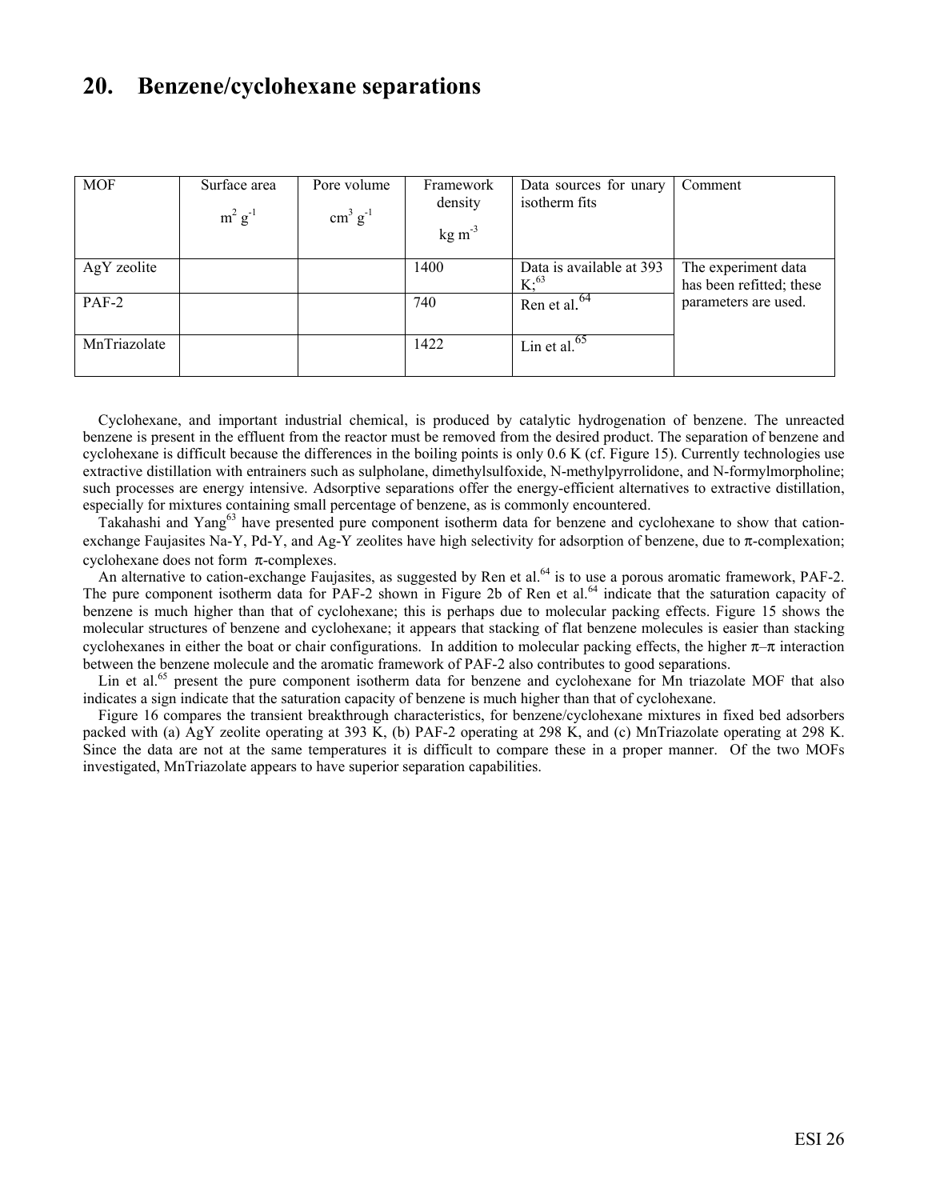## 20. Benzene/cyclohexane separations

| MOF | Surface area $m^2\ g^{-1}$ | Pore volume $cm^3\ g^{-1}$ | Framework density $kg\ m^{-3}$ | Data sources for unary isotherm fits | Comment |
|---|---|---|---|---|---|
| AgY zeolite | | | 1400 | Data is available at 393 K;[63] | The experiment data has been refitted; these parameters are used. |
| PAF-2 | | | 740 | Ren et al.[64] | |
| MnTriazolate | | | 1422 | Lin et al.[65] | |

Cyclohexane, and important industrial chemical, is produced by catalytic hydrogenation of benzene. The unreacted benzene is present in the effluent from the reactor must be removed from the desired product. The separation of benzene and cyclohexane is difficult because the differences in the boiling points is only 0.6 K (cf. Figure 15). Currently technologies use extractive distillation with entrainers such as sulpholane, dimethylsulfoxide, N-methylpyrrolidone, and N-formylmorpholine; such processes are energy intensive. Adsorptive separations offer the energy-efficient alternatives to extractive distillation, especially for mixtures containing small percentage of benzene, as is commonly encountered.

Takahashi and Yang[63] have presented pure component isotherm data for benzene and cyclohexane to show that cation-exchange Faujasites Na-Y, Pd-Y, and Ag-Y zeolites have high selectivity for adsorption of benzene, due to π-complexation; cyclohexane does not form π-complexes.

An alternative to cation-exchange Faujasites, as suggested by Ren et al.[64] is to use a porous aromatic framework, PAF-2. The pure component isotherm data for PAF-2 shown in Figure 2b of Ren et al.[64] indicate that the saturation capacity of benzene is much higher than that of cyclohexane; this is perhaps due to molecular packing effects. Figure 15 shows the molecular structures of benzene and cyclohexane; it appears that stacking of flat benzene molecules is easier than stacking cyclohexanes in either the boat or chair configurations. In addition to molecular packing effects, the higher π–π interaction between the benzene molecule and the aromatic framework of PAF-2 also contributes to good separations.

Lin et al.[65] present the pure component isotherm data for benzene and cyclohexane for Mn triazolate MOF that also indicates a sign indicate that the saturation capacity of benzene is much higher than that of cyclohexane.

Figure 16 compares the transient breakthrough characteristics, for benzene/cyclohexane mixtures in fixed bed adsorbers packed with (a) AgY zeolite operating at 393 K, (b) PAF-2 operating at 298 K, and (c) MnTriazolate operating at 298 K. Since the data are not at the same temperatures it is difficult to compare these in a proper manner. Of the two MOFs investigated, MnTriazolate appears to have superior separation capabilities.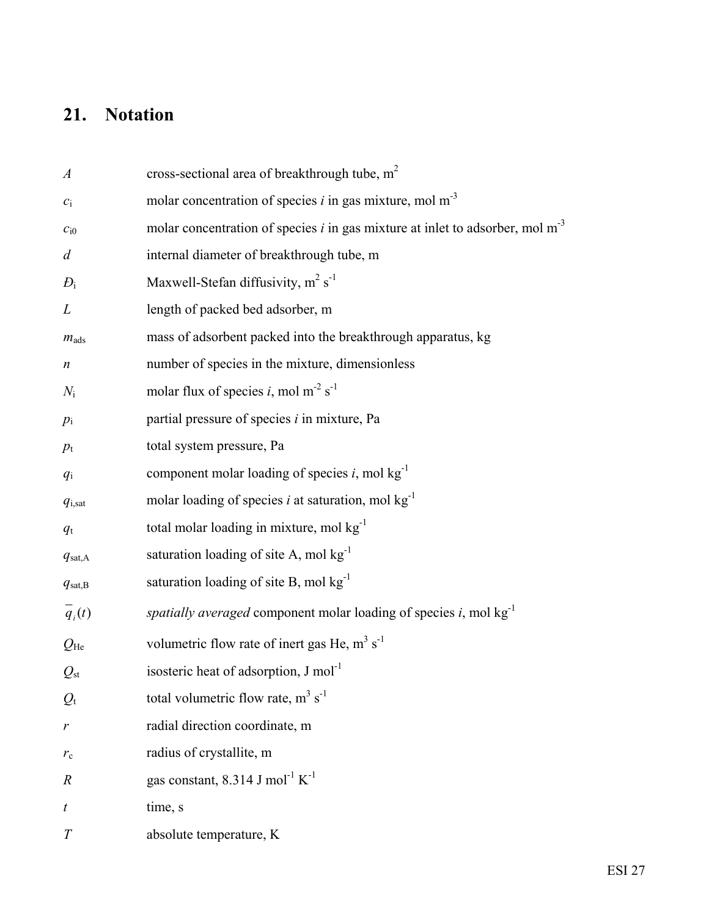## 21. Notation

| | |
|---|---|
| $A$ | cross-sectional area of breakthrough tube, $m^2$ |
| $c_i$ | molar concentration of species *i* in gas mixture, mol $m^{-3}$ |
| $c_{i0}$ | molar concentration of species *i* in gas mixture at inlet to adsorber, mol $m^{-3}$ |
| $d$ | internal diameter of breakthrough tube, m |
| $Đ_i$ | Maxwell-Stefan diffusivity, $m^2$ $s^{-1}$ |
| $L$ | length of packed bed adsorber, m |
| $m_{ads}$ | mass of adsorbent packed into the breakthrough apparatus, kg |
| $n$ | number of species in the mixture, dimensionless |
| $N_i$ | molar flux of species *i*, mol $m^{-2}$ $s^{-1}$ |
| $p_i$ | partial pressure of species *i* in mixture, Pa |
| $p_t$ | total system pressure, Pa |
| $q_i$ | component molar loading of species *i*, mol $kg^{-1}$ |
| $q_{i,sat}$ | molar loading of species *i* at saturation, mol $kg^{-1}$ |
| $q_t$ | total molar loading in mixture, mol $kg^{-1}$ |
| $q_{sat,A}$ | saturation loading of site A, mol $kg^{-1}$ |
| $q_{sat,B}$ | saturation loading of site B, mol $kg^{-1}$ |
| $\overline{q}_i(t)$ | *spatially averaged* component molar loading of species *i*, mol $kg^{-1}$ |
| $Q_{He}$ | volumetric flow rate of inert gas He, $m^3$ $s^{-1}$ |
| $Q_{st}$ | isosteric heat of adsorption, J $mol^{-1}$ |
| $Q_t$ | total volumetric flow rate, $m^3$ $s^{-1}$ |
| $r$ | radial direction coordinate, m |
| $r_c$ | radius of crystallite, m |
| $R$ | gas constant, 8.314 J $mol^{-1}$ $K^{-1}$ |
| $t$ | time, s |
| $T$ | absolute temperature, K |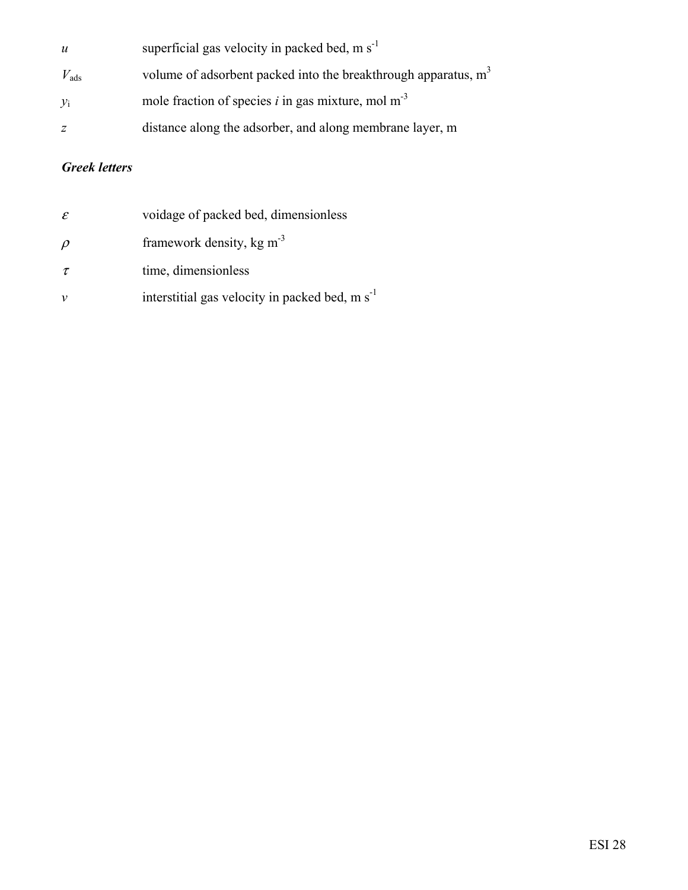| | |
|---|---|
| $u$ | superficial gas velocity in packed bed, m s$^{-1}$ |
| $V_{ads}$ | volume of adsorbent packed into the breakthrough apparatus, m$^3$ |
| $y_i$ | mole fraction of species *i* in gas mixture, mol m$^{-3}$ |
| $z$ | distance along the adsorber, and along membrane layer, m |

### *Greek letters*

| | |
|---|---|
| $\varepsilon$ | voidage of packed bed, dimensionless |
| $\rho$ | framework density, kg m$^{-3}$ |
| $\tau$ | time, dimensionless |
| $v$ | interstitial gas velocity in packed bed, m s$^{-1}$ |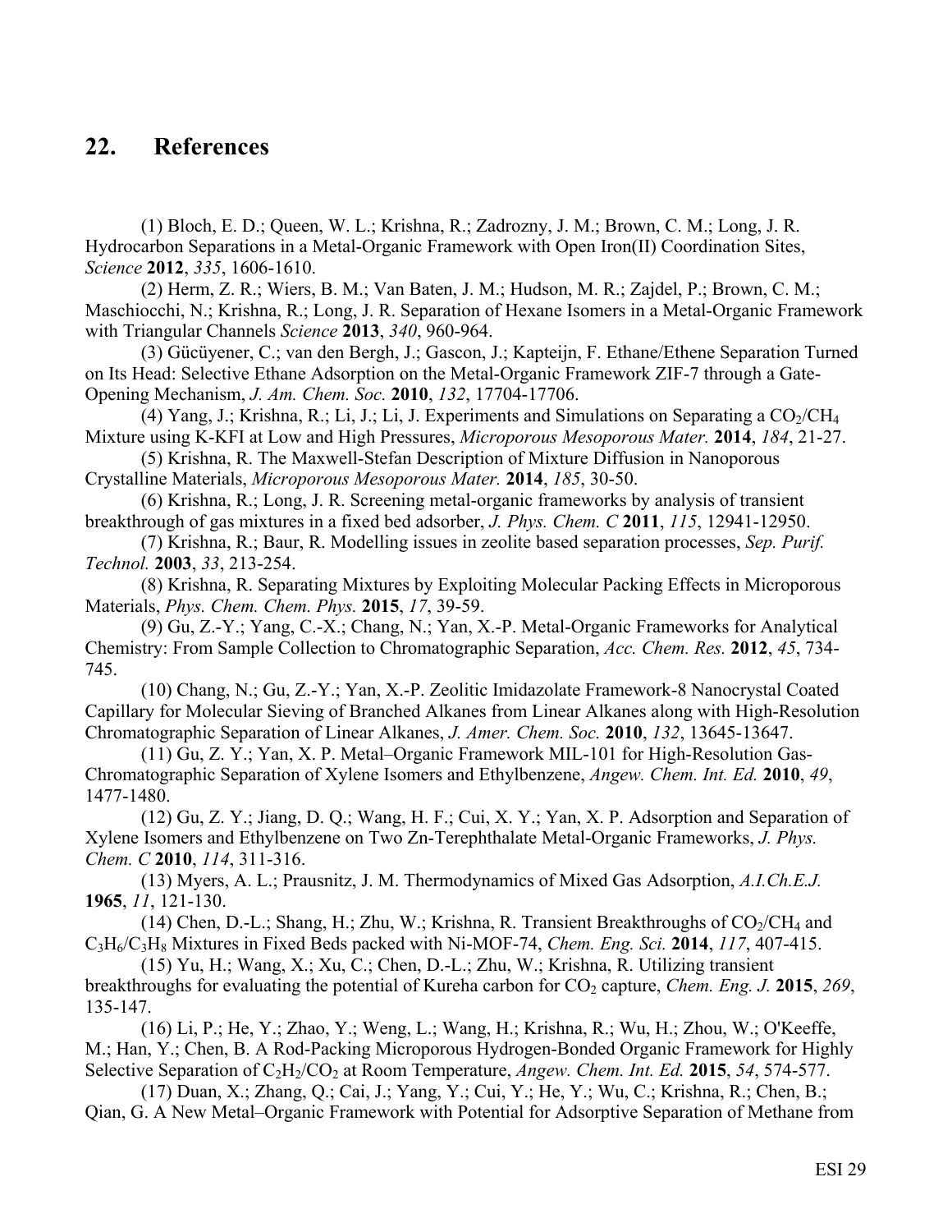## 22. References

(1) Bloch, E. D.; Queen, W. L.; Krishna, R.; Zadrozny, J. M.; Brown, C. M.; Long, J. R. Hydrocarbon Separations in a Metal-Organic Framework with Open Iron(II) Coordination Sites, *Science* **2012**, *335*, 1606-1610.

(2) Herm, Z. R.; Wiers, B. M.; Van Baten, J. M.; Hudson, M. R.; Zajdel, P.; Brown, C. M.; Maschiocchi, N.; Krishna, R.; Long, J. R. Separation of Hexane Isomers in a Metal-Organic Framework with Triangular Channels *Science* **2013**, *340*, 960-964.

(3) Gücüyener, C.; van den Bergh, J.; Gascon, J.; Kapteijn, F. Ethane/Ethene Separation Turned on Its Head: Selective Ethane Adsorption on the Metal-Organic Framework ZIF-7 through a Gate-Opening Mechanism, *J. Am. Chem. Soc.* **2010**, *132*, 17704-17706.

(4) Yang, J.; Krishna, R.; Li, J.; Li, J. Experiments and Simulations on Separating a $CO_2$/$CH_4$ Mixture using K-KFI at Low and High Pressures, *Microporous Mesoporous Mater.* **2014**, *184*, 21-27.

(5) Krishna, R. The Maxwell-Stefan Description of Mixture Diffusion in Nanoporous Crystalline Materials, *Microporous Mesoporous Mater.* **2014**, *185*, 30-50.

(6) Krishna, R.; Long, J. R. Screening metal-organic frameworks by analysis of transient breakthrough of gas mixtures in a fixed bed adsorber, *J. Phys. Chem. C* **2011**, *115*, 12941-12950.

(7) Krishna, R.; Baur, R. Modelling issues in zeolite based separation processes, *Sep. Purif. Technol.* **2003**, *33*, 213-254.

(8) Krishna, R. Separating Mixtures by Exploiting Molecular Packing Effects in Microporous Materials, *Phys. Chem. Chem. Phys.* **2015**, *17*, 39-59.

(9) Gu, Z.-Y.; Yang, C.-X.; Chang, N.; Yan, X.-P. Metal-Organic Frameworks for Analytical Chemistry: From Sample Collection to Chromatographic Separation, *Acc. Chem. Res.* **2012**, *45*, 734-745.

(10) Chang, N.; Gu, Z.-Y.; Yan, X.-P. Zeolitic Imidazolate Framework-8 Nanocrystal Coated Capillary for Molecular Sieving of Branched Alkanes from Linear Alkanes along with High-Resolution Chromatographic Separation of Linear Alkanes, *J. Amer. Chem. Soc.* **2010**, *132*, 13645-13647.

(11) Gu, Z. Y.; Yan, X. P. Metal–Organic Framework MIL-101 for High-Resolution Gas-Chromatographic Separation of Xylene Isomers and Ethylbenzene, *Angew. Chem. Int. Ed.* **2010**, *49*, 1477-1480.

(12) Gu, Z. Y.; Jiang, D. Q.; Wang, H. F.; Cui, X. Y.; Yan, X. P. Adsorption and Separation of Xylene Isomers and Ethylbenzene on Two Zn-Terephthalate Metal-Organic Frameworks, *J. Phys. Chem. C* **2010**, *114*, 311-316.

(13) Myers, A. L.; Prausnitz, J. M. Thermodynamics of Mixed Gas Adsorption, *A.I.Ch.E.J.* **1965**, *11*, 121-130.

(14) Chen, D.-L.; Shang, H.; Zhu, W.; Krishna, R. Transient Breakthroughs of $CO_2$/$CH_4$ and $C_3H_6$/$C_3H_8$ Mixtures in Fixed Beds packed with Ni-MOF-74, *Chem. Eng. Sci.* **2014**, *117*, 407-415.

(15) Yu, H.; Wang, X.; Xu, C.; Chen, D.-L.; Zhu, W.; Krishna, R. Utilizing transient breakthroughs for evaluating the potential of Kureha carbon for $CO_2$ capture, *Chem. Eng. J.* **2015**, *269*, 135-147.

(16) Li, P.; He, Y.; Zhao, Y.; Weng, L.; Wang, H.; Krishna, R.; Wu, H.; Zhou, W.; O'Keeffe, M.; Han, Y.; Chen, B. A Rod-Packing Microporous Hydrogen-Bonded Organic Framework for Highly Selective Separation of $C_2H_2$/$CO_2$ at Room Temperature, *Angew. Chem. Int. Ed.* **2015**, *54*, 574-577.

(17) Duan, X.; Zhang, Q.; Cai, J.; Yang, Y.; Cui, Y.; He, Y.; Wu, C.; Krishna, R.; Chen, B.; Qian, G. A New Metal–Organic Framework with Potential for Adsorptive Separation of Methane from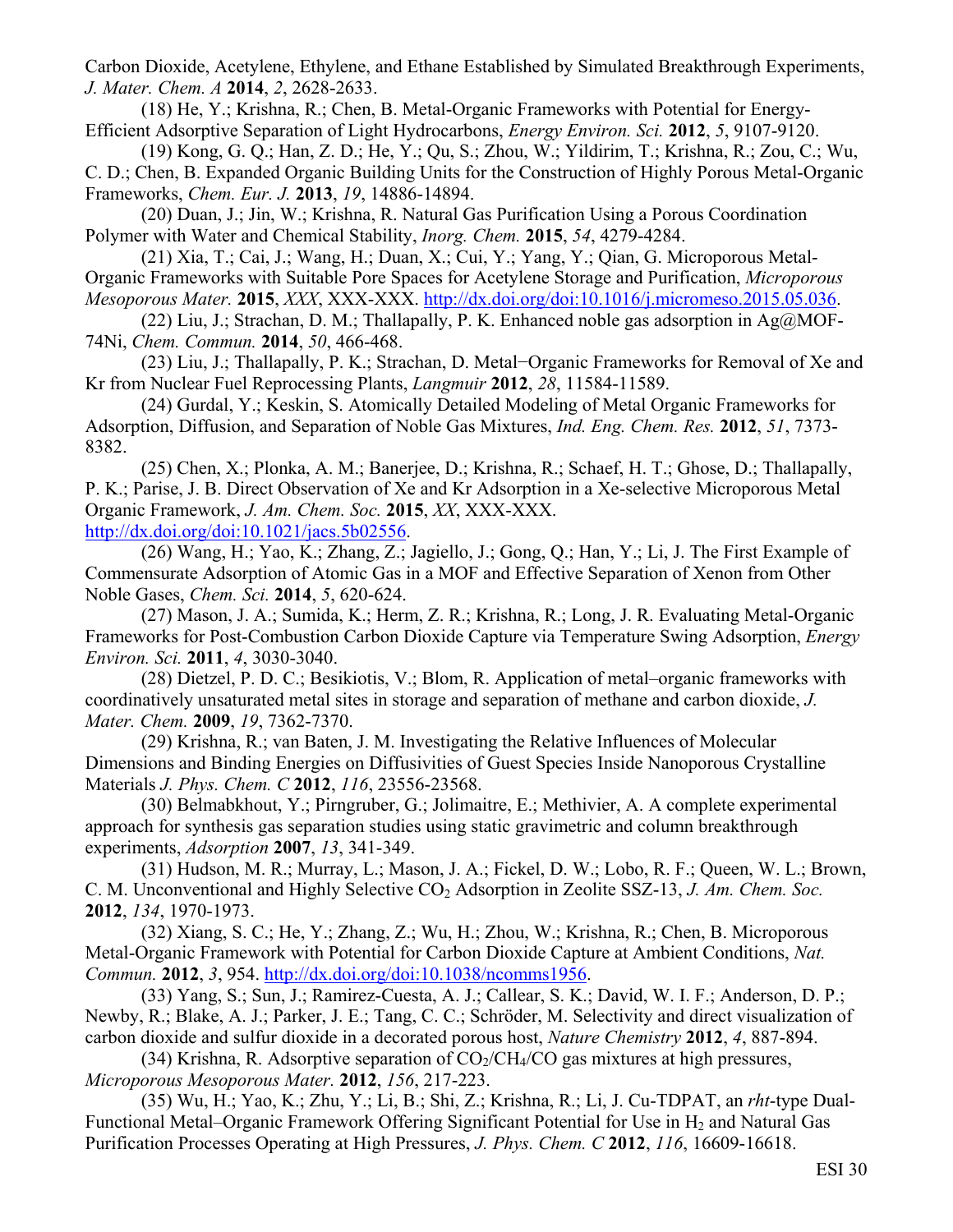Carbon Dioxide, Acetylene, Ethylene, and Ethane Established by Simulated Breakthrough Experiments, *J. Mater. Chem. A* **2014**, *2*, 2628-2633.

(18) He, Y.; Krishna, R.; Chen, B. Metal-Organic Frameworks with Potential for Energy-Efficient Adsorptive Separation of Light Hydrocarbons, *Energy Environ. Sci.* **2012**, *5*, 9107-9120.

(19) Kong, G. Q.; Han, Z. D.; He, Y.; Qu, S.; Zhou, W.; Yildirim, T.; Krishna, R.; Zou, C.; Wu, C. D.; Chen, B. Expanded Organic Building Units for the Construction of Highly Porous Metal-Organic Frameworks, *Chem. Eur. J.* **2013**, *19*, 14886-14894.

(20) Duan, J.; Jin, W.; Krishna, R. Natural Gas Purification Using a Porous Coordination Polymer with Water and Chemical Stability, *Inorg. Chem.* **2015**, *54*, 4279-4284.

(21) Xia, T.; Cai, J.; Wang, H.; Duan, X.; Cui, Y.; Yang, Y.; Qian, G. Microporous Metal-Organic Frameworks with Suitable Pore Spaces for Acetylene Storage and Purification, *Microporous Mesoporous Mater.* **2015**, *XXX*, XXX-XXX. http://dx.doi.org/doi:10.1016/j.micromeso.2015.05.036.

(22) Liu, J.; Strachan, D. M.; Thallapally, P. K. Enhanced noble gas adsorption in Ag@MOF-74Ni, *Chem. Commun.* **2014**, *50*, 466-468.

(23) Liu, J.; Thallapally, P. K.; Strachan, D. Metal−Organic Frameworks for Removal of Xe and Kr from Nuclear Fuel Reprocessing Plants, *Langmuir* **2012**, *28*, 11584-11589.

(24) Gurdal, Y.; Keskin, S. Atomically Detailed Modeling of Metal Organic Frameworks for Adsorption, Diffusion, and Separation of Noble Gas Mixtures, *Ind. Eng. Chem. Res.* **2012**, *51*, 7373-8382.

(25) Chen, X.; Plonka, A. M.; Banerjee, D.; Krishna, R.; Schaef, H. T.; Ghose, D.; Thallapally, P. K.; Parise, J. B. Direct Observation of Xe and Kr Adsorption in a Xe-selective Microporous Metal Organic Framework, *J. Am. Chem. Soc.* **2015**, *XX*, XXX-XXX. http://dx.doi.org/doi:10.1021/jacs.5b02556.

(26) Wang, H.; Yao, K.; Zhang, Z.; Jagiello, J.; Gong, Q.; Han, Y.; Li, J. The First Example of Commensurate Adsorption of Atomic Gas in a MOF and Effective Separation of Xenon from Other Noble Gases, *Chem. Sci.* **2014**, *5*, 620-624.

(27) Mason, J. A.; Sumida, K.; Herm, Z. R.; Krishna, R.; Long, J. R. Evaluating Metal-Organic Frameworks for Post-Combustion Carbon Dioxide Capture via Temperature Swing Adsorption, *Energy Environ. Sci.* **2011**, *4*, 3030-3040.

(28) Dietzel, P. D. C.; Besikiotis, V.; Blom, R. Application of metal–organic frameworks with coordinatively unsaturated metal sites in storage and separation of methane and carbon dioxide, *J. Mater. Chem.* **2009**, *19*, 7362-7370.

(29) Krishna, R.; van Baten, J. M. Investigating the Relative Influences of Molecular Dimensions and Binding Energies on Diffusivities of Guest Species Inside Nanoporous Crystalline Materials *J. Phys. Chem. C* **2012**, *116*, 23556-23568.

(30) Belmabkhout, Y.; Pirngruber, G.; Jolimaitre, E.; Methivier, A. A complete experimental approach for synthesis gas separation studies using static gravimetric and column breakthrough experiments, *Adsorption* **2007**, *13*, 341-349.

(31) Hudson, M. R.; Murray, L.; Mason, J. A.; Fickel, D. W.; Lobo, R. F.; Queen, W. L.; Brown, C. M. Unconventional and Highly Selective $CO_2$ Adsorption in Zeolite SSZ-13, *J. Am. Chem. Soc.* **2012**, *134*, 1970-1973.

(32) Xiang, S. C.; He, Y.; Zhang, Z.; Wu, H.; Zhou, W.; Krishna, R.; Chen, B. Microporous Metal-Organic Framework with Potential for Carbon Dioxide Capture at Ambient Conditions, *Nat. Commun.* **2012**, *3*, 954. http://dx.doi.org/doi:10.1038/ncomms1956.

(33) Yang, S.; Sun, J.; Ramirez-Cuesta, A. J.; Callear, S. K.; David, W. I. F.; Anderson, D. P.; Newby, R.; Blake, A. J.; Parker, J. E.; Tang, C. C.; Schröder, M. Selectivity and direct visualization of carbon dioxide and sulfur dioxide in a decorated porous host, *Nature Chemistry* **2012**, *4*, 887-894.

(34) Krishna, R. Adsorptive separation of $CO_2$/$CH_4$/CO gas mixtures at high pressures, *Microporous Mesoporous Mater.* **2012**, *156*, 217-223.

(35) Wu, H.; Yao, K.; Zhu, Y.; Li, B.; Shi, Z.; Krishna, R.; Li, J. Cu-TDPAT, an *rht*-type Dual-Functional Metal–Organic Framework Offering Significant Potential for Use in $H_2$ and Natural Gas Purification Processes Operating at High Pressures, *J. Phys. Chem. C* **2012**, *116*, 16609-16618.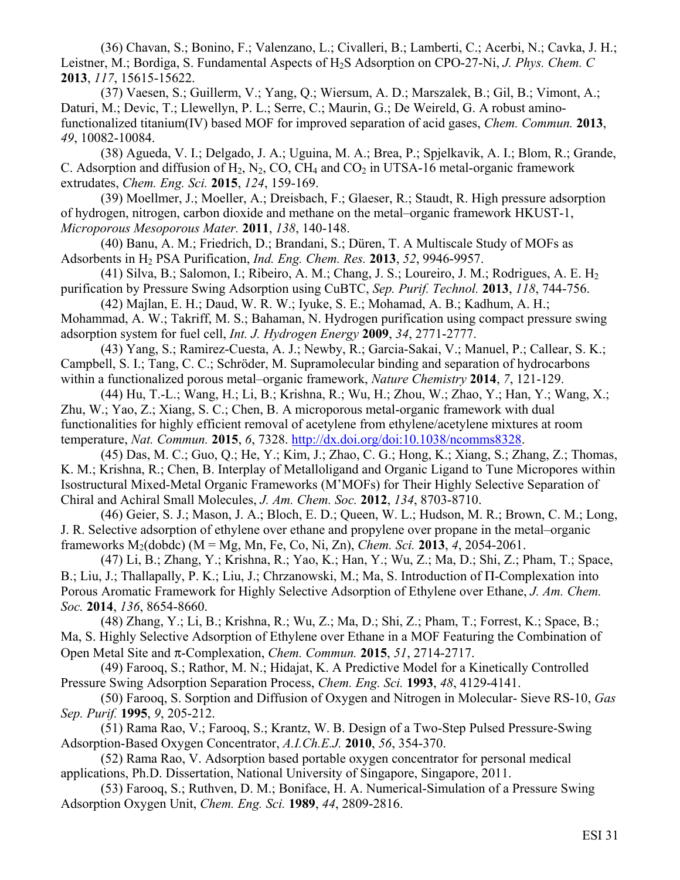(36) Chavan, S.; Bonino, F.; Valenzano, L.; Civalleri, B.; Lamberti, C.; Acerbi, N.; Cavka, J. H.; Leistner, M.; Bordiga, S. Fundamental Aspects of $H_2S$ Adsorption on CPO-27-Ni, *J. Phys. Chem. C* **2013**, *117*, 15615-15622.

(37) Vaesen, S.; Guillerm, V.; Yang, Q.; Wiersum, A. D.; Marszalek, B.; Gil, B.; Vimont, A.; Daturi, M.; Devic, T.; Llewellyn, P. L.; Serre, C.; Maurin, G.; De Weireld, G. A robust amino-functionalized titanium(IV) based MOF for improved separation of acid gases, *Chem. Commun.* **2013**, *49*, 10082-10084.

(38) Agueda, V. I.; Delgado, J. A.; Uguina, M. A.; Brea, P.; Spjelkavik, A. I.; Blom, R.; Grande, C. Adsorption and diffusion of $H_2$, $N_2$, CO, $CH_4$ and $CO_2$ in UTSA-16 metal-organic framework extrudates, *Chem. Eng. Sci.* **2015**, *124*, 159-169.

(39) Moellmer, J.; Moeller, A.; Dreisbach, F.; Glaeser, R.; Staudt, R. High pressure adsorption of hydrogen, nitrogen, carbon dioxide and methane on the metal–organic framework HKUST-1, *Microporous Mesoporous Mater.* **2011**, *138*, 140-148.

(40) Banu, A. M.; Friedrich, D.; Brandani, S.; Düren, T. A Multiscale Study of MOFs as Adsorbents in $H_2$ PSA Purification, *Ind. Eng. Chem. Res.* **2013**, *52*, 9946-9957.

(41) Silva, B.; Salomon, I.; Ribeiro, A. M.; Chang, J. S.; Loureiro, J. M.; Rodrigues, A. E. $H_2$ purification by Pressure Swing Adsorption using CuBTC, *Sep. Purif. Technol.* **2013**, *118*, 744-756.

(42) Majlan, E. H.; Daud, W. R. W.; Iyuke, S. E.; Mohamad, A. B.; Kadhum, A. H.; Mohammad, A. W.; Takriff, M. S.; Bahaman, N. Hydrogen purification using compact pressure swing adsorption system for fuel cell, *Int. J. Hydrogen Energy* **2009**, *34*, 2771-2777.

(43) Yang, S.; Ramirez-Cuesta, A. J.; Newby, R.; Garcia-Sakai, V.; Manuel, P.; Callear, S. K.; Campbell, S. I.; Tang, C. C.; Schröder, M. Supramolecular binding and separation of hydrocarbons within a functionalized porous metal–organic framework, *Nature Chemistry* **2014**, *7*, 121-129.

(44) Hu, T.-L.; Wang, H.; Li, B.; Krishna, R.; Wu, H.; Zhou, W.; Zhao, Y.; Han, Y.; Wang, X.; Zhu, W.; Yao, Z.; Xiang, S. C.; Chen, B. A microporous metal-organic framework with dual functionalities for highly efficient removal of acetylene from ethylene/acetylene mixtures at room temperature, *Nat. Commun.* **2015**, *6*, 7328. http://dx.doi.org/doi:10.1038/ncomms8328.

(45) Das, M. C.; Guo, Q.; He, Y.; Kim, J.; Zhao, C. G.; Hong, K.; Xiang, S.; Zhang, Z.; Thomas, K. M.; Krishna, R.; Chen, B. Interplay of Metalloligand and Organic Ligand to Tune Micropores within Isostructural Mixed-Metal Organic Frameworks (M'MOFs) for Their Highly Selective Separation of Chiral and Achiral Small Molecules, *J. Am. Chem. Soc.* **2012**, *134*, 8703-8710.

(46) Geier, S. J.; Mason, J. A.; Bloch, E. D.; Queen, W. L.; Hudson, M. R.; Brown, C. M.; Long, J. R. Selective adsorption of ethylene over ethane and propylene over propane in the metal–organic frameworks $M_2$(dobdc) (M = Mg, Mn, Fe, Co, Ni, Zn), *Chem. Sci.* **2013**, *4*, 2054-2061.

(47) Li, B.; Zhang, Y.; Krishna, R.; Yao, K.; Han, Y.; Wu, Z.; Ma, D.; Shi, Z.; Pham, T.; Space, B.; Liu, J.; Thallapally, P. K.; Liu, J.; Chrzanowski, M.; Ma, S. Introduction of Π-Complexation into Porous Aromatic Framework for Highly Selective Adsorption of Ethylene over Ethane, *J. Am. Chem. Soc.* **2014**, *136*, 8654-8660.

(48) Zhang, Y.; Li, B.; Krishna, R.; Wu, Z.; Ma, D.; Shi, Z.; Pham, T.; Forrest, K.; Space, B.; Ma, S. Highly Selective Adsorption of Ethylene over Ethane in a MOF Featuring the Combination of Open Metal Site and π-Complexation, *Chem. Commun.* **2015**, *51*, 2714-2717.

(49) Farooq, S.; Rathor, M. N.; Hidajat, K. A Predictive Model for a Kinetically Controlled Pressure Swing Adsorption Separation Process, *Chem. Eng. Sci.* **1993**, *48*, 4129-4141.

(50) Farooq, S. Sorption and Diffusion of Oxygen and Nitrogen in Molecular- Sieve RS-10, *Gas Sep. Purif.* **1995**, *9*, 205-212.

(51) Rama Rao, V.; Farooq, S.; Krantz, W. B. Design of a Two-Step Pulsed Pressure-Swing Adsorption-Based Oxygen Concentrator, *A.I.Ch.E.J.* **2010**, *56*, 354-370.

(52) Rama Rao, V. Adsorption based portable oxygen concentrator for personal medical applications, Ph.D. Dissertation, National University of Singapore, Singapore, 2011.

(53) Farooq, S.; Ruthven, D. M.; Boniface, H. A. Numerical-Simulation of a Pressure Swing Adsorption Oxygen Unit, *Chem. Eng. Sci.* **1989**, *44*, 2809-2816.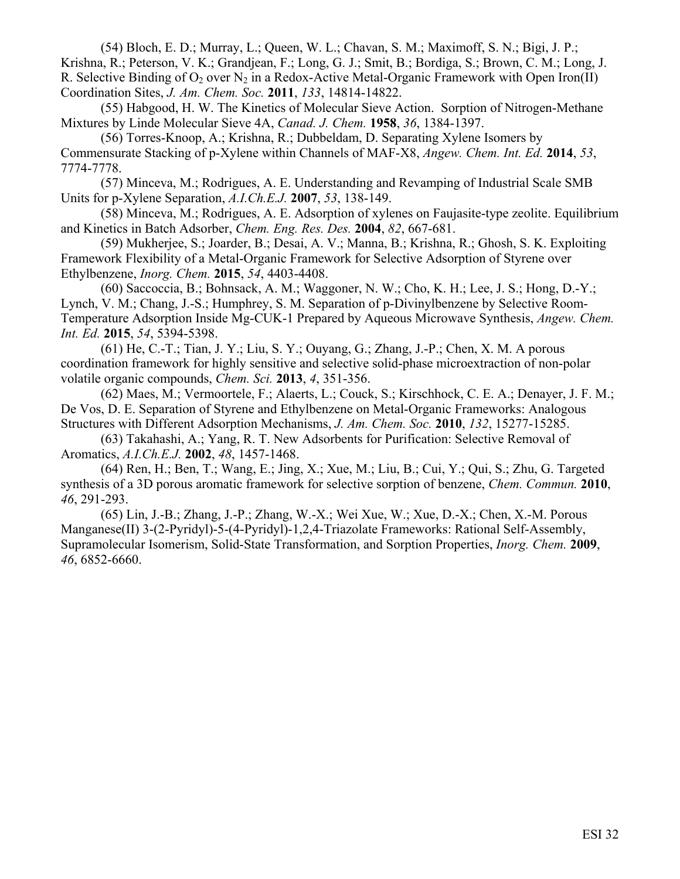(54) Bloch, E. D.; Murray, L.; Queen, W. L.; Chavan, S. M.; Maximoff, S. N.; Bigi, J. P.; Krishna, R.; Peterson, V. K.; Grandjean, F.; Long, G. J.; Smit, B.; Bordiga, S.; Brown, C. M.; Long, J. R. Selective Binding of $O_2$ over $N_2$ in a Redox-Active Metal-Organic Framework with Open Iron(II) Coordination Sites, *J. Am. Chem. Soc.* **2011**, *133*, 14814-14822.

(55) Habgood, H. W. The Kinetics of Molecular Sieve Action. Sorption of Nitrogen-Methane Mixtures by Linde Molecular Sieve 4A, *Canad. J. Chem.* **1958**, *36*, 1384-1397.

(56) Torres-Knoop, A.; Krishna, R.; Dubbeldam, D. Separating Xylene Isomers by Commensurate Stacking of p-Xylene within Channels of MAF-X8, *Angew. Chem. Int. Ed.* **2014**, *53*, 7774-7778.

(57) Minceva, M.; Rodrigues, A. E. Understanding and Revamping of Industrial Scale SMB Units for p-Xylene Separation, *A.I.Ch.E.J.* **2007**, *53*, 138-149.

(58) Minceva, M.; Rodrigues, A. E. Adsorption of xylenes on Faujasite-type zeolite. Equilibrium and Kinetics in Batch Adsorber, *Chem. Eng. Res. Des.* **2004**, *82*, 667-681.

(59) Mukherjee, S.; Joarder, B.; Desai, A. V.; Manna, B.; Krishna, R.; Ghosh, S. K. Exploiting Framework Flexibility of a Metal-Organic Framework for Selective Adsorption of Styrene over Ethylbenzene, *Inorg. Chem.* **2015**, *54*, 4403-4408.

(60) Saccoccia, B.; Bohnsack, A. M.; Waggoner, N. W.; Cho, K. H.; Lee, J. S.; Hong, D.-Y.; Lynch, V. M.; Chang, J.-S.; Humphrey, S. M. Separation of p-Divinylbenzene by Selective Room-Temperature Adsorption Inside Mg-CUK-1 Prepared by Aqueous Microwave Synthesis, *Angew. Chem. Int. Ed.* **2015**, *54*, 5394-5398.

(61) He, C.-T.; Tian, J. Y.; Liu, S. Y.; Ouyang, G.; Zhang, J.-P.; Chen, X. M. A porous coordination framework for highly sensitive and selective solid-phase microextraction of non-polar volatile organic compounds, *Chem. Sci.* **2013**, *4*, 351-356.

(62) Maes, M.; Vermoortele, F.; Alaerts, L.; Couck, S.; Kirschhock, C. E. A.; Denayer, J. F. M.; De Vos, D. E. Separation of Styrene and Ethylbenzene on Metal-Organic Frameworks: Analogous Structures with Different Adsorption Mechanisms, *J. Am. Chem. Soc.* **2010**, *132*, 15277-15285.

(63) Takahashi, A.; Yang, R. T. New Adsorbents for Purification: Selective Removal of Aromatics, *A.I.Ch.E.J.* **2002**, *48*, 1457-1468.

(64) Ren, H.; Ben, T.; Wang, E.; Jing, X.; Xue, M.; Liu, B.; Cui, Y.; Qui, S.; Zhu, G. Targeted synthesis of a 3D porous aromatic framework for selective sorption of benzene, *Chem. Commun.* **2010**, *46*, 291-293.

(65) Lin, J.-B.; Zhang, J.-P.; Zhang, W.-X.; Wei Xue, W.; Xue, D.-X.; Chen, X.-M. Porous Manganese(II) 3-(2-Pyridyl)-5-(4-Pyridyl)-1,2,4-Triazolate Frameworks: Rational Self-Assembly, Supramolecular Isomerism, Solid-State Transformation, and Sorption Properties, *Inorg. Chem.* **2009**, *46*, 6852-6660.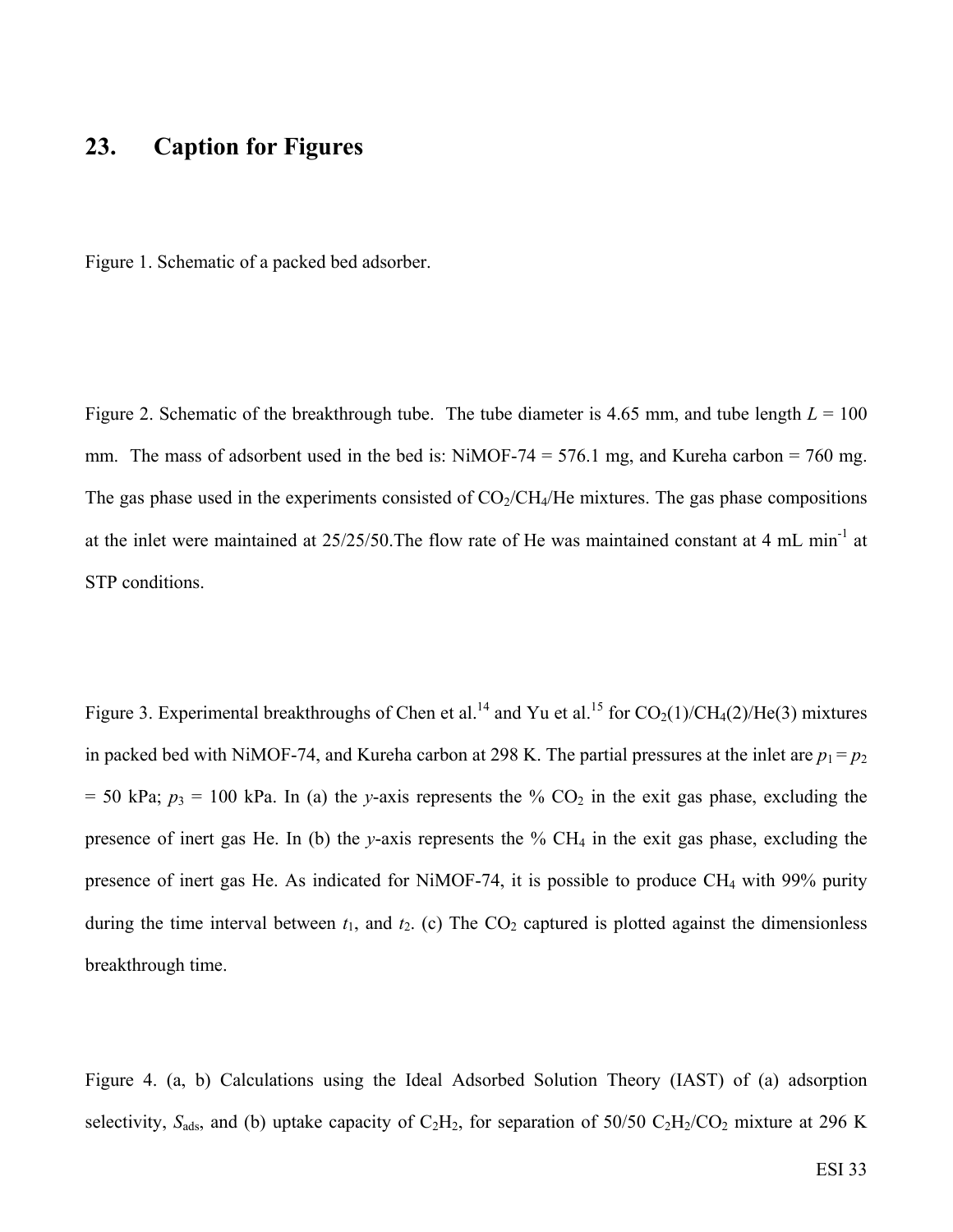# 23. Caption for Figures

Figure 1. Schematic of a packed bed adsorber.

Figure 2. Schematic of the breakthrough tube. The tube diameter is 4.65 mm, and tube length $L$ = 100 mm. The mass of adsorbent used in the bed is: NiMOF-74 = 576.1 mg, and Kureha carbon = 760 mg. The gas phase used in the experiments consisted of $CO_2$/$CH_4$/He mixtures. The gas phase compositions at the inlet were maintained at 25/25/50.The flow rate of He was maintained constant at 4 mL min$^{-1}$ at STP conditions.

Figure 3. Experimental breakthroughs of Chen et al.[14] and Yu et al.[15] for $CO_2$(1)/$CH_4$(2)/He(3) mixtures in packed bed with NiMOF-74, and Kureha carbon at 298 K. The partial pressures at the inlet are $p_1 = p_2$ = 50 kPa; $p_3$ = 100 kPa. In (a) the $y$-axis represents the % $CO_2$ in the exit gas phase, excluding the presence of inert gas He. In (b) the $y$-axis represents the % $CH_4$ in the exit gas phase, excluding the presence of inert gas He. As indicated for NiMOF-74, it is possible to produce $CH_4$ with 99% purity during the time interval between $t_1$, and $t_2$. (c) The $CO_2$ captured is plotted against the dimensionless breakthrough time.

Figure 4. (a, b) Calculations using the Ideal Adsorbed Solution Theory (IAST) of (a) adsorption selectivity, $S_{ads}$, and (b) uptake capacity of $C_2H_2$, for separation of 50/50 $C_2H_2$/$CO_2$ mixture at 296 K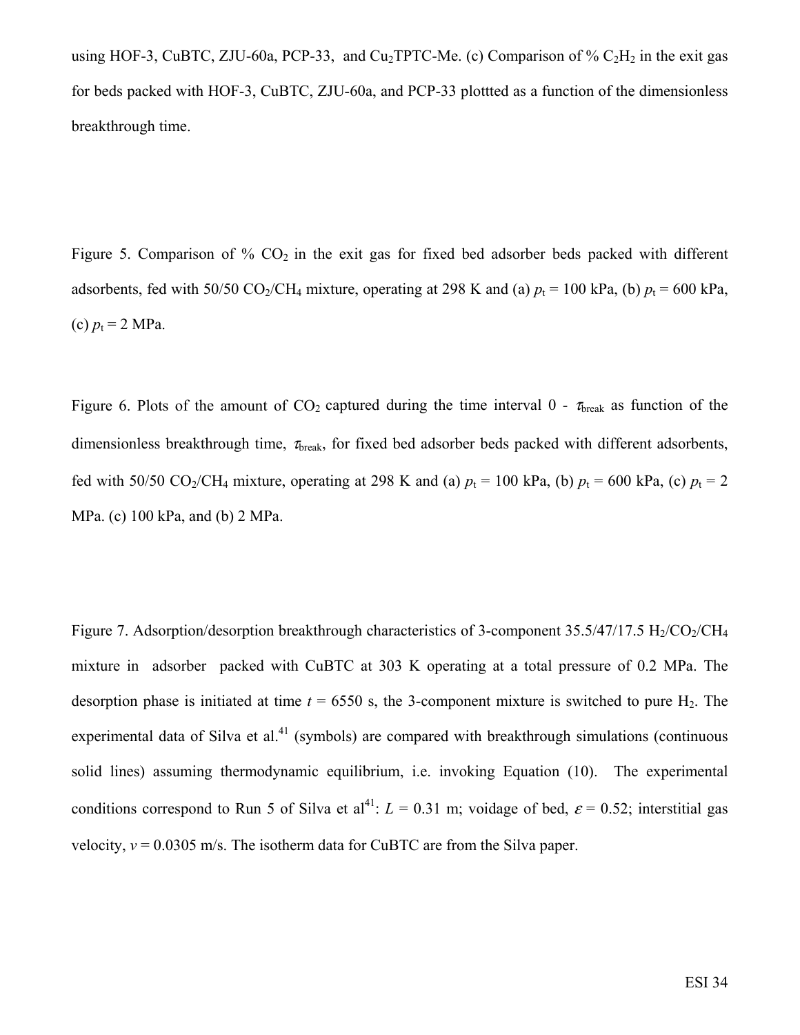using HOF-3, CuBTC, ZJU-60a, PCP-33, and $Cu_2TPTC$-Me. (c) Comparison of % $C_2H_2$ in the exit gas for beds packed with HOF-3, CuBTC, ZJU-60a, and PCP-33 plottted as a function of the dimensionless breakthrough time.

Figure 5. Comparison of % $CO_2$ in the exit gas for fixed bed adsorber beds packed with different adsorbents, fed with 50/50 $CO_2/CH_4$ mixture, operating at 298 K and (a) $p_t$ = 100 kPa, (b) $p_t$ = 600 kPa, (c) $p_t$ = 2 MPa.

Figure 6. Plots of the amount of $CO_2$ captured during the time interval 0 - $\tau_{break}$ as function of the dimensionless breakthrough time, $\tau_{break}$, for fixed bed adsorber beds packed with different adsorbents, fed with 50/50 $CO_2/CH_4$ mixture, operating at 298 K and (a) $p_t$ = 100 kPa, (b) $p_t$ = 600 kPa, (c) $p_t$ = 2 MPa. (c) 100 kPa, and (b) 2 MPa.

Figure 7. Adsorption/desorption breakthrough characteristics of 3-component 35.5/47/17.5 $H_2/CO_2/CH_4$ mixture in adsorber packed with CuBTC at 303 K operating at a total pressure of 0.2 MPa. The desorption phase is initiated at time $t$ = 6550 s, the 3-component mixture is switched to pure $H_2$. The experimental data of Silva et al.[41] (symbols) are compared with breakthrough simulations (continuous solid lines) assuming thermodynamic equilibrium, i.e. invoking Equation (10). The experimental conditions correspond to Run 5 of Silva et al[41]: $L$ = 0.31 m; voidage of bed, $\varepsilon$ = 0.52; interstitial gas velocity, $v$ = 0.0305 m/s. The isotherm data for CuBTC are from the Silva paper.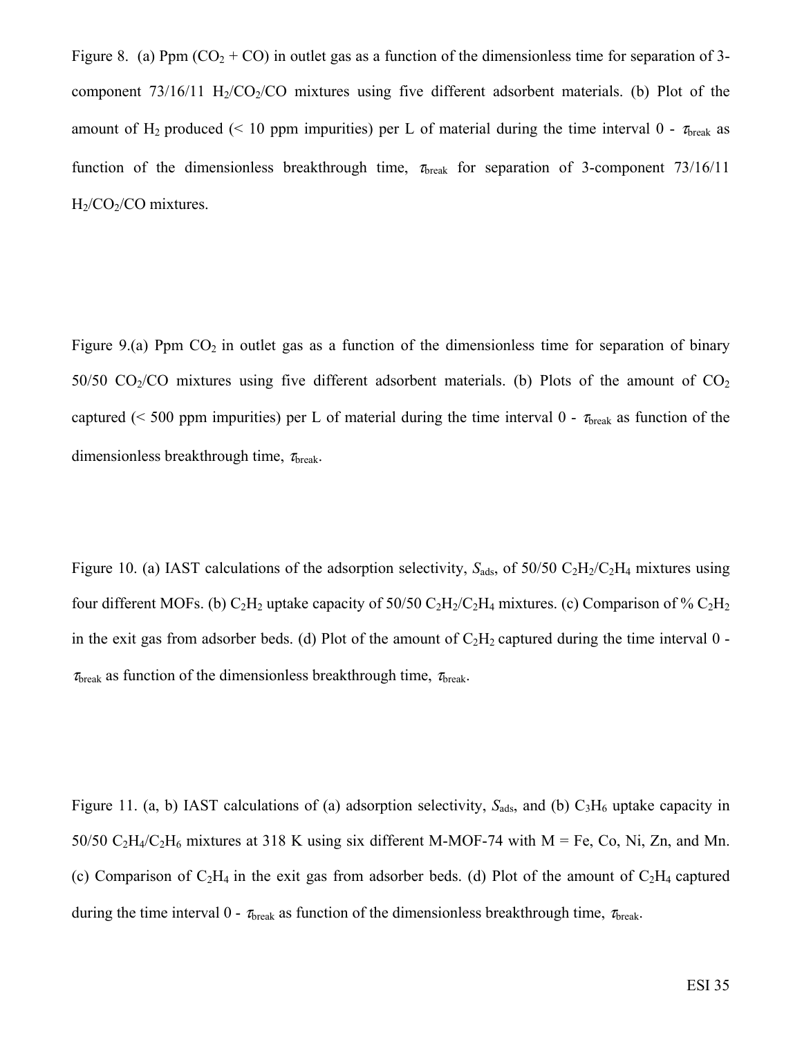Figure 8. (a) Ppm ($CO_2$ + CO) in outlet gas as a function of the dimensionless time for separation of 3-component 73/16/11 $H_2/CO_2/CO$ mixtures using five different adsorbent materials. (b) Plot of the amount of $H_2$ produced (< 10 ppm impurities) per L of material during the time interval 0 - $\tau_{break}$ as function of the dimensionless breakthrough time, $\tau_{break}$ for separation of 3-component 73/16/11 $H_2/CO_2/CO$ mixtures.

Figure 9.(a) Ppm $CO_2$ in outlet gas as a function of the dimensionless time for separation of binary 50/50 $CO_2/CO$ mixtures using five different adsorbent materials. (b) Plots of the amount of $CO_2$ captured (< 500 ppm impurities) per L of material during the time interval 0 - $\tau_{break}$ as function of the dimensionless breakthrough time, $\tau_{break}$.

Figure 10. (a) IAST calculations of the adsorption selectivity, $S_{ads}$, of 50/50 $C_2H_2/C_2H_4$ mixtures using four different MOFs. (b) $C_2H_2$ uptake capacity of 50/50 $C_2H_2/C_2H_4$ mixtures. (c) Comparison of % $C_2H_2$ in the exit gas from adsorber beds. (d) Plot of the amount of $C_2H_2$ captured during the time interval 0 - $\tau_{break}$ as function of the dimensionless breakthrough time, $\tau_{break}$.

Figure 11. (a, b) IAST calculations of (a) adsorption selectivity, $S_{ads}$, and (b) $C_3H_6$ uptake capacity in 50/50 $C_2H_4/C_2H_6$ mixtures at 318 K using six different M-MOF-74 with M = Fe, Co, Ni, Zn, and Mn. (c) Comparison of $C_2H_4$ in the exit gas from adsorber beds. (d) Plot of the amount of $C_2H_4$ captured during the time interval 0 - $\tau_{break}$ as function of the dimensionless breakthrough time, $\tau_{break}$.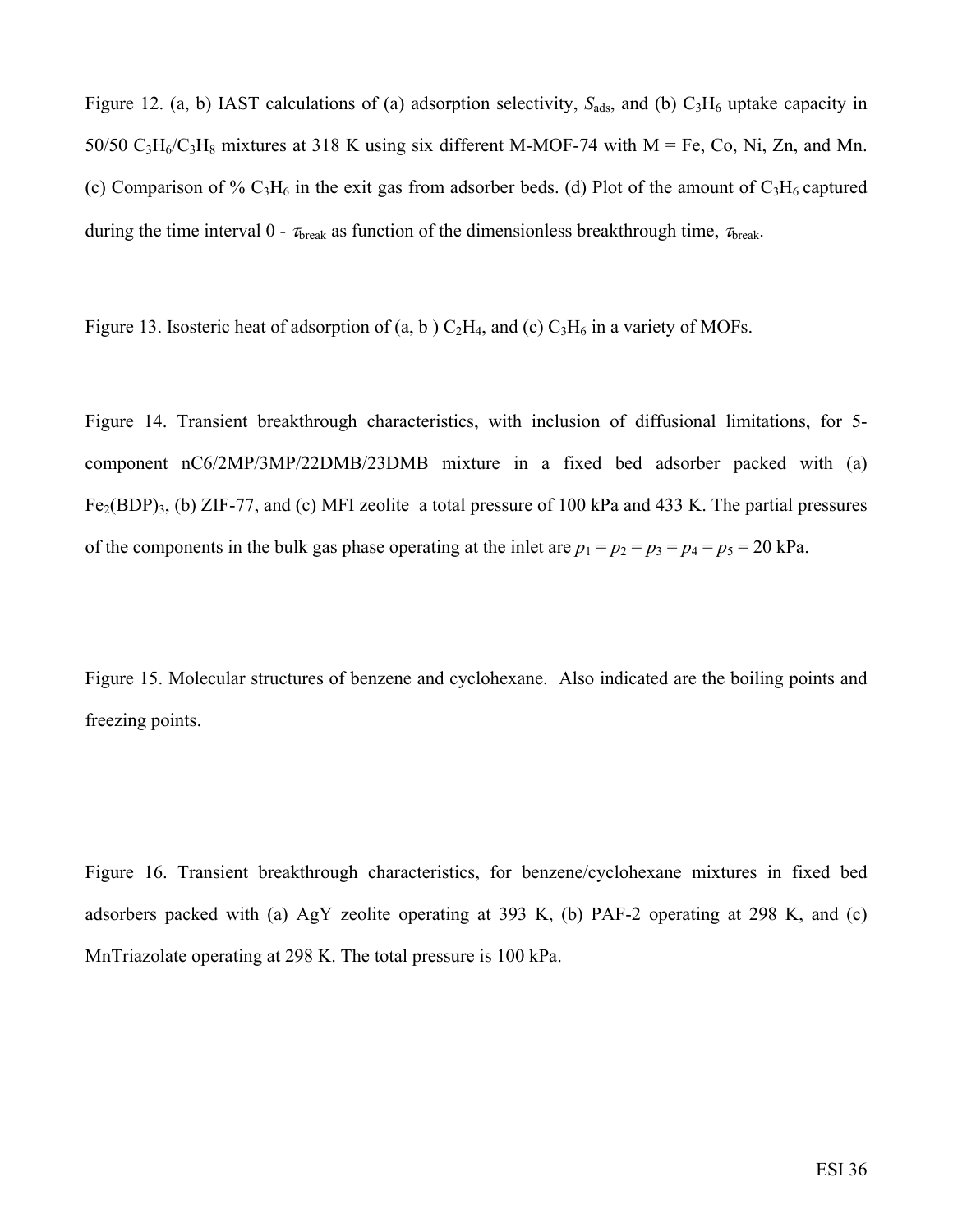Figure 12. (a, b) IAST calculations of (a) adsorption selectivity, $S_{ads}$, and (b) $C_3H_6$ uptake capacity in 50/50 $C_3H_6$/$C_3H_8$ mixtures at 318 K using six different M-MOF-74 with M = Fe, Co, Ni, Zn, and Mn. (c) Comparison of % $C_3H_6$ in the exit gas from adsorber beds. (d) Plot of the amount of $C_3H_6$ captured during the time interval 0 - $\tau_{break}$ as function of the dimensionless breakthrough time, $\tau_{break}$.

Figure 13. Isosteric heat of adsorption of (a, b ) $C_2H_4$, and (c) $C_3H_6$ in a variety of MOFs.

Figure 14. Transient breakthrough characteristics, with inclusion of diffusional limitations, for 5-component nC6/2MP/3MP/22DMB/23DMB mixture in a fixed bed adsorber packed with (a) $Fe_2(BDP)_3$, (b) ZIF-77, and (c) MFI zeolite a total pressure of 100 kPa and 433 K. The partial pressures of the components in the bulk gas phase operating at the inlet are $p_1 = p_2 = p_3 = p_4 = p_5 = 20$ kPa.

Figure 15. Molecular structures of benzene and cyclohexane. Also indicated are the boiling points and freezing points.

Figure 16. Transient breakthrough characteristics, for benzene/cyclohexane mixtures in fixed bed adsorbers packed with (a) AgY zeolite operating at 393 K, (b) PAF-2 operating at 298 K, and (c) MnTriazolate operating at 298 K. The total pressure is 100 kPa.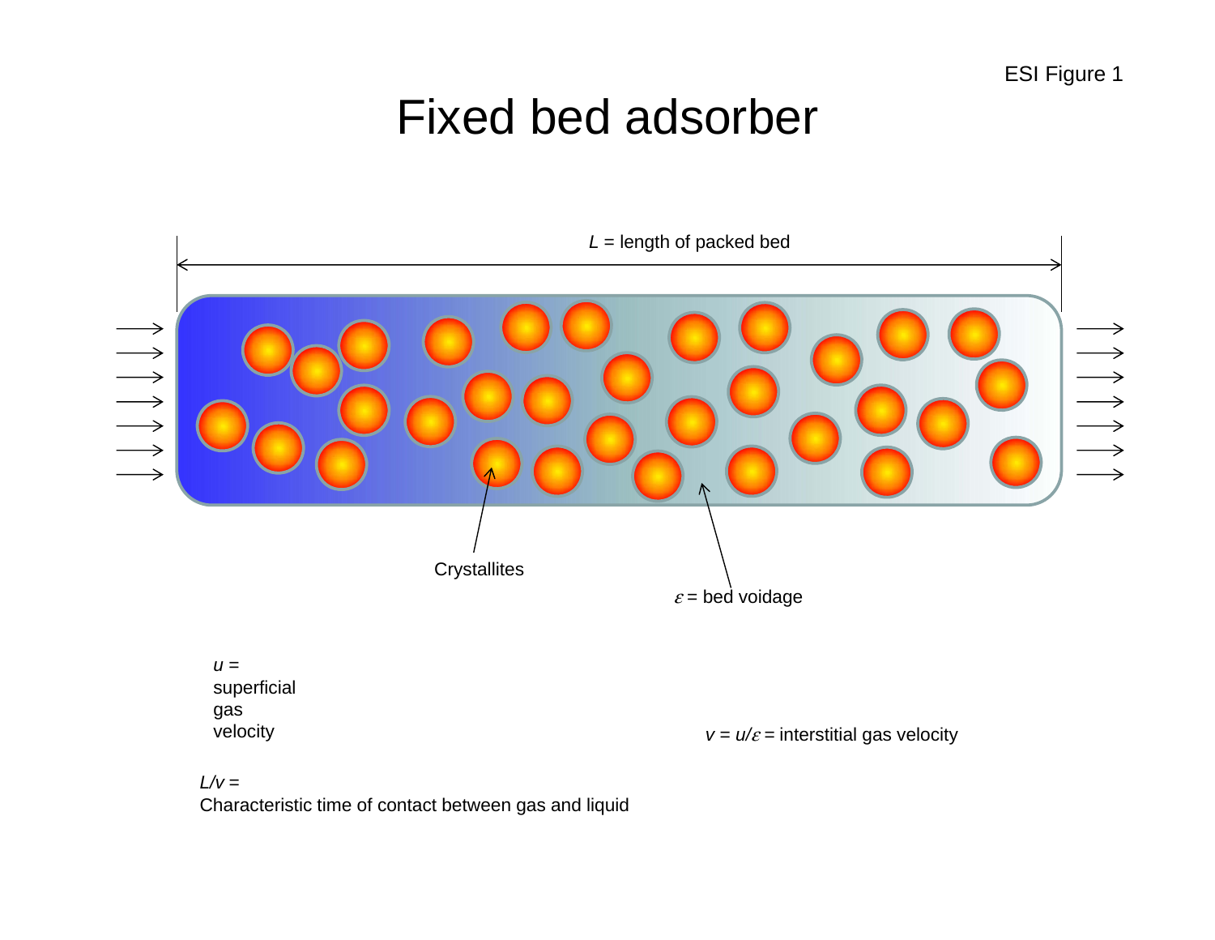ESI Figure 1

# Fixed bed adsorber

$L$ = length of packed bed

Crystallites

$\varepsilon$ = bed voidage

$u$ = superficial gas velocity

$v = u/\varepsilon$ = interstitial gas velocity

$L/v$ = Characteristic time of contact between gas and liquid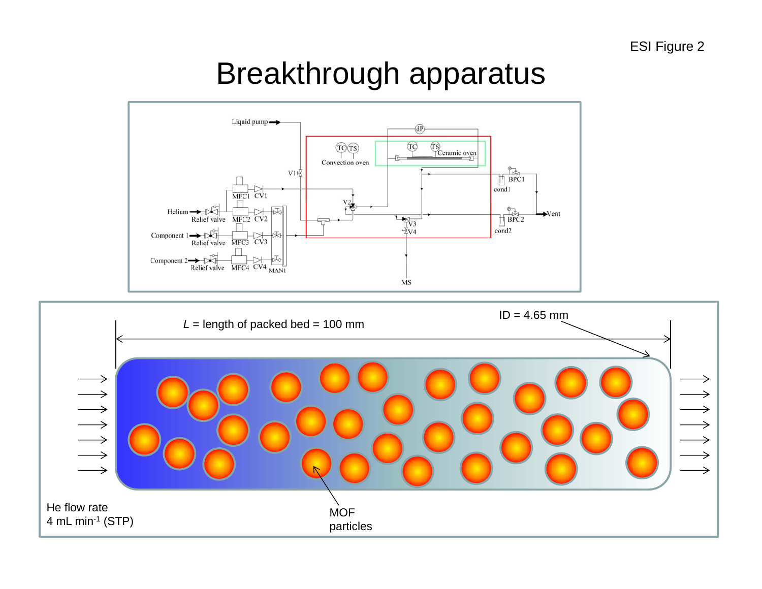ESI Figure 2

# Breakthrough apparatus

Liquid pump

V1

TC TS

Convection oven

dP

TC TS Ceramic oven

MFC1 CV1

Helium Relief valve MFC2 CV2

V2

Component 1 Relief valve MFC3 CV3

Component 2 Relief valve MFC4 CV4 MAN1

V3

V4

MS

cond1 BPC1

cond2 BPC2

Vent

*L* = length of packed bed = 100 mm

ID = 4.65 mm

He flow rate
4 mL min$^{-1}$ (STP)

MOF
particles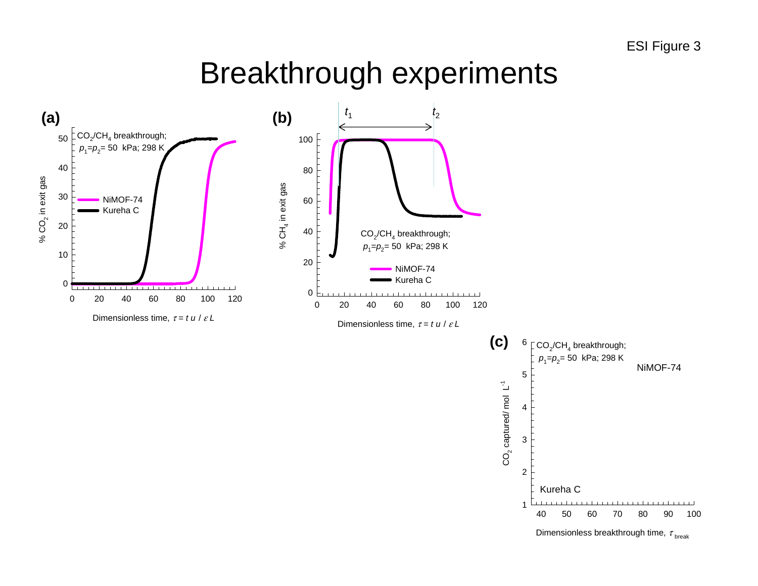# Breakthrough experiments

**(a)**

$CO_2/CH_4$ breakthrough; $p_1=p_2$= 50 kPa; 298 K

NiMOF-74

Kureha C

% $CO_2$ in exit gas

Dimensionless time, $\tau = t\,u\,/\,\varepsilon L$

**(b)**

$t_1$ $t_2$

$CO_2/CH_4$ breakthrough; $p_1=p_2$= 50 kPa; 298 K

NiMOF-74

Kureha C

% $CH_4$ in exit gas

Dimensionless time, $\tau = t\,u\,/\,\varepsilon L$

**(c)**

$CO_2/CH_4$ breakthrough; $p_1=p_2$= 50 kPa; 298 K

NiMOF-74

Kureha C

$CO_2$ captured/ mol $L^{-1}$

Dimensionless breakthrough time, $\tau_{break}$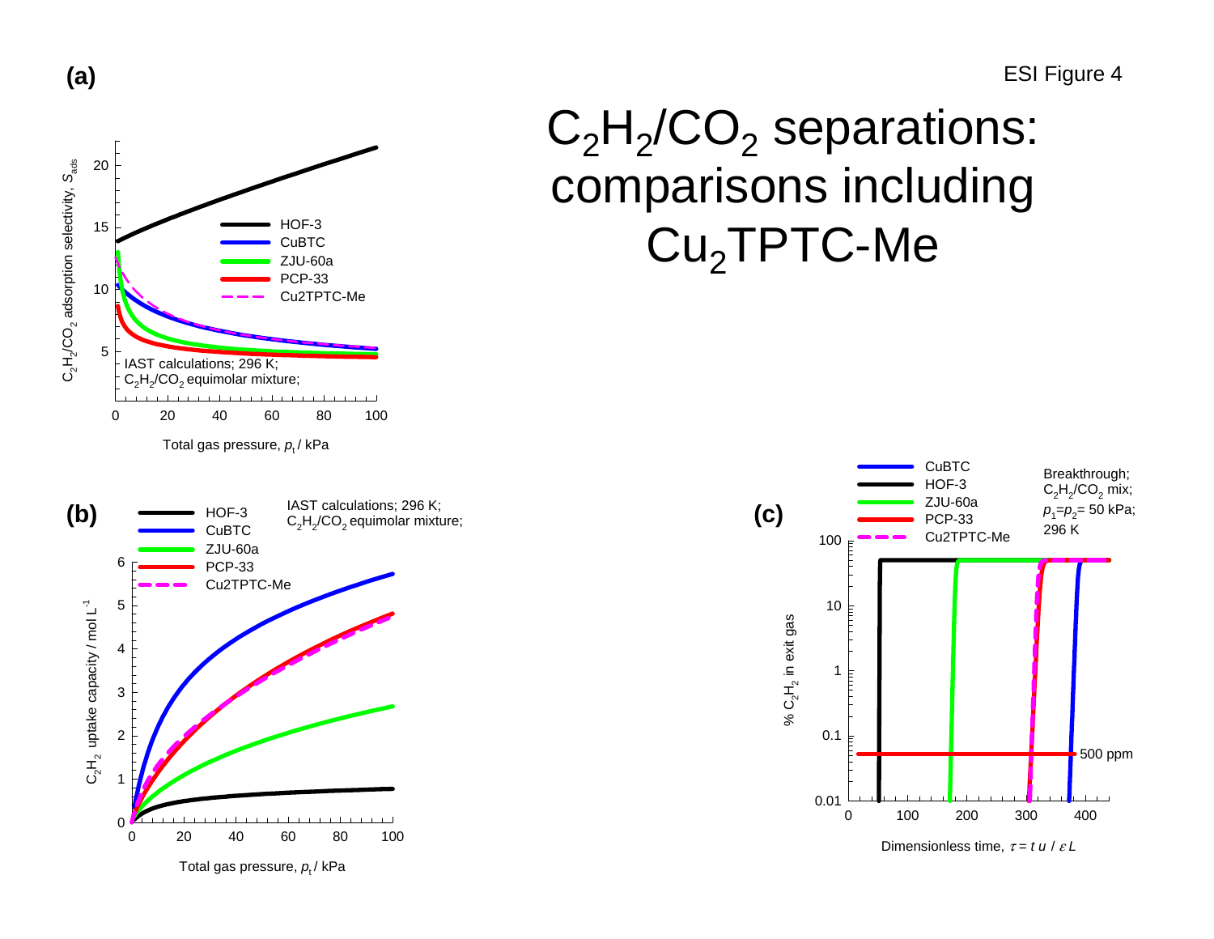ESI Figure 4

# $C_2H_2/CO_2$ separations: comparisons including $Cu_2TPTC$-Me

**(a)**

**(b)**

**(c)**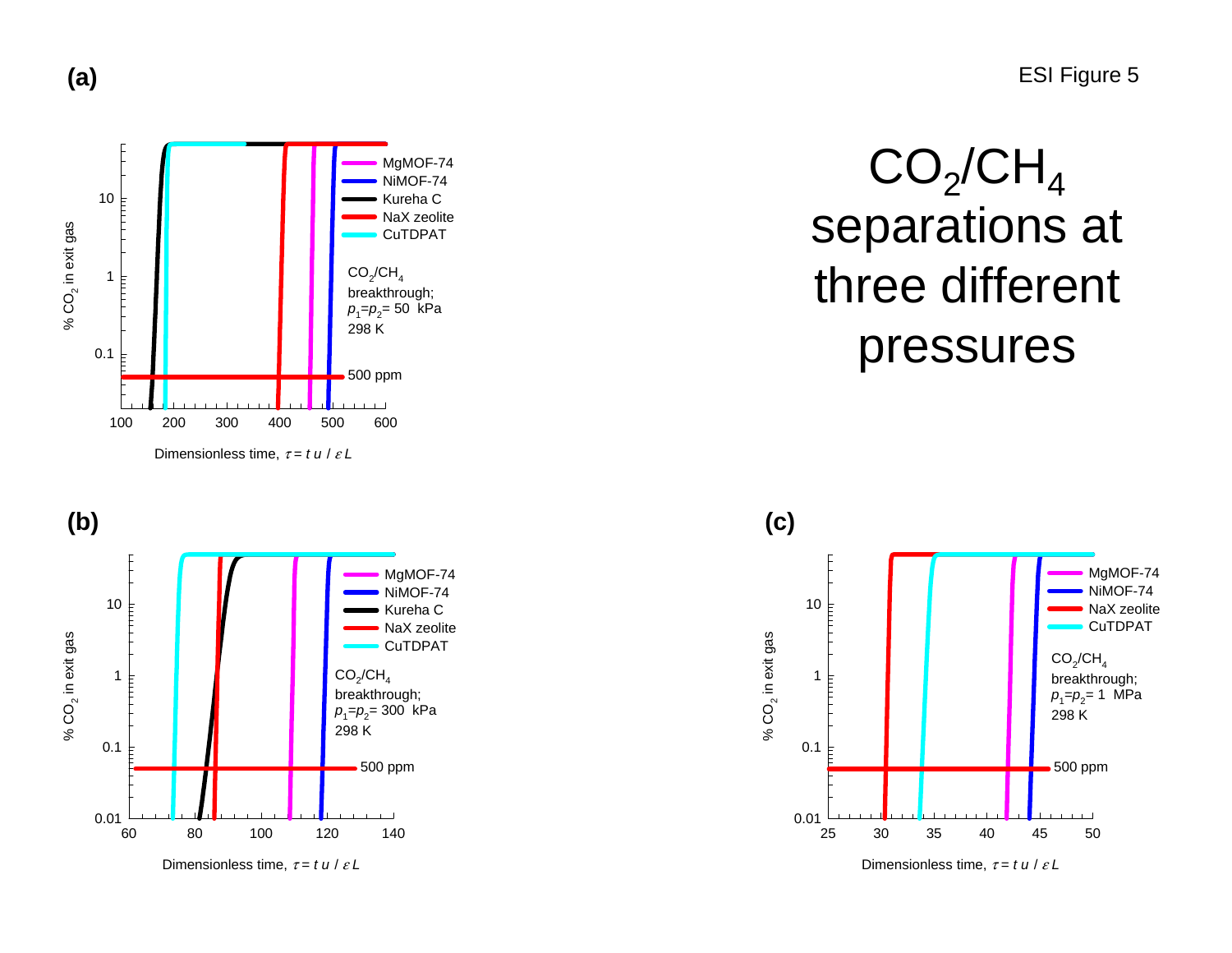ESI Figure 5

# $CO_2/CH_4$ separations at three different pressures

(a)

(b)

(c)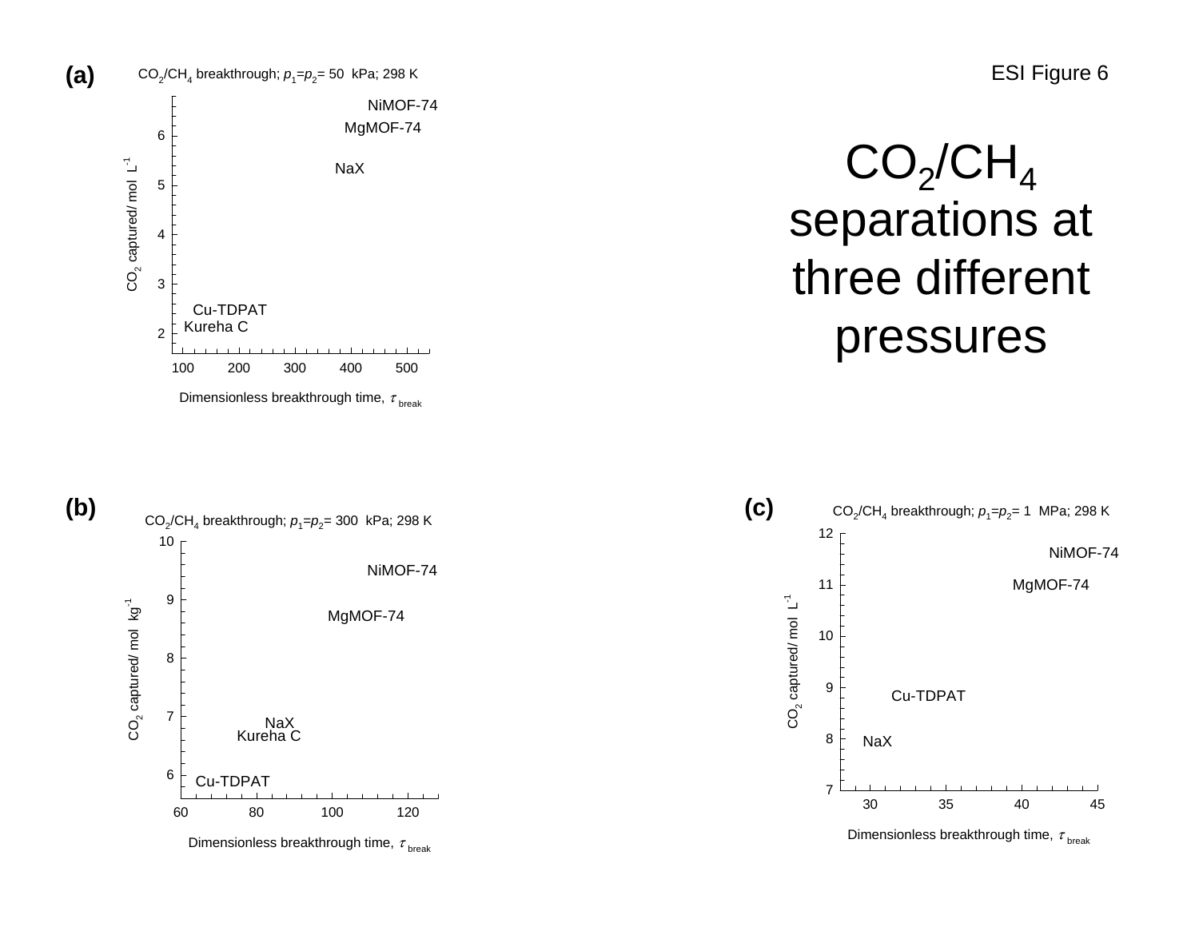ESI Figure 6

# $CO_2/CH_4$ separations at three different pressures

**(a)** $CO_2/CH_4$ breakthrough; $p_1=p_2=$ 50 kPa; 298 K

Y-axis: $CO_2$ captured/ mol $L^{-1}$ (2 to 6)
X-axis: Dimensionless breakthrough time, $\tau_{break}$ (100 to 500)

Labels: NiMOF-74, MgMOF-74, NaX, Cu-TDPAT, Kureha C

**(b)** $CO_2/CH_4$ breakthrough; $p_1=p_2=$ 300 kPa; 298 K

Y-axis: $CO_2$ captured/ mol $kg^{-1}$ (6 to 10)
X-axis: Dimensionless breakthrough time, $\tau_{break}$ (60 to 120)

Labels: NiMOF-74, MgMOF-74, NaX, Kureha C, Cu-TDPAT

**(c)** $CO_2/CH_4$ breakthrough; $p_1=p_2=$ 1 MPa; 298 K

Y-axis: $CO_2$ captured/ mol $L^{-1}$ (7 to 12)
X-axis: Dimensionless breakthrough time, $\tau_{break}$ (30 to 45)

Labels: NiMOF-74, MgMOF-74, Cu-TDPAT, NaX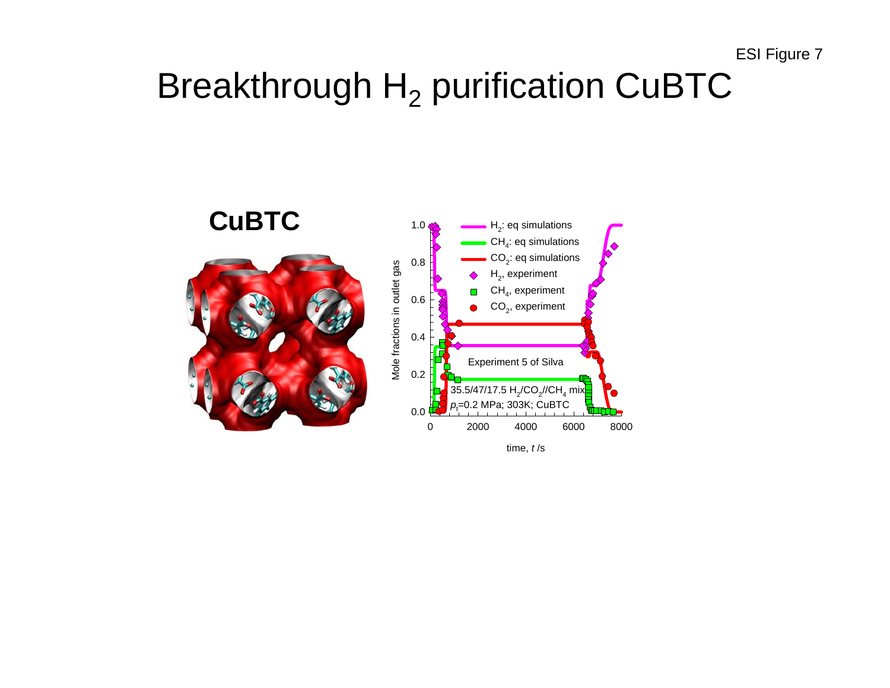# Breakthrough $H_2$ purification CuBTC

**CuBTC**

Experiment 5 of Silva

35.5/47/17.5 $H_2/CO_2//CH_4$ mix

$p_t$=0.2 MPa; 303K; CuBTC

- $H_2$: eq simulations
- $CH_4$: eq simulations
- $CO_2$: eq simulations
- $H_2$, experiment
- $CH_4$, experiment
- $CO_2$, experiment

Mole fractions in outlet gas

time, $t$ /s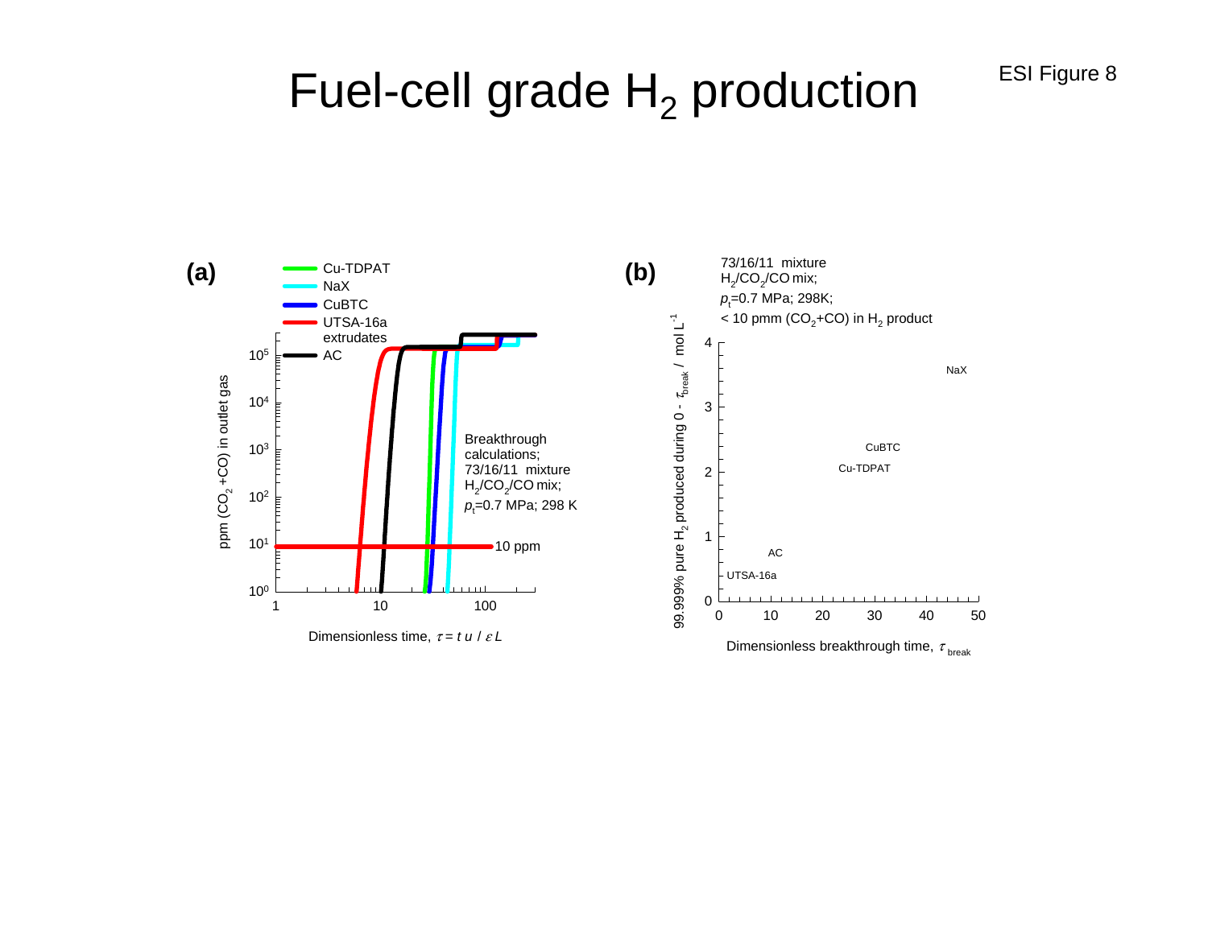# Fuel-cell grade $H_2$ production

ESI Figure 8

**(a)**

Legend: Cu-TDPAT; NaX; CuBTC; UTSA-16a extrudates; AC

Breakthrough calculations; 73/16/11 mixture $H_2/CO_2/CO$ mix; $p_t$=0.7 MPa; 298 K

10 ppm

y-axis: ppm ($CO_2$ +CO) in outlet gas

x-axis: Dimensionless time, $\tau = t\, u / \varepsilon L$

**(b)**

73/16/11 mixture $H_2/CO_2/CO$ mix; $p_t$=0.7 MPa; 298K; < 10 pmm ($CO_2$+CO) in $H_2$ product

Data labels: NaX; CuBTC; Cu-TDPAT; AC; UTSA-16a

y-axis: 99.999% pure $H_2$ produced during 0 - $\tau_{break}$ / mol $L^{-1}$

x-axis: Dimensionless breakthrough time, $\tau_{break}$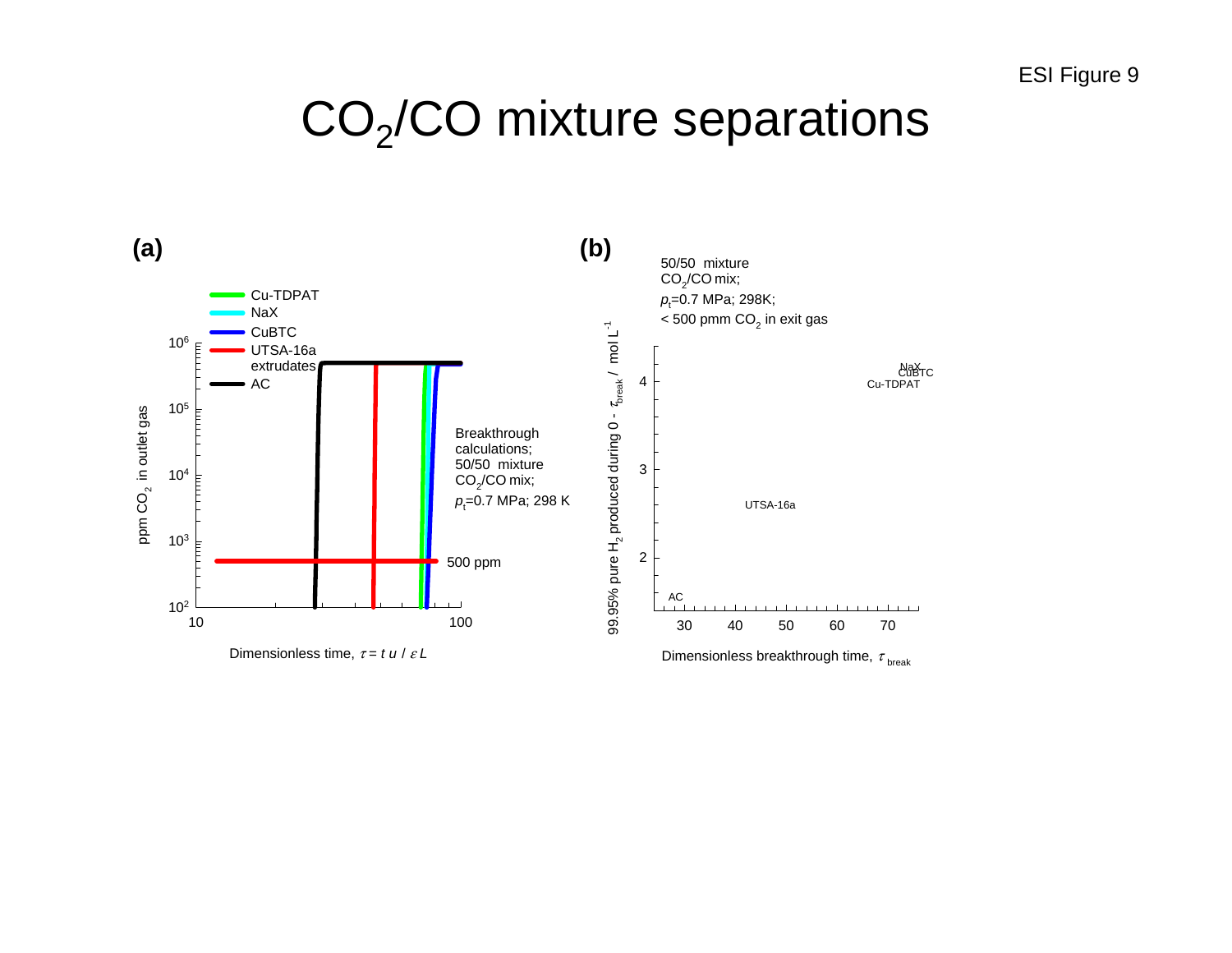ESI Figure 9

# $CO_2$/CO mixture separations

**(a)**

- Cu-TDPAT
- NaX
- CuBTC
- UTSA-16a extrudates
- AC

Breakthrough calculations; 50/50 mixture $CO_2$/CO mix; $p_t$=0.7 MPa; 298 K

500 ppm

y-axis: ppm $CO_2$ in outlet gas ($10^2$ – $10^6$)

x-axis: Dimensionless time, $\tau = t\,u\,/\,\varepsilon L$ (10 – 100)

**(b)**

50/50 mixture $CO_2$/CO mix; $p_t$=0.7 MPa; 298K; < 500 pmm $CO_2$ in exit gas

Data labels: NaX, CuBTC, Cu-TDPAT, UTSA-16a, AC

y-axis: 99.95% pure $H_2$ produced during 0 - $\tau_{break}$ / mol $L^{-1}$ (2 – 4)

x-axis: Dimensionless breakthrough time, $\tau_{break}$ (30 – 70)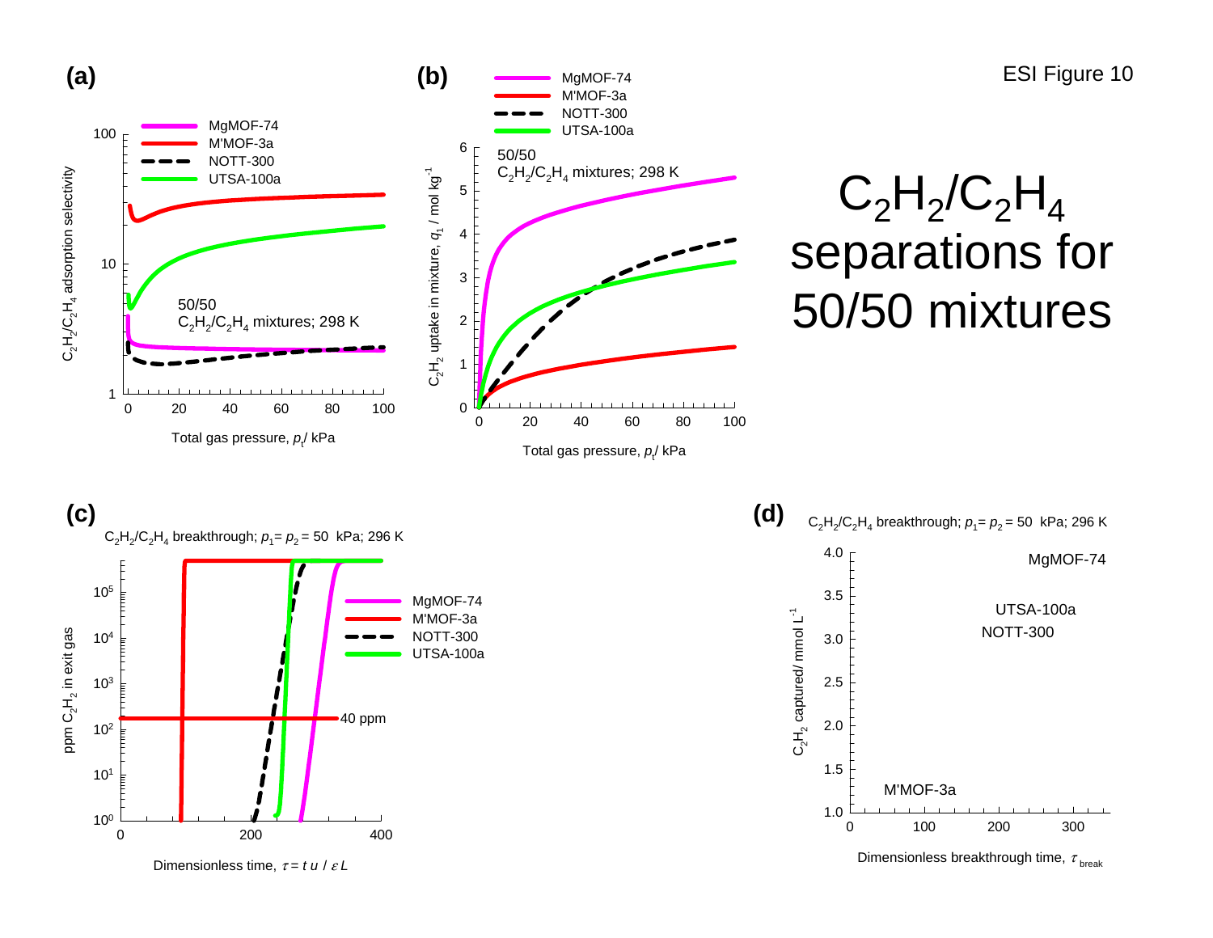ESI Figure 10

# $C_2H_2/C_2H_4$ separations for 50/50 mixtures

**(a)**

50/50 $C_2H_2/C_2H_4$ mixtures; 298 K

MgMOF-74, M'MOF-3a, NOTT-300, UTSA-100a

$C_2H_2/C_2H_4$ adsorption selectivity vs. Total gas pressure, $p_t$/ kPa

**(b)**

50/50 $C_2H_2/C_2H_4$ mixtures; 298 K

MgMOF-74, M'MOF-3a, NOTT-300, UTSA-100a

$C_2H_2$ uptake in mixture, $q_1$ / mol kg$^{-1}$ vs. Total gas pressure, $p_t$/ kPa

**(c)**

$C_2H_2/C_2H_4$ breakthrough; $p_1 = p_2 = 50$ kPa; 296 K

MgMOF-74, M'MOF-3a, NOTT-300, UTSA-100a

40 ppm

ppm $C_2H_2$ in exit gas vs. Dimensionless time, $\tau = t\,u\,/\,\varepsilon L$

**(d)**

$C_2H_2/C_2H_4$ breakthrough; $p_1 = p_2 = 50$ kPa; 296 K

MgMOF-74, UTSA-100a, NOTT-300, M'MOF-3a

$C_2H_2$ captured/ mmol L$^{-1}$ vs. Dimensionless breakthrough time, $\tau_{\text{break}}$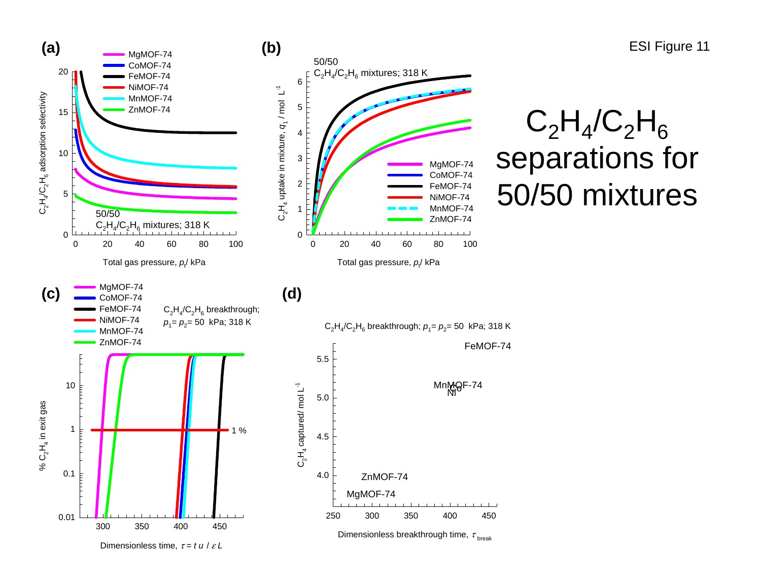ESI Figure 11

# $C_2H_4/C_2H_6$ separations for 50/50 mixtures

**(a)**

MgMOF-74, CoMOF-74, FeMOF-74, NiMOF-74, MnMOF-74, ZnMOF-74

50/50 $C_2H_4/C_2H_6$ mixtures; 318 K

y-axis: $C_2H_4/C_2H_6$ adsorption selectivity

x-axis: Total gas pressure, $p_t$/ kPa

**(b)**

50/50 $C_2H_4/C_2H_6$ mixtures; 318 K

MgMOF-74, CoMOF-74, FeMOF-74, NiMOF-74, MnMOF-74, ZnMOF-74

y-axis: $C_2H_4$ uptake in mixture, $q_1$ / mol $L^{-1}$

x-axis: Total gas pressure, $p_t$/ kPa

**(c)**

MgMOF-74, CoMOF-74, FeMOF-74, NiMOF-74, MnMOF-74, ZnMOF-74

$C_2H_4/C_2H_6$ breakthrough; $p_1 = p_2 = 50$ kPa; 318 K

1 %

y-axis: % $C_2H_4$ in exit gas

x-axis: Dimensionless time, $\tau = t\,u\,/\,\varepsilon L$

**(d)**

$C_2H_4/C_2H_6$ breakthrough; $p_1 = p_2 = 50$ kPa; 318 K

FeMOF-74, MnMOF-74, Co, Ni, ZnMOF-74, MgMOF-74

y-axis: $C_2H_4$ captured/ mol $L^{-1}$

x-axis: Dimensionless breakthrough time, $\tau_{break}$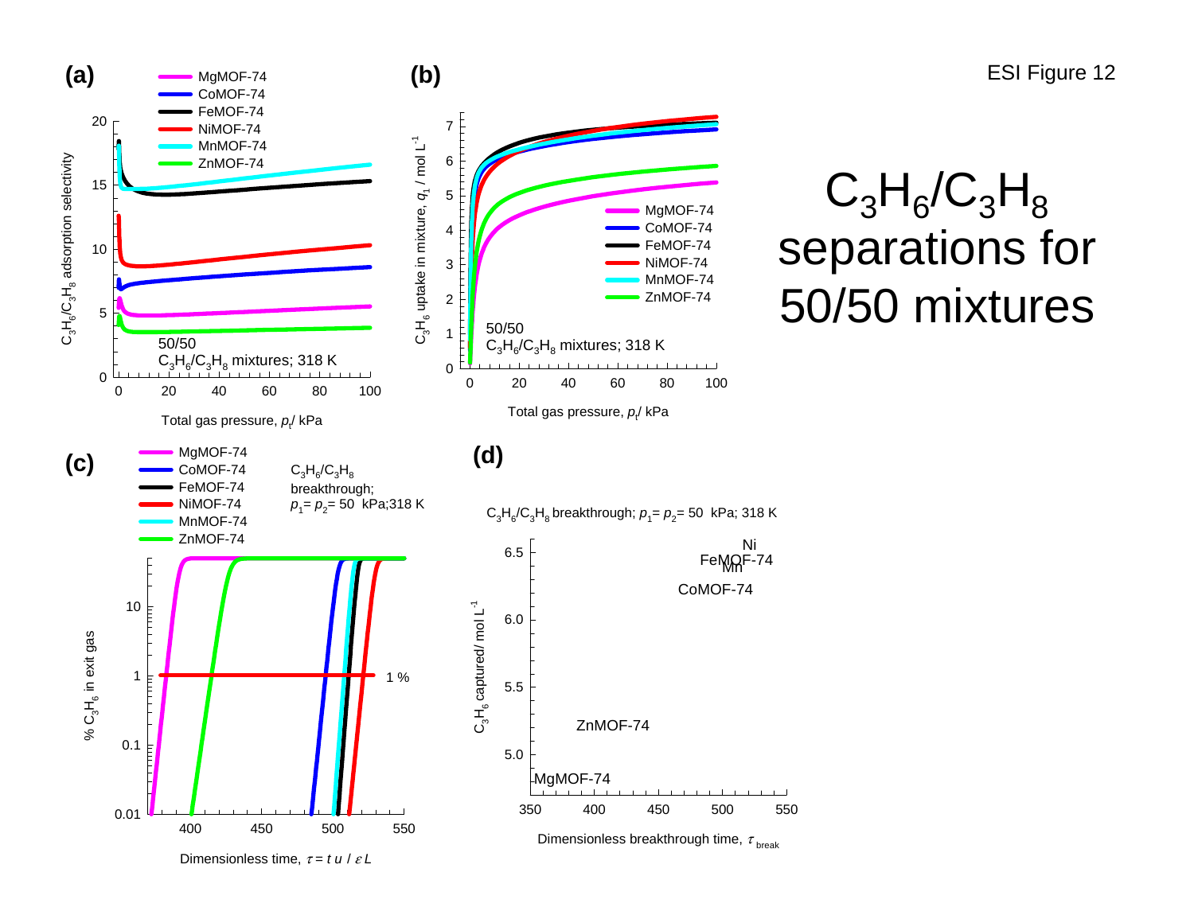ESI Figure 12

# $C_3H_6/C_3H_8$ separations for 50/50 mixtures

(a)

MgMOF-74, CoMOF-74, FeMOF-74, NiMOF-74, MnMOF-74, ZnMOF-74

50/50 $C_3H_6/C_3H_8$ mixtures; 318 K

$C_3H_6/C_3H_8$ adsorption selectivity vs. Total gas pressure, $p_t$/ kPa

(b)

MgMOF-74, CoMOF-74, FeMOF-74, NiMOF-74, MnMOF-74, ZnMOF-74

50/50 $C_3H_6/C_3H_8$ mixtures; 318 K

$C_3H_6$ uptake in mixture, $q_1$ / mol L$^{-1}$ vs. Total gas pressure, $p_t$/ kPa

(c)

MgMOF-74, CoMOF-74, FeMOF-74, NiMOF-74, MnMOF-74, ZnMOF-74

$C_3H_6/C_3H_8$ breakthrough; $p_1 = p_2 = 50$ kPa; 318 K

% $C_3H_6$ in exit gas vs. Dimensionless time, $\tau = t\,u\,/\,\varepsilon L$

1 %

(d)

$C_3H_6/C_3H_8$ breakthrough; $p_1 = p_2 = 50$ kPa; 318 K

$C_3H_6$ captured/ mol L$^{-1}$ vs. Dimensionless breakthrough time, $\tau_{break}$

Ni, FeMOF-74, Mn, CoMOF-74, ZnMOF-74, MgMOF-74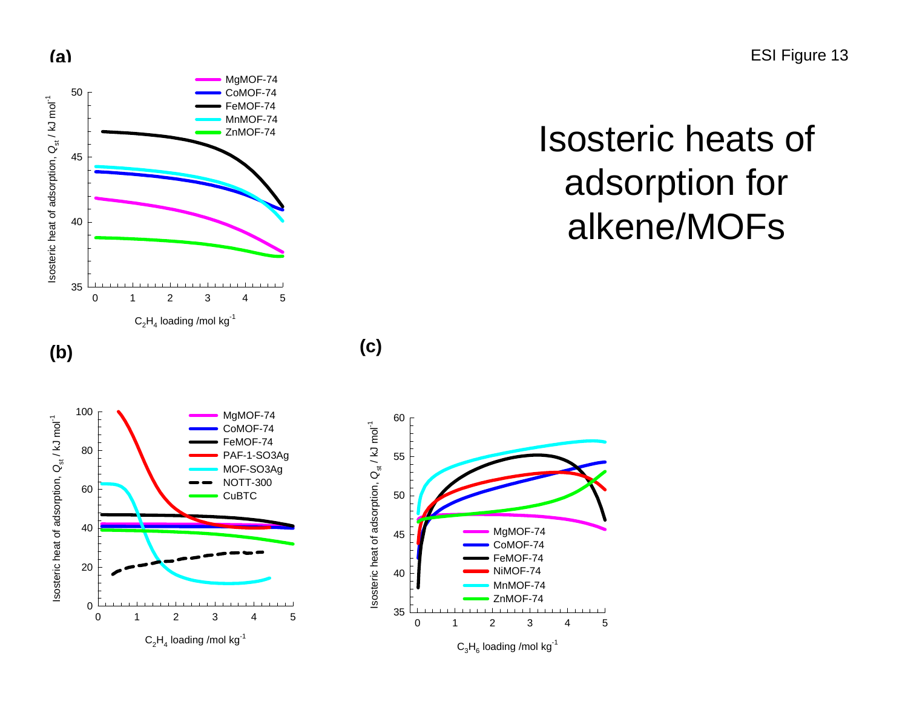ESI Figure 13

# Isosteric heats of adsorption for alkene/MOFs

**(a)**

**(b)**

**(c)**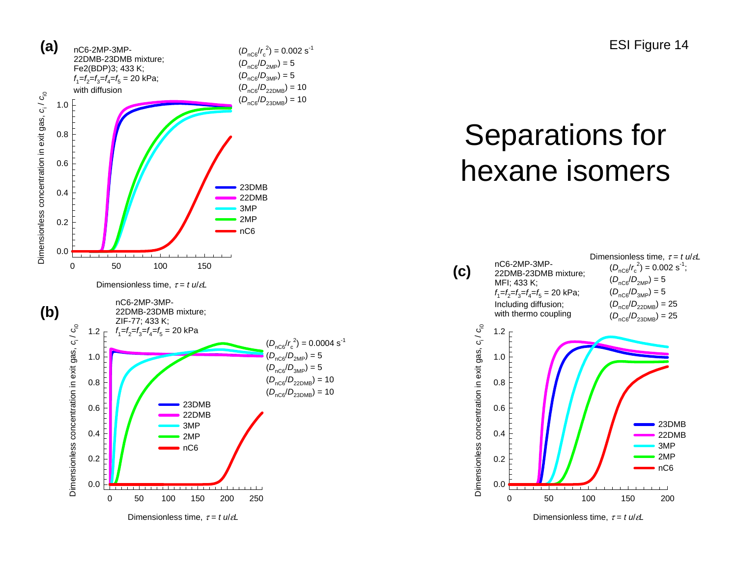ESI Figure 14

# Separations for hexane isomers

**(a)**

nC6-2MP-3MP-22DMB-23DMB mixture; Fe2(BDP)3; 433 K; $f_1=f_2=f_3=f_4=f_5$ = 20 kPa; with diffusion

$(D_{nC6}/r_c^2) = 0.002\ s^{-1}$
$(D_{nC6}/D_{2MP}) = 5$
$(D_{nC6}/D_{3MP}) = 5$
$(D_{nC6}/D_{22DMB}) = 10$
$(D_{nC6}/D_{23DMB}) = 10$

Legend: 23DMB, 22DMB, 3MP, 2MP, nC6

y-axis: Dimensionless concentration in exit gas, $c_i / c_{i0}$

x-axis: Dimensionless time, $\tau = t\ u/\varepsilon L$

**(b)**

nC6-2MP-3MP-22DMB-23DMB mixture; ZIF-77; 433 K; $f_1=f_2=f_3=f_4=f_5$ = 20 kPa

$(D_{nC6}/r_c^2) = 0.0004\ s^{-1}$
$(D_{nC6}/D_{2MP}) = 5$
$(D_{nC6}/D_{3MP}) = 5$
$(D_{nC6}/D_{22DMB}) = 10$
$(D_{nC6}/D_{23DMB}) = 10$

Legend: 23DMB, 22DMB, 3MP, 2MP, nC6

y-axis: Dimensionless concentration in exit gas, $c_i / c_{i0}$

x-axis: Dimensionless time, $\tau = t\ u/\varepsilon L$

**(c)**

nC6-2MP-3MP-22DMB-23DMB mixture; MFI; 433 K; $f_1=f_2=f_3=f_4=f_5$ = 20 kPa; Including diffusion; with thermo coupling

Dimensionless time, $\tau = t\ u/\varepsilon L$
$(D_{nC6}/r_c^2) = 0.002\ s^{-1}$;
$(D_{nC6}/D_{2MP}) = 5$
$(D_{nC6}/D_{3MP}) = 5$
$(D_{nC6}/D_{22DMB}) = 25$
$(D_{nC6}/D_{23DMB}) = 25$

Legend: 23DMB, 22DMB, 3MP, 2MP, nC6

y-axis: Dimensionless concentration in exit gas, $c_i / c_{i0}$

x-axis: Dimensionless time, $\tau = t\ u/\varepsilon L$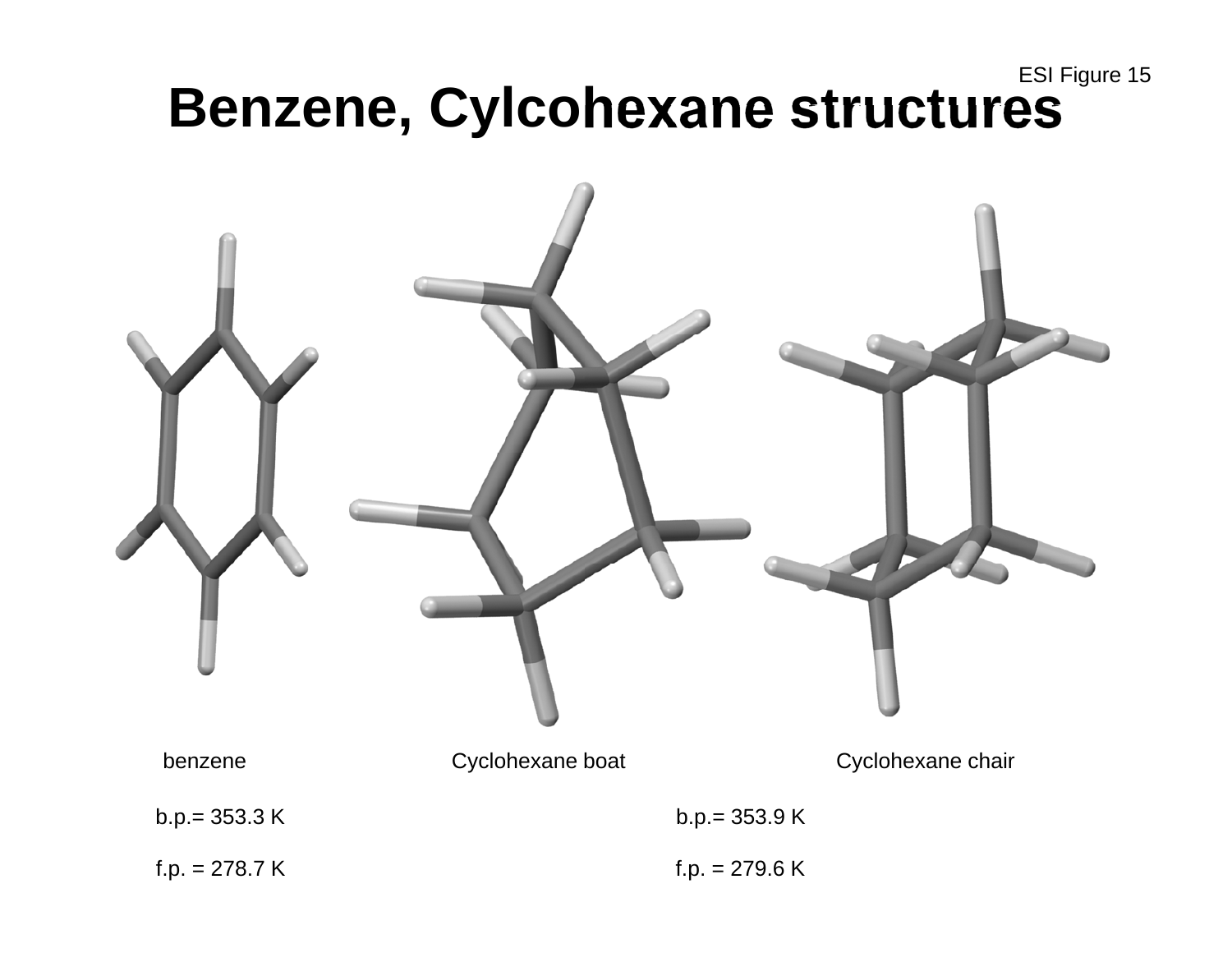ESI Figure 15

# Benzene, Cylcohexane structures

benzene

Cyclohexane boat

Cyclohexane chair

b.p.= 353.3 K

f.p. = 278.7 K

b.p.= 353.9 K

f.p. = 279.6 K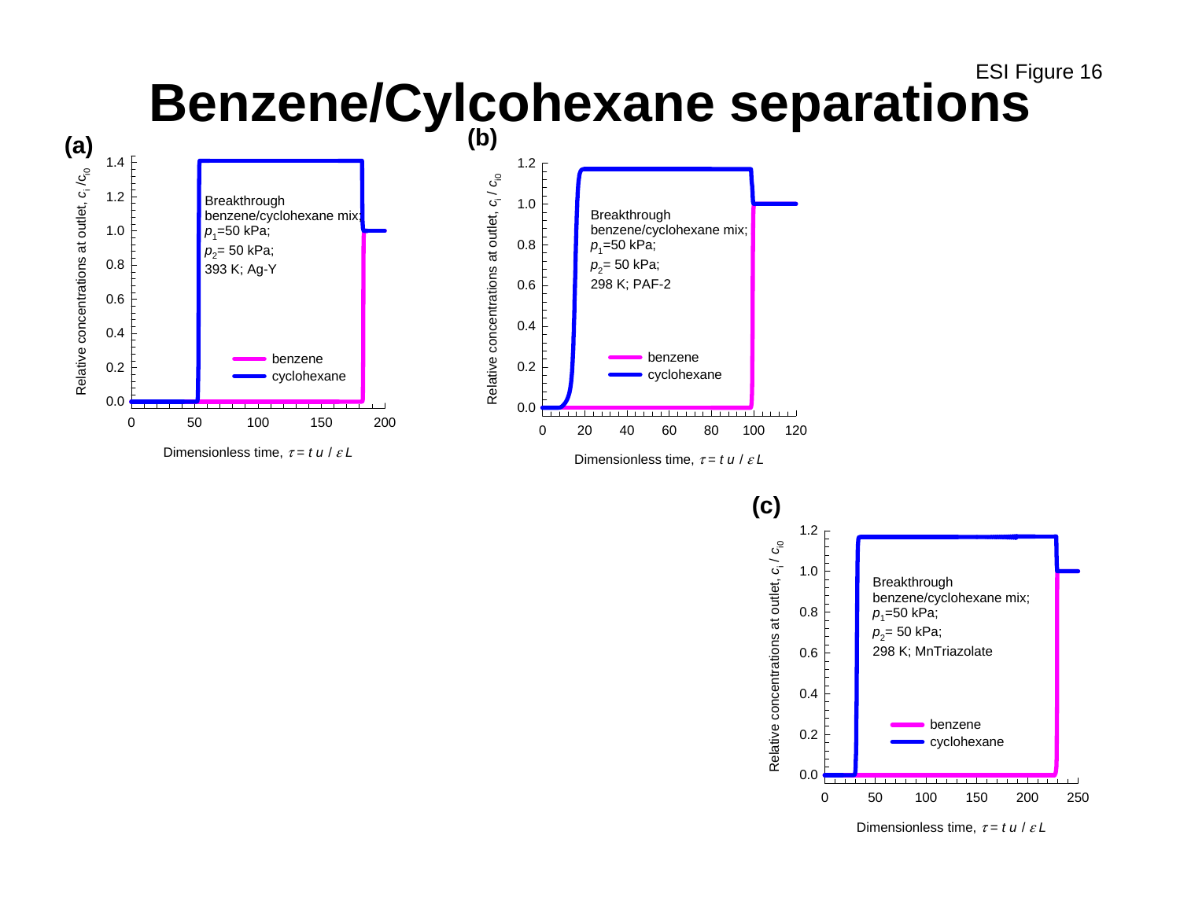ESI Figure 16

# Benzene/Cylcohexane separations

(a)

Breakthrough benzene/cyclohexane mix; $p_1$=50 kPa; $p_2$= 50 kPa; 393 K; Ag-Y

benzene
cyclohexane

Relative concentrations at outlet, $c_i / c_{i0}$

0.0
0.2
0.4
0.6
0.8
1.0
1.2
1.4

0
50
100
150
200

Dimensionless time, $\tau = t\,u\,/\,\varepsilon L$

(b)

Breakthrough benzene/cyclohexane mix; $p_1$=50 kPa; $p_2$= 50 kPa; 298 K; PAF-2

benzene
cyclohexane

Relative concentrations at outlet, $c_i / c_{i0}$

0.0
0.2
0.4
0.6
0.8
1.0
1.2

0
20
40
60
80
100
120

Dimensionless time, $\tau = t\,u\,/\,\varepsilon L$

(c)

Breakthrough benzene/cyclohexane mix; $p_1$=50 kPa; $p_2$= 50 kPa; 298 K; MnTriazolate

benzene
cyclohexane

Relative concentrations at outlet, $c_i / c_{i0}$

0.0
0.2
0.4
0.6
0.8
1.0
1.2

0
50
100
150
200
250

Dimensionless time, $\tau = t\,u\,/\,\varepsilon L$